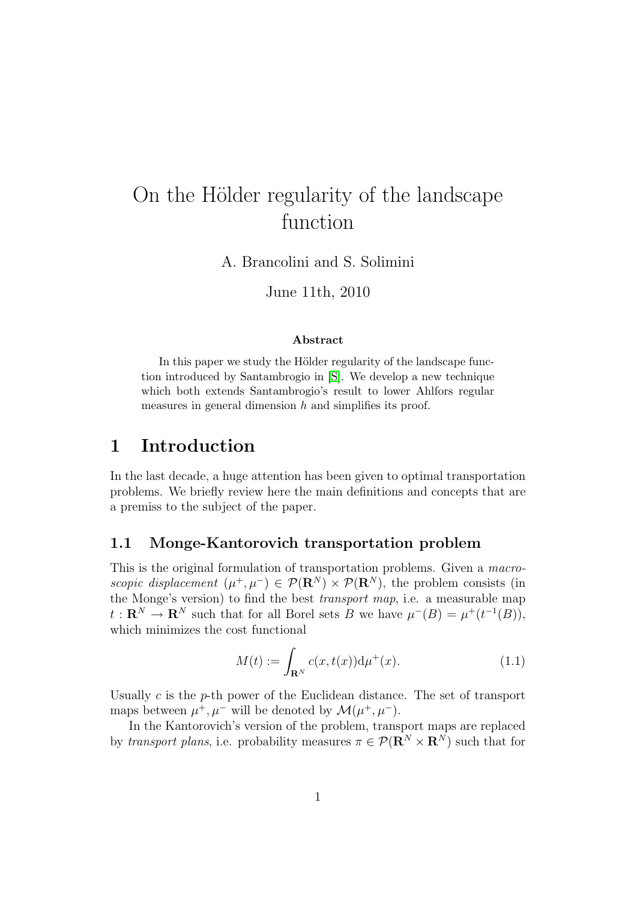# On the Hölder regularity of the landscape function

A. Brancolini and S. Solimini

June 11th, 2010

**Abstract**

In this paper we study the Hölder regularity of the landscape function introduced by Santambrogio in [S]. We develop a new technique which both extends Santambrogio's result to lower Ahlfors regular measures in general dimension $h$ and simplifies its proof.

## 1 Introduction

In the last decade, a huge attention has been given to optimal transportation problems. We briefly review here the main definitions and concepts that are a premiss to the subject of the paper.

### 1.1 Monge-Kantorovich transportation problem

This is the original formulation of transportation problems. Given a *macroscopic displacement* $(\mu^+, \mu^-) \in \mathcal{P}(\mathbf{R}^N) \times \mathcal{P}(\mathbf{R}^N)$, the problem consists (in the Monge's version) to find the best *transport map*, i.e. a measurable map $t : \mathbf{R}^N \to \mathbf{R}^N$ such that for all Borel sets $B$ we have $\mu^-(B) = \mu^+(t^{-1}(B))$, which minimizes the cost functional

$$M(t) := \int_{\mathbf{R}^N} c(x, t(x)) \mathrm{d}\mu^+(x). \tag{1.1}$$

Usually $c$ is the $p$-th power of the Euclidean distance. The set of transport maps between $\mu^+, \mu^-$ will be denoted by $\mathcal{M}(\mu^+, \mu^-)$.

In the Kantorovich's version of the problem, transport maps are replaced by *transport plans*, i.e. probability measures $\pi \in \mathcal{P}(\mathbf{R}^N \times \mathbf{R}^N)$ such that for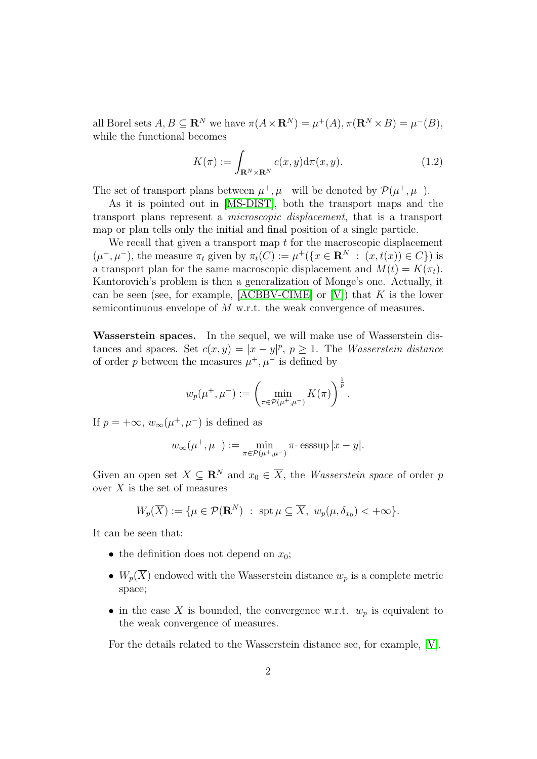all Borel sets $A, B \subseteq \mathbf{R}^N$ we have $\pi(A \times \mathbf{R}^N) = \mu^+(A), \pi(\mathbf{R}^N \times B) = \mu^-(B)$, while the functional becomes

$$K(\pi) := \int_{\mathbf{R}^N \times \mathbf{R}^N} c(x, y) \mathrm{d}\pi(x, y). \tag{1.2}$$

The set of transport plans between $\mu^+, \mu^-$ will be denoted by $\mathcal{P}(\mu^+, \mu^-)$.

As it is pointed out in [MS-DIST], both the transport maps and the transport plans represent a *microscopic displacement*, that is a transport map or plan tells only the initial and final position of a single particle.

We recall that given a transport map $t$ for the macroscopic displacement $(\mu^+, \mu^-)$, the measure $\pi_t$ given by $\pi_t(C) := \mu^+(\{x \in \mathbf{R}^N \,:\, (x, t(x)) \in C\})$ is a transport plan for the same macroscopic displacement and $M(t) = K(\pi_t)$. Kantorovich's problem is then a generalization of Monge's one. Actually, it can be seen (see, for example, [ACBBV-CIME] or [V]) that $K$ is the lower semicontinuous envelope of $M$ w.r.t. the weak convergence of measures.

**Wasserstein spaces.** In the sequel, we will make use of Wasserstein distances and spaces. Set $c(x, y) = |x - y|^p$, $p \geq 1$. The *Wasserstein distance* of order $p$ between the measures $\mu^+, \mu^-$ is defined by

$$w_p(\mu^+, \mu^-) := \left( \min_{\pi \in \mathcal{P}(\mu^+, \mu^-)} K(\pi) \right)^{\frac{1}{p}}.$$

If $p = +\infty$, $w_\infty(\mu^+, \mu^-)$ is defined as

$$w_\infty(\mu^+, \mu^-) := \min_{\pi \in \mathcal{P}(\mu^+, \mu^-)} \pi\text{- esssup}\, |x - y|.$$

Given an open set $X \subseteq \mathbf{R}^N$ and $x_0 \in \overline{X}$, the *Wasserstein space* of order $p$ over $\overline{X}$ is the set of measures

$$W_p(\overline{X}) := \{\mu \in \mathcal{P}(\mathbf{R}^N) \,:\, \operatorname{spt} \mu \subseteq \overline{X},\ w_p(\mu, \delta_{x_0}) < +\infty\}.$$

It can be seen that:

- the definition does not depend on $x_0$;
- $W_p(\overline{X})$ endowed with the Wasserstein distance $w_p$ is a complete metric space;
- in the case $X$ is bounded, the convergence w.r.t. $w_p$ is equivalent to the weak convergence of measures.

For the details related to the Wasserstein distance see, for example, [V].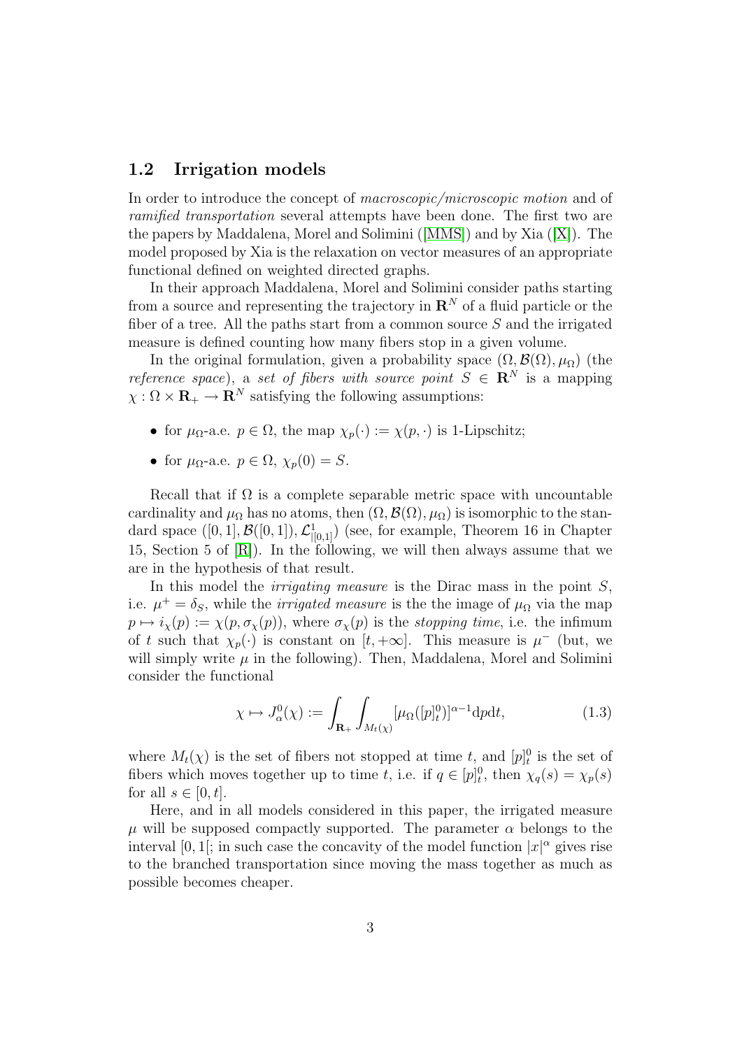### 1.2 Irrigation models

In order to introduce the concept of *macroscopic/microscopic motion* and of *ramified transportation* several attempts have been done. The first two are the papers by Maddalena, Morel and Solimini ([MMS]) and by Xia ([X]). The model proposed by Xia is the relaxation on vector measures of an appropriate functional defined on weighted directed graphs.

In their approach Maddalena, Morel and Solimini consider paths starting from a source and representing the trajectory in $\mathbf{R}^N$ of a fluid particle or the fiber of a tree. All the paths start from a common source $S$ and the irrigated measure is defined counting how many fibers stop in a given volume.

In the original formulation, given a probability space $(\Omega, \mathcal{B}(\Omega), \mu_\Omega)$ (the *reference space*), a *set of fibers with source point* $S \in \mathbf{R}^N$ is a mapping $\chi : \Omega \times \mathbf{R}_+ \to \mathbf{R}^N$ satisfying the following assumptions:

- for $\mu_\Omega$-a.e. $p \in \Omega$, the map $\chi_p(\cdot) := \chi(p, \cdot)$ is 1-Lipschitz;
- for $\mu_\Omega$-a.e. $p \in \Omega$, $\chi_p(0) = S$.

Recall that if $\Omega$ is a complete separable metric space with uncountable cardinality and $\mu_\Omega$ has no atoms, then $(\Omega, \mathcal{B}(\Omega), \mu_\Omega)$ is isomorphic to the standard space $([0,1], \mathcal{B}([0,1]), \mathcal{L}^1_{|[0,1]})$ (see, for example, Theorem 16 in Chapter 15, Section 5 of [R]). In the following, we will then always assume that we are in the hypothesis of that result.

In this model the *irrigating measure* is the Dirac mass in the point $S$, i.e. $\mu^+ = \delta_S$, while the *irrigated measure* is the the image of $\mu_\Omega$ via the map $p \mapsto i_\chi(p) := \chi(p, \sigma_\chi(p))$, where $\sigma_\chi(p)$ is the *stopping time*, i.e. the infimum of $t$ such that $\chi_p(\cdot)$ is constant on $[t, +\infty]$. This measure is $\mu^-$ (but, we will simply write $\mu$ in the following). Then, Maddalena, Morel and Solimini consider the functional

$$\chi \mapsto J^0_\alpha(\chi) := \int_{\mathbf{R}_+} \int_{M_t(\chi)} [\mu_\Omega([p]^0_t)]^{\alpha-1} \mathrm{d}p \mathrm{d}t, \tag{1.3}$$

where $M_t(\chi)$ is the set of fibers not stopped at time $t$, and $[p]^0_t$ is the set of fibers which moves together up to time $t$, i.e. if $q \in [p]^0_t$, then $\chi_q(s) = \chi_p(s)$ for all $s \in [0, t]$.

Here, and in all models considered in this paper, the irrigated measure $\mu$ will be supposed compactly supported. The parameter $\alpha$ belongs to the interval $[0, 1[$; in such case the concavity of the model function $|x|^\alpha$ gives rise to the branched transportation since moving the mass together as much as possible becomes cheaper.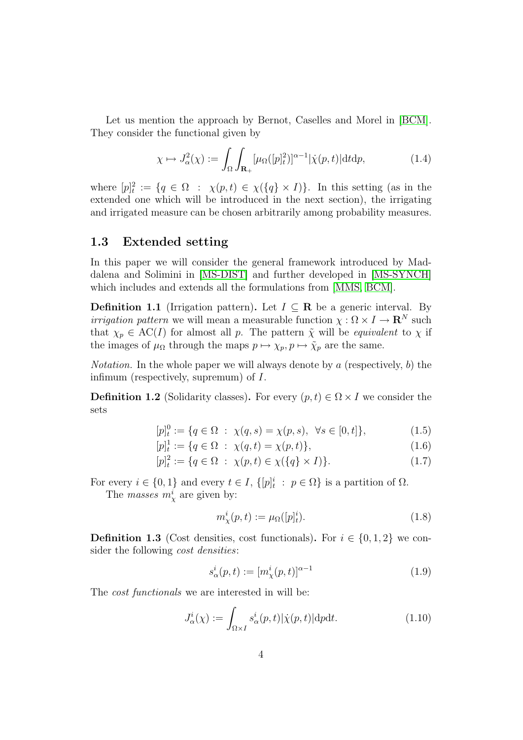Let us mention the approach by Bernot, Caselles and Morel in [BCM]. They consider the functional given by

$$\chi \mapsto J_\alpha^2(\chi) := \int_\Omega \int_{\mathbf{R}_+} [\mu_\Omega([p]_t^2)]^{\alpha-1} |\dot\chi(p,t)| \mathrm{d}t \mathrm{d}p, \tag{1.4}$$

where $[p]_t^2 := \{q \in \Omega \ : \ \chi(p,t) \in \chi(\{q\} \times I)\}$. In this setting (as in the extended one which will be introduced in the next section), the irrigating and irrigated measure can be chosen arbitrarily among probability measures.

## 1.3 Extended setting

In this paper we will consider the general framework introduced by Maddalena and Solimini in [MS-DIST] and further developed in [MS-SYNCH] which includes and extends all the formulations from [MMS, BCM].

**Definition 1.1** (Irrigation pattern)**.** Let $I \subseteq \mathbf{R}$ be a generic interval. By *irrigation pattern* we will mean a measurable function $\chi : \Omega \times I \to \mathbf{R}^N$ such that $\chi_p \in \mathrm{AC}(I)$ for almost all $p$. The pattern $\tilde\chi$ will be *equivalent* to $\chi$ if the images of $\mu_\Omega$ through the maps $p \mapsto \chi_p, p \mapsto \tilde\chi_p$ are the same.

*Notation.* In the whole paper we will always denote by $a$ (respectively, $b$) the infimum (respectively, supremum) of $I$.

**Definition 1.2** (Solidarity classes)**.** For every $(p,t) \in \Omega \times I$ we consider the sets

$$[p]_t^0 := \{q \in \Omega \ : \ \chi(q,s) = \chi(p,s), \ \ \forall s \in [0,t]\}, \tag{1.5}$$

$$[p]_t^1 := \{q \in \Omega \ : \ \chi(q,t) = \chi(p,t)\}, \tag{1.6}$$

$$[p]_t^2 := \{q \in \Omega \ : \ \chi(p,t) \in \chi(\{q\} \times I)\}. \tag{1.7}$$

For every $i \in \{0,1\}$ and every $t \in I$, $\{[p]_t^i \ : \ p \in \Omega\}$ is a partition of $\Omega$.

The *masses* $m_\chi^i$ are given by:

$$m_\chi^i(p,t) := \mu_\Omega([p]_t^i). \tag{1.8}$$

**Definition 1.3** (Cost densities, cost functionals)**.** For $i \in \{0,1,2\}$ we consider the following *cost densities*:

$$s_\alpha^i(p,t) := [m_\chi^i(p,t)]^{\alpha-1} \tag{1.9}$$

The *cost functionals* we are interested in will be:

$$J_\alpha^i(\chi) := \int_{\Omega\times I} s_\alpha^i(p,t) |\dot\chi(p,t)| \mathrm{d}p \mathrm{d}t. \tag{1.10}$$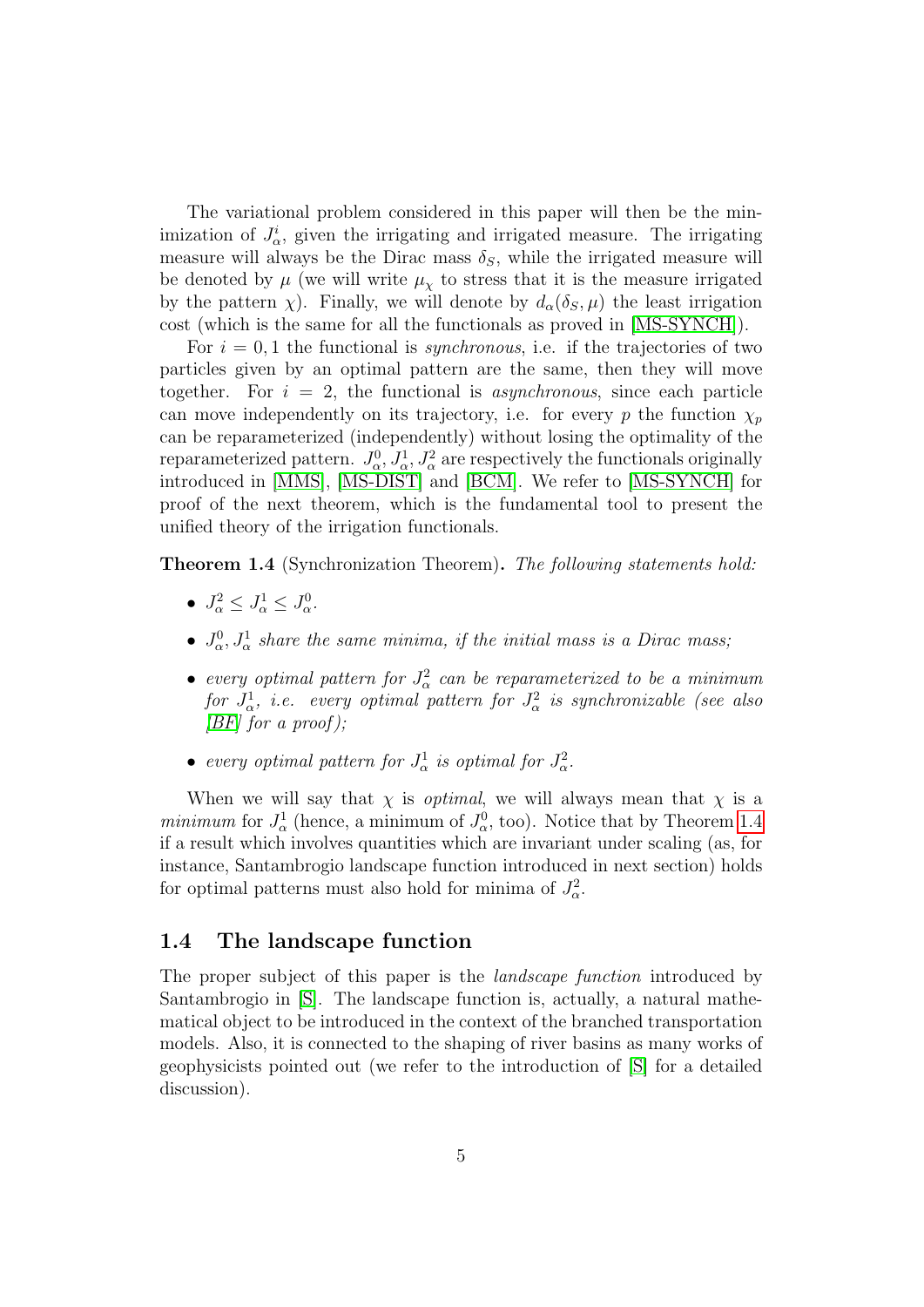The variational problem considered in this paper will then be the minimization of $J^i_\alpha$, given the irrigating and irrigated measure. The irrigating measure will always be the Dirac mass $\delta_S$, while the irrigated measure will be denoted by $\mu$ (we will write $\mu_\chi$ to stress that it is the measure irrigated by the pattern $\chi$). Finally, we will denote by $d_\alpha(\delta_S, \mu)$ the least irrigation cost (which is the same for all the functionals as proved in [MS-SYNCH]).

For $i = 0, 1$ the functional is *synchronous*, i.e. if the trajectories of two particles given by an optimal pattern are the same, then they will move together. For $i = 2$, the functional is *asynchronous*, since each particle can move independently on its trajectory, i.e. for every $p$ the function $\chi_p$ can be reparameterized (independently) without losing the optimality of the reparameterized pattern. $J^0_\alpha, J^1_\alpha, J^2_\alpha$ are respectively the functionals originally introduced in [MMS], [MS-DIST] and [BCM]. We refer to [MS-SYNCH] for proof of the next theorem, which is the fundamental tool to present the unified theory of the irrigation functionals.

**Theorem 1.4** (Synchronization Theorem). *The following statements hold:*

- $J^2_\alpha \leq J^1_\alpha \leq J^0_\alpha$.
- $J^0_\alpha, J^1_\alpha$ *share the same minima, if the initial mass is a Dirac mass;*
- *every optimal pattern for $J^2_\alpha$ can be reparameterized to be a minimum for $J^1_\alpha$, i.e. every optimal pattern for $J^2_\alpha$ is synchronizable (see also [BF] for a proof);*
- *every optimal pattern for $J^1_\alpha$ is optimal for $J^2_\alpha$.*

When we will say that $\chi$ is *optimal*, we will always mean that $\chi$ is a *minimum* for $J^1_\alpha$ (hence, a minimum of $J^0_\alpha$, too). Notice that by Theorem 1.4 if a result which involves quantities which are invariant under scaling (as, for instance, Santambrogio landscape function introduced in next section) holds for optimal patterns must also hold for minima of $J^2_\alpha$.

## 1.4 The landscape function

The proper subject of this paper is the *landscape function* introduced by Santambrogio in [S]. The landscape function is, actually, a natural mathematical object to be introduced in the context of the branched transportation models. Also, it is connected to the shaping of river basins as many works of geophysicists pointed out (we refer to the introduction of [S] for a detailed discussion).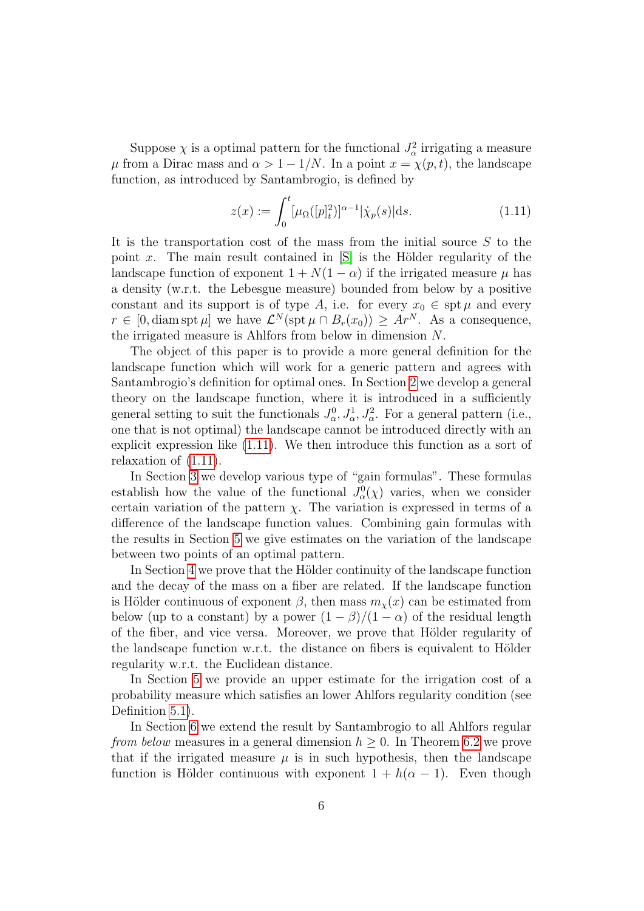Suppose $\chi$ is a optimal pattern for the functional $J^2_\alpha$ irrigating a measure $\mu$ from a Dirac mass and $\alpha > 1 - 1/N$. In a point $x = \chi(p,t)$, the landscape function, as introduced by Santambrogio, is defined by

$$z(x) := \int_0^t [\mu_\Omega([p]^2_t)]^{\alpha-1} |\dot{\chi}_p(s)| \mathrm{d}s. \tag{1.11}$$

It is the transportation cost of the mass from the initial source $S$ to the point $x$. The main result contained in [S] is the Hölder regularity of the landscape function of exponent $1 + N(1-\alpha)$ if the irrigated measure $\mu$ has a density (w.r.t. the Lebesgue measure) bounded from below by a positive constant and its support is of type $A$, i.e. for every $x_0 \in \operatorname{spt}\mu$ and every $r \in [0, \operatorname{diam}\operatorname{spt}\mu]$ we have $\mathcal{L}^N(\operatorname{spt}\mu \cap B_r(x_0)) \geq Ar^N$. As a consequence, the irrigated measure is Ahlfors from below in dimension $N$.

The object of this paper is to provide a more general definition for the landscape function which will work for a generic pattern and agrees with Santambrogio's definition for optimal ones. In Section 2 we develop a general theory on the landscape function, where it is introduced in a sufficiently general setting to suit the functionals $J^0_\alpha, J^1_\alpha, J^2_\alpha$. For a general pattern (i.e., one that is not optimal) the landscape cannot be introduced directly with an explicit expression like (1.11). We then introduce this function as a sort of relaxation of (1.11).

In Section 3 we develop various type of "gain formulas". These formulas establish how the value of the functional $J^0_\alpha(\chi)$ varies, when we consider certain variation of the pattern $\chi$. The variation is expressed in terms of a difference of the landscape function values. Combining gain formulas with the results in Section 5 we give estimates on the variation of the landscape between two points of an optimal pattern.

In Section 4 we prove that the Hölder continuity of the landscape function and the decay of the mass on a fiber are related. If the landscape function is Hölder continuous of exponent $\beta$, then mass $m_\chi(x)$ can be estimated from below (up to a constant) by a power $(1-\beta)/(1-\alpha)$ of the residual length of the fiber, and vice versa. Moreover, we prove that Hölder regularity of the landscape function w.r.t. the distance on fibers is equivalent to Hölder regularity w.r.t. the Euclidean distance.

In Section 5 we provide an upper estimate for the irrigation cost of a probability measure which satisfies an lower Ahlfors regularity condition (see Definition 5.1).

In Section 6 we extend the result by Santambrogio to all Ahlfors regular *from below* measures in a general dimension $h \geq 0$. In Theorem 6.2 we prove that if the irrigated measure $\mu$ is in such hypothesis, then the landscape function is Hölder continuous with exponent $1 + h(\alpha - 1)$. Even though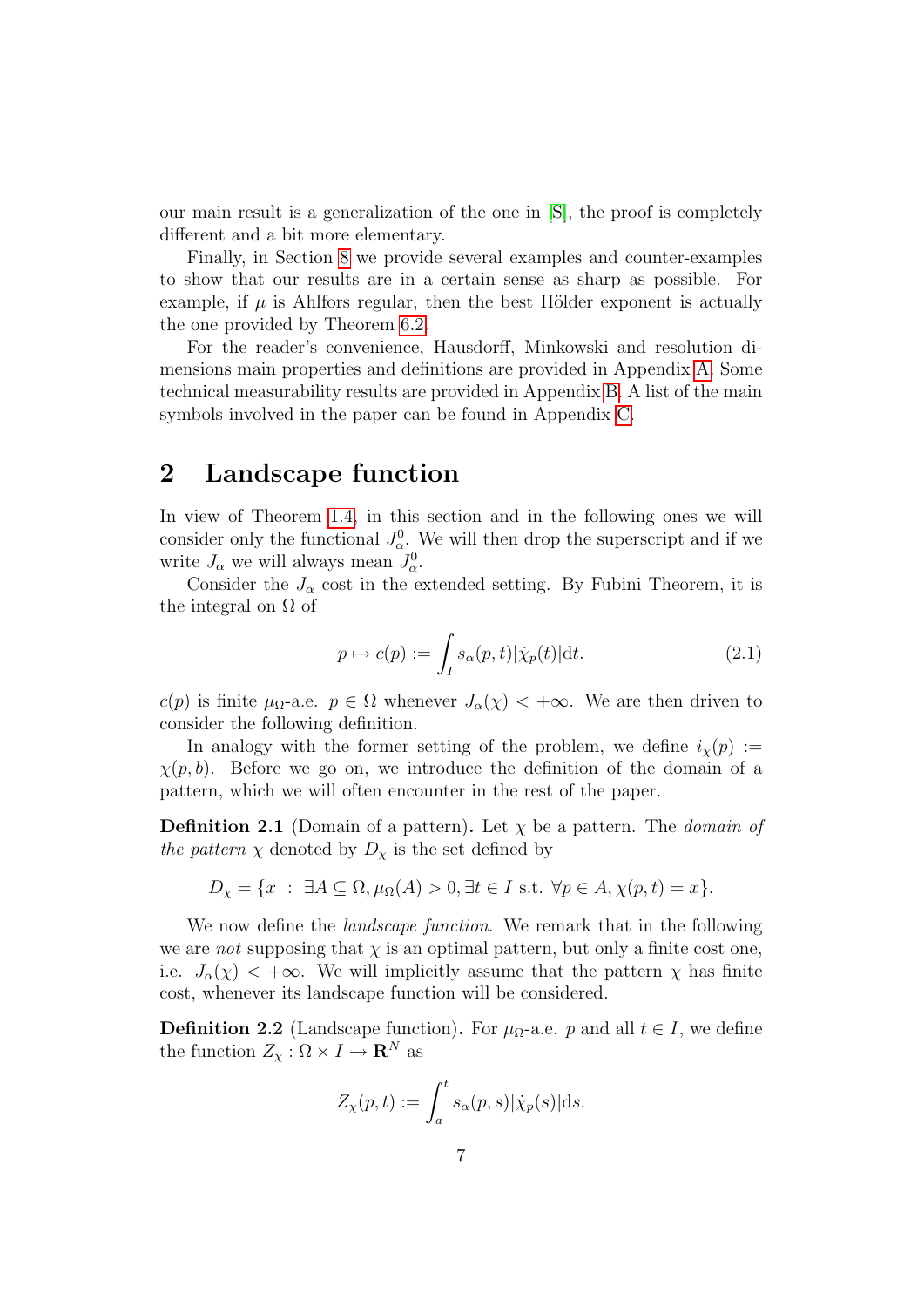our main result is a generalization of the one in [S], the proof is completely different and a bit more elementary.

Finally, in Section 8 we provide several examples and counter-examples to show that our results are in a certain sense as sharp as possible. For example, if $\mu$ is Ahlfors regular, then the best Hölder exponent is actually the one provided by Theorem 6.2.

For the reader's convenience, Hausdorff, Minkowski and resolution dimensions main properties and definitions are provided in Appendix A. Some technical measurability results are provided in Appendix B. A list of the main symbols involved in the paper can be found in Appendix C.

## 2 Landscape function

In view of Theorem 1.4, in this section and in the following ones we will consider only the functional $J^0_\alpha$. We will then drop the superscript and if we write $J_\alpha$ we will always mean $J^0_\alpha$.

Consider the $J_\alpha$ cost in the extended setting. By Fubini Theorem, it is the integral on $\Omega$ of

$$p \mapsto c(p) := \int_I s_\alpha(p,t)|\dot{\chi}_p(t)|\mathrm{d}t. \tag{2.1}$$

$c(p)$ is finite $\mu_\Omega$-a.e. $p \in \Omega$ whenever $J_\alpha(\chi) < +\infty$. We are then driven to consider the following definition.

In analogy with the former setting of the problem, we define $i_\chi(p) := \chi(p,b)$. Before we go on, we introduce the definition of the domain of a pattern, which we will often encounter in the rest of the paper.

**Definition 2.1** (Domain of a pattern)**.** Let $\chi$ be a pattern. The *domain of the pattern* $\chi$ denoted by $D_\chi$ is the set defined by

$$D_\chi = \{x \;:\; \exists A \subseteq \Omega, \mu_\Omega(A) > 0, \exists t \in I \text{ s.t. } \forall p \in A, \chi(p,t) = x\}.$$

We now define the *landscape function*. We remark that in the following we are *not* supposing that $\chi$ is an optimal pattern, but only a finite cost one, i.e. $J_\alpha(\chi) < +\infty$. We will implicitly assume that the pattern $\chi$ has finite cost, whenever its landscape function will be considered.

**Definition 2.2** (Landscape function)**.** For $\mu_\Omega$-a.e. $p$ and all $t \in I$, we define the function $Z_\chi : \Omega \times I \to \mathbf{R}^N$ as

$$Z_\chi(p,t) := \int_a^t s_\alpha(p,s)|\dot{\chi}_p(s)|\mathrm{d}s.$$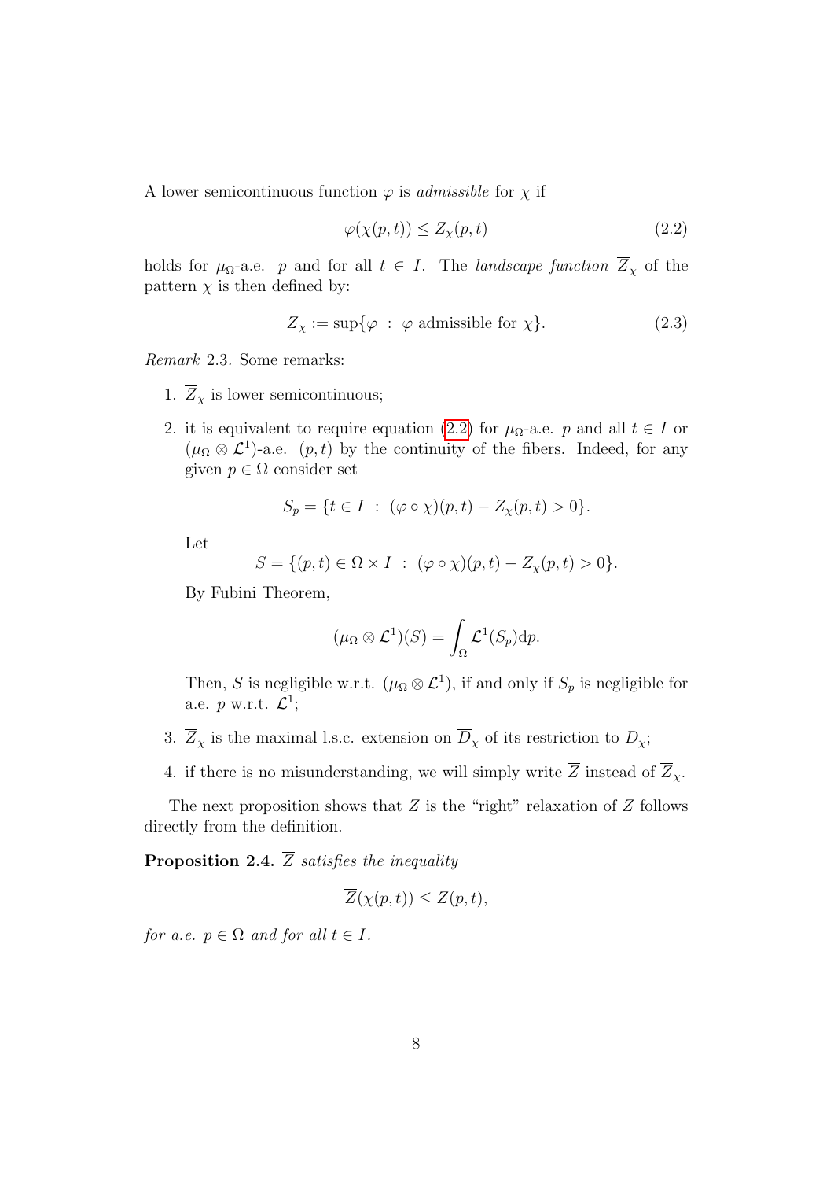A lower semicontinuous function $\varphi$ is *admissible* for $\chi$ if

$$\varphi(\chi(p,t)) \leq Z_\chi(p,t) \tag{2.2}$$

holds for $\mu_\Omega$-a.e. $p$ and for all $t \in I$. The *landscape function* $\overline{Z}_\chi$ of the pattern $\chi$ is then defined by:

$$\overline{Z}_\chi := \sup\{\varphi \ : \ \varphi \text{ admissible for } \chi\}. \tag{2.3}$$

*Remark* 2.3. Some remarks:

1. $\overline{Z}_\chi$ is lower semicontinuous;
2. it is equivalent to require equation (2.2) for $\mu_\Omega$-a.e. $p$ and all $t \in I$ or $(\mu_\Omega \otimes \mathcal{L}^1)$-a.e. $(p,t)$ by the continuity of the fibers. Indeed, for any given $p \in \Omega$ consider set

   $$S_p = \{t \in I \ : \ (\varphi \circ \chi)(p,t) - Z_\chi(p,t) > 0\}.$$

   Let

   $$S = \{(p,t) \in \Omega \times I \ : \ (\varphi \circ \chi)(p,t) - Z_\chi(p,t) > 0\}.$$

   By Fubini Theorem,

   $$(\mu_\Omega \otimes \mathcal{L}^1)(S) = \int_\Omega \mathcal{L}^1(S_p)\mathrm{d}p.$$

   Then, $S$ is negligible w.r.t. $(\mu_\Omega \otimes \mathcal{L}^1)$, if and only if $S_p$ is negligible for a.e. $p$ w.r.t. $\mathcal{L}^1$;
3. $\overline{Z}_\chi$ is the maximal l.s.c. extension on $\overline{D}_\chi$ of its restriction to $D_\chi$;
4. if there is no misunderstanding, we will simply write $\overline{Z}$ instead of $\overline{Z}_\chi$.

The next proposition shows that $\overline{Z}$ is the "right" relaxation of $Z$ follows directly from the definition.

**Proposition 2.4.** *$\overline{Z}$ satisfies the inequality*

$$\overline{Z}(\chi(p,t)) \leq Z(p,t),$$

*for a.e. $p \in \Omega$ and for all $t \in I$.*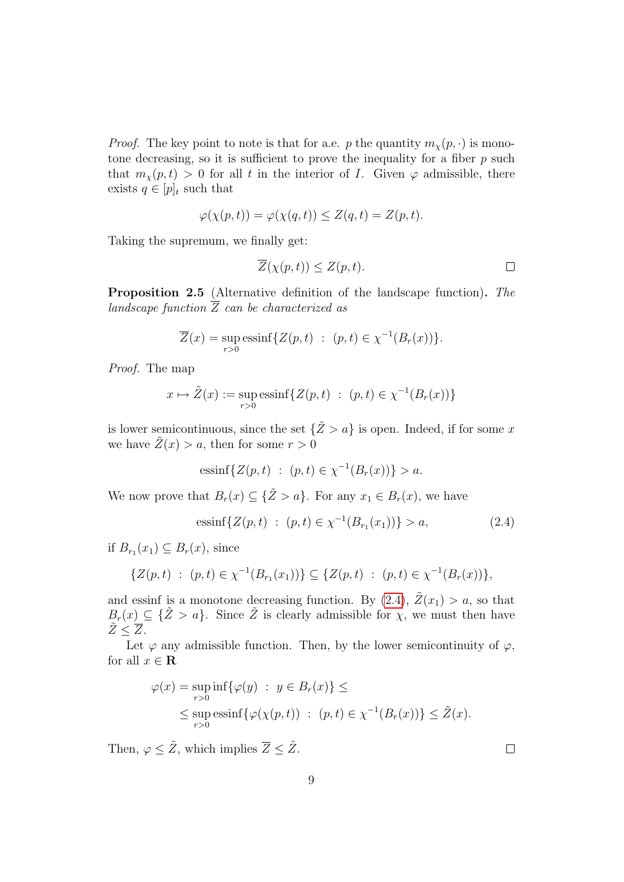*Proof.* The key point to note is that for a.e. $p$ the quantity $m_\chi(p, \cdot)$ is monotone decreasing, so it is sufficient to prove the inequality for a fiber $p$ such that $m_\chi(p,t) > 0$ for all $t$ in the interior of $I$. Given $\varphi$ admissible, there exists $q \in [p]_t$ such that

$$\varphi(\chi(p,t)) = \varphi(\chi(q,t)) \leq Z(q,t) = Z(p,t).$$

Taking the supremum, we finally get:

$$\overline{Z}(\chi(p,t)) \leq Z(p,t).$$

□

**Proposition 2.5** (Alternative definition of the landscape function)**.** *The landscape function $\overline{Z}$ can be characterized as*

$$\overline{Z}(x) = \sup_{r>0} \operatorname{essinf}\{Z(p,t) \ : \ (p,t) \in \chi^{-1}(B_r(x))\}.$$

*Proof.* The map

$$x \mapsto \tilde{Z}(x) := \sup_{r>0} \operatorname{essinf}\{Z(p,t) \ : \ (p,t) \in \chi^{-1}(B_r(x))\}$$

is lower semicontinuous, since the set $\{\tilde{Z} > a\}$ is open. Indeed, if for some $x$ we have $\tilde{Z}(x) > a$, then for some $r > 0$

$$\operatorname{essinf}\{Z(p,t) \ : \ (p,t) \in \chi^{-1}(B_r(x))\} > a.$$

We now prove that $B_r(x) \subseteq \{\tilde{Z} > a\}$. For any $x_1 \in B_r(x)$, we have

$$\operatorname{essinf}\{Z(p,t) \ : \ (p,t) \in \chi^{-1}(B_{r_1}(x_1))\} > a, \tag{2.4}$$

if $B_{r_1}(x_1) \subseteq B_r(x)$, since

$$\{Z(p,t) \ : \ (p,t) \in \chi^{-1}(B_{r_1}(x_1))\} \subseteq \{Z(p,t) \ : \ (p,t) \in \chi^{-1}(B_r(x))\},$$

and essinf is a monotone decreasing function. By (2.4), $\tilde{Z}(x_1) > a$, so that $B_r(x) \subseteq \{\tilde{Z} > a\}$. Since $\tilde{Z}$ is clearly admissible for $\chi$, we must then have $\tilde{Z} \leq \overline{Z}$.

Let $\varphi$ any admissible function. Then, by the lower semicontinuity of $\varphi$, for all $x \in \mathbf{R}$

$$\begin{aligned}\varphi(x) = \sup_{r>0} \inf\{\varphi(y) \ : \ y \in B_r(x)\} \leq \\ \leq \sup_{r>0} \operatorname{essinf}\{\varphi(\chi(p,t)) \ : \ (p,t) \in \chi^{-1}(B_r(x))\} \leq \tilde{Z}(x).\end{aligned}$$

Then, $\varphi \leq \tilde{Z}$, which implies $\overline{Z} \leq \tilde{Z}$.

□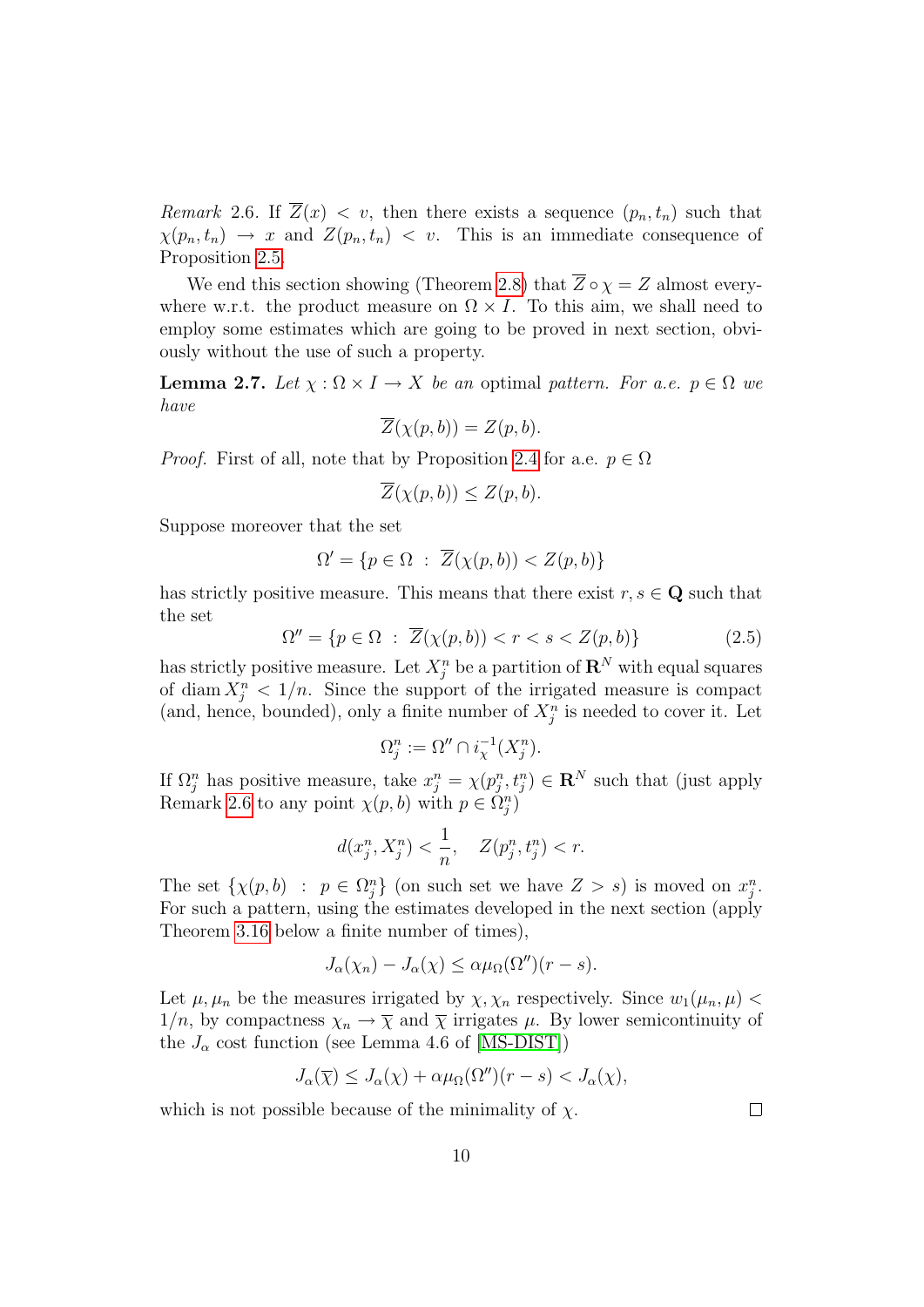*Remark* 2.6. If $\overline{Z}(x) < v$, then there exists a sequence $(p_n, t_n)$ such that $\chi(p_n, t_n) \to x$ and $Z(p_n, t_n) < v$. This is an immediate consequence of Proposition 2.5.

We end this section showing (Theorem 2.8) that $\overline{Z} \circ \chi = Z$ almost everywhere w.r.t. the product measure on $\Omega \times I$. To this aim, we shall need to employ some estimates which are going to be proved in next section, obviously without the use of such a property.

**Lemma 2.7.** *Let $\chi : \Omega \times I \to X$ be an optimal pattern. For a.e. $p \in \Omega$ we have*

$$\overline{Z}(\chi(p, b)) = Z(p, b).$$

*Proof.* First of all, note that by Proposition 2.4 for a.e. $p \in \Omega$

$$\overline{Z}(\chi(p, b)) \le Z(p, b).$$

Suppose moreover that the set

$$\Omega' = \{p \in \Omega \ : \ \overline{Z}(\chi(p, b)) < Z(p, b)\}$$

has strictly positive measure. This means that there exist $r, s \in \mathbf{Q}$ such that the set

$$\Omega'' = \{p \in \Omega \ : \ \overline{Z}(\chi(p, b)) < r < s < Z(p, b)\} \tag{2.5}$$

has strictly positive measure. Let $X_j^n$ be a partition of $\mathbf{R}^N$ with equal squares of $\operatorname{diam} X_j^n < 1/n$. Since the support of the irrigated measure is compact (and, hence, bounded), only a finite number of $X_j^n$ is needed to cover it. Let

$$\Omega_j^n := \Omega'' \cap i_\chi^{-1}(X_j^n).$$

If $\Omega_j^n$ has positive measure, take $x_j^n = \chi(p_j^n, t_j^n) \in \mathbf{R}^N$ such that (just apply Remark 2.6 to any point $\chi(p, b)$ with $p \in \Omega_j^n$)

$$d(x_j^n, X_j^n) < \frac{1}{n}, \quad Z(p_j^n, t_j^n) < r.$$

The set $\{\chi(p, b) \ : \ p \in \Omega_j^n\}$ (on such set we have $Z > s$) is moved on $x_j^n$. For such a pattern, using the estimates developed in the next section (apply Theorem 3.16 below a finite number of times),

$$J_\alpha(\chi_n) - J_\alpha(\chi) \le \alpha \mu_\Omega(\Omega'')(r - s).$$

Let $\mu, \mu_n$ be the measures irrigated by $\chi, \chi_n$ respectively. Since $w_1(\mu_n, \mu) < 1/n$, by compactness $\chi_n \to \overline{\chi}$ and $\overline{\chi}$ irrigates $\mu$. By lower semicontinuity of the $J_\alpha$ cost function (see Lemma 4.6 of [MS-DIST])

$$J_\alpha(\overline{\chi}) \le J_\alpha(\chi) + \alpha \mu_\Omega(\Omega'')(r - s) < J_\alpha(\chi),$$

which is not possible because of the minimality of $\chi$. $\square$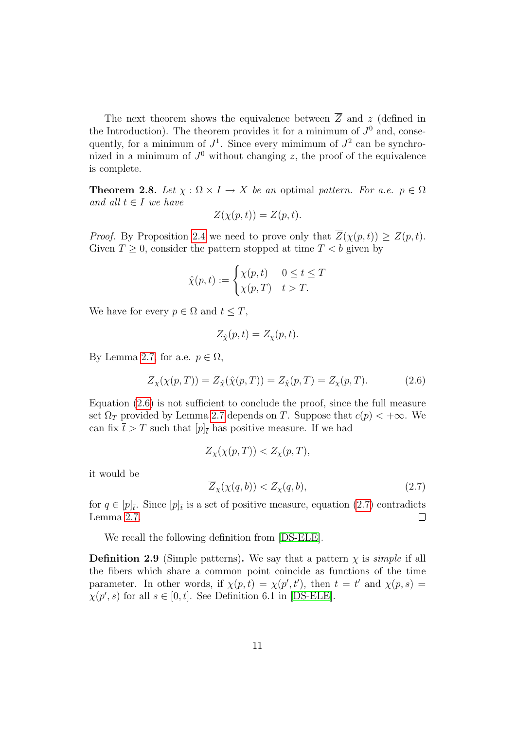The next theorem shows the equivalence between $\overline{Z}$ and $z$ (defined in the Introduction). The theorem provides it for a minimum of $J^0$ and, consequently, for a minimum of $J^1$. Since every mimimum of $J^2$ can be synchronized in a minimum of $J^0$ without changing $z$, the proof of the equivalence is complete.

**Theorem 2.8.** *Let $\chi : \Omega \times I \to X$ be an* optimal *pattern. For a.e. $p \in \Omega$ and all $t \in I$ we have*

$$\overline{Z}(\chi(p,t)) = Z(p,t).$$

*Proof.* By Proposition 2.4 we need to prove only that $\overline{Z}(\chi(p,t)) \geq Z(p,t)$. Given $T \geq 0$, consider the pattern stopped at time $T < b$ given by

$$\hat{\chi}(p,t) := \begin{cases} \chi(p,t) & 0 \leq t \leq T \\ \chi(p,T) & t > T. \end{cases}$$

We have for every $p \in \Omega$ and $t \leq T$,

$$Z_{\hat{\chi}}(p,t) = Z_{\chi}(p,t).$$

By Lemma 2.7, for a.e. $p \in \Omega$,

$$\overline{Z}_{\chi}(\chi(p,T)) = \overline{Z}_{\hat{\chi}}(\hat{\chi}(p,T)) = Z_{\hat{\chi}}(p,T) = Z_{\chi}(p,T). \tag{2.6}$$

Equation (2.6) is not sufficient to conclude the proof, since the full measure set $\Omega_T$ provided by Lemma 2.7 depends on $T$. Suppose that $c(p) < +\infty$. We can fix $\overline{t} > T$ such that $[p]_{\overline{t}}$ has positive measure. If we had

$$\overline{Z}_{\chi}(\chi(p,T)) < Z_{\chi}(p,T),$$

it would be

$$\overline{Z}_{\chi}(\chi(q,b)) < Z_{\chi}(q,b), \tag{2.7}$$

for $q \in [p]_{\overline{t}}$. Since $[p]_{\overline{t}}$ is a set of positive measure, equation (2.7) contradicts Lemma 2.7. $\square$

We recall the following definition from [DS-ELE].

**Definition 2.9** (Simple patterns)**.** We say that a pattern $\chi$ is *simple* if all the fibers which share a common point coincide as functions of the time parameter. In other words, if $\chi(p,t) = \chi(p',t')$, then $t = t'$ and $\chi(p,s) = \chi(p',s)$ for all $s \in [0,t]$. See Definition 6.1 in [DS-ELE].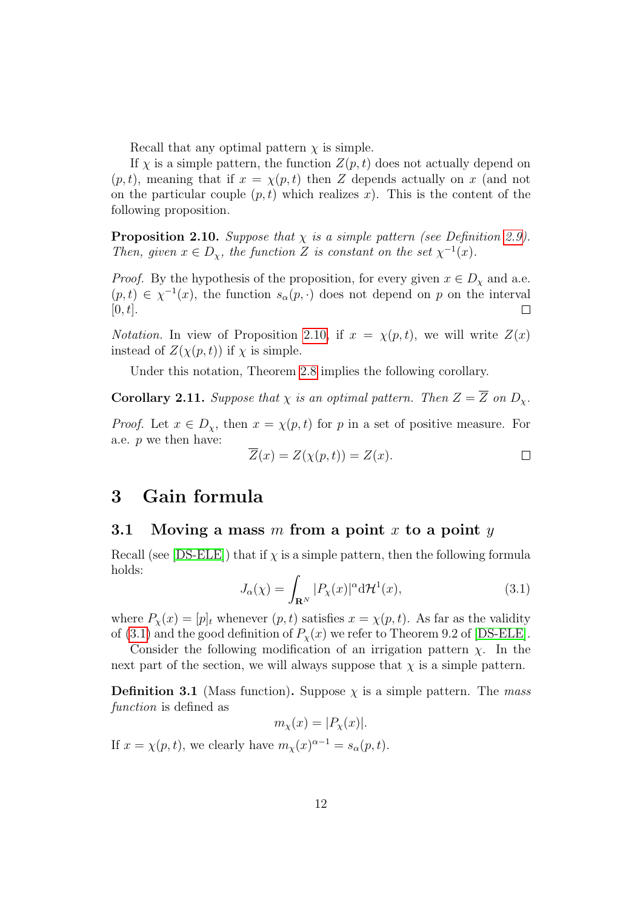Recall that any optimal pattern $\chi$ is simple.

If $\chi$ is a simple pattern, the function $Z(p,t)$ does not actually depend on $(p,t)$, meaning that if $x = \chi(p,t)$ then $Z$ depends actually on $x$ (and not on the particular couple $(p,t)$ which realizes $x$). This is the content of the following proposition.

**Proposition 2.10.** *Suppose that $\chi$ is a simple pattern (see Definition 2.9). Then, given $x \in D_\chi$, the function $Z$ is constant on the set $\chi^{-1}(x)$.*

*Proof.* By the hypothesis of the proposition, for every given $x \in D_\chi$ and a.e. $(p,t) \in \chi^{-1}(x)$, the function $s_\alpha(p,\cdot)$ does not depend on $p$ on the interval $[0,t]$. □

*Notation.* In view of Proposition 2.10, if $x = \chi(p,t)$, we will write $Z(x)$ instead of $Z(\chi(p,t))$ if $\chi$ is simple.

Under this notation, Theorem 2.8 implies the following corollary.

**Corollary 2.11.** *Suppose that $\chi$ is an optimal pattern. Then $Z = \overline{Z}$ on $D_\chi$.*

*Proof.* Let $x \in D_\chi$, then $x = \chi(p,t)$ for $p$ in a set of positive measure. For a.e. $p$ we then have:

$$\overline{Z}(x) = Z(\chi(p,t)) = Z(x).$$

□

# 3 Gain formula

## 3.1 Moving a mass $m$ from a point $x$ to a point $y$

Recall (see [DS-ELE]) that if $\chi$ is a simple pattern, then the following formula holds:

$$J_\alpha(\chi) = \int_{\mathbf{R}^N} |P_\chi(x)|^\alpha \mathrm{d}\mathcal{H}^1(x), \tag{3.1}$$

where $P_\chi(x) = [p]_t$ whenever $(p,t)$ satisfies $x = \chi(p,t)$. As far as the validity of (3.1) and the good definition of $P_\chi(x)$ we refer to Theorem 9.2 of [DS-ELE].

Consider the following modification of an irrigation pattern $\chi$. In the next part of the section, we will always suppose that $\chi$ is a simple pattern.

**Definition 3.1** (Mass function)**.** Suppose $\chi$ is a simple pattern. The *mass function* is defined as

$$m_\chi(x) = |P_\chi(x)|.$$

If $x = \chi(p,t)$, we clearly have $m_\chi(x)^{\alpha-1} = s_\alpha(p,t)$.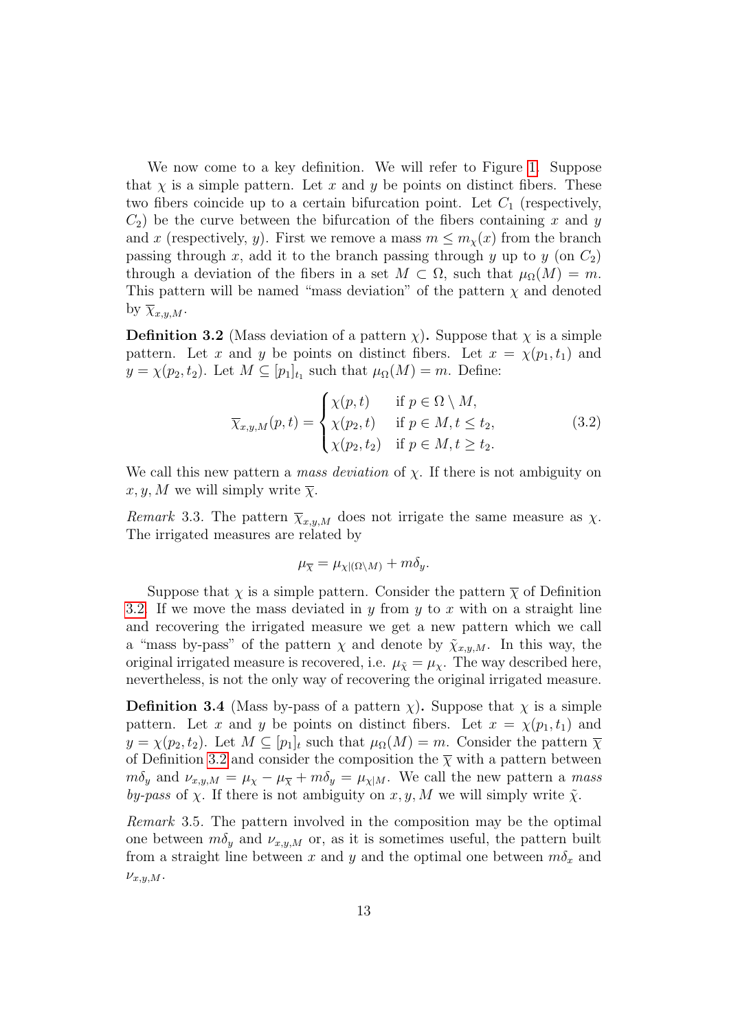We now come to a key definition. We will refer to Figure 1. Suppose that $\chi$ is a simple pattern. Let $x$ and $y$ be points on distinct fibers. These two fibers coincide up to a certain bifurcation point. Let $C_1$ (respectively, $C_2$) be the curve between the bifurcation of the fibers containing $x$ and $y$ and $x$ (respectively, $y$). First we remove a mass $m \leq m_\chi(x)$ from the branch passing through $x$, add it to the branch passing through $y$ up to $y$ (on $C_2$) through a deviation of the fibers in a set $M \subset \Omega$, such that $\mu_\Omega(M) = m$. This pattern will be named "mass deviation" of the pattern $\chi$ and denoted by $\overline{\chi}_{x,y,M}$.

**Definition 3.2** (Mass deviation of a pattern $\chi$)**.** Suppose that $\chi$ is a simple pattern. Let $x$ and $y$ be points on distinct fibers. Let $x = \chi(p_1, t_1)$ and $y = \chi(p_2, t_2)$. Let $M \subseteq [p_1]_{t_1}$ such that $\mu_\Omega(M) = m$. Define:

$$\overline{\chi}_{x,y,M}(p,t) = \begin{cases} \chi(p,t) & \text{if } p \in \Omega \setminus M, \\ \chi(p_2,t) & \text{if } p \in M, t \leq t_2, \\ \chi(p_2,t_2) & \text{if } p \in M, t \geq t_2. \end{cases} \tag{3.2}$$

We call this new pattern a *mass deviation* of $\chi$. If there is not ambiguity on $x, y, M$ we will simply write $\overline{\chi}$.

*Remark* 3.3. The pattern $\overline{\chi}_{x,y,M}$ does not irrigate the same measure as $\chi$. The irrigated measures are related by

$$\mu_{\overline{\chi}} = \mu_{\chi|(\Omega \setminus M)} + m\delta_y.$$

Suppose that $\chi$ is a simple pattern. Consider the pattern $\overline{\chi}$ of Definition 3.2. If we move the mass deviated in $y$ from $y$ to $x$ with on a straight line and recovering the irrigated measure we get a new pattern which we call a "mass by-pass" of the pattern $\chi$ and denote by $\tilde{\chi}_{x,y,M}$. In this way, the original irrigated measure is recovered, i.e. $\mu_{\tilde{\chi}} = \mu_\chi$. The way described here, nevertheless, is not the only way of recovering the original irrigated measure.

**Definition 3.4** (Mass by-pass of a pattern $\chi$)**.** Suppose that $\chi$ is a simple pattern. Let $x$ and $y$ be points on distinct fibers. Let $x = \chi(p_1, t_1)$ and $y = \chi(p_2, t_2)$. Let $M \subseteq [p_1]_t$ such that $\mu_\Omega(M) = m$. Consider the pattern $\overline{\chi}$ of Definition 3.2 and consider the composition the $\overline{\chi}$ with a pattern between $m\delta_y$ and $\nu_{x,y,M} = \mu_\chi - \mu_{\overline{\chi}} + m\delta_y = \mu_{\chi|M}$. We call the new pattern a *mass by-pass* of $\chi$. If there is not ambiguity on $x, y, M$ we will simply write $\tilde{\chi}$.

*Remark* 3.5. The pattern involved in the composition may be the optimal one between $m\delta_y$ and $\nu_{x,y,M}$ or, as it is sometimes useful, the pattern built from a straight line between $x$ and $y$ and the optimal one between $m\delta_x$ and $\nu_{x,y,M}$.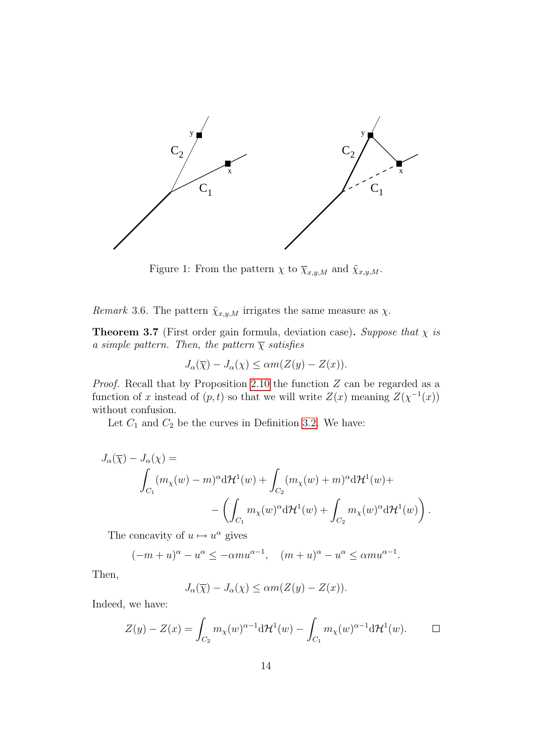Figure 1: From the pattern $\chi$ to $\overline{\chi}_{x,y,M}$ and $\tilde{\chi}_{x,y,M}$.

*Remark* 3.6. The pattern $\tilde{\chi}_{x,y,M}$ irrigates the same measure as $\chi$.

**Theorem 3.7** (First order gain formula, deviation case)**.** *Suppose that $\chi$ is a simple pattern. Then, the pattern $\overline{\chi}$ satisfies*

$$J_\alpha(\overline{\chi}) - J_\alpha(\chi) \leq \alpha m (Z(y) - Z(x)).$$

*Proof.* Recall that by Proposition 2.10 the function $Z$ can be regarded as a function of $x$ instead of $(p,t)$ so that we will write $Z(x)$ meaning $Z(\chi^{-1}(x))$ without confusion.

Let $C_1$ and $C_2$ be the curves in Definition 3.2. We have:

$$\begin{aligned}
J_\alpha(\overline{\chi}) - J_\alpha(\chi) = & \\
& \int_{C_1} (m_\chi(w) - m)^\alpha \mathrm{d}\mathcal{H}^1(w) + \int_{C_2} (m_\chi(w) + m)^\alpha \mathrm{d}\mathcal{H}^1(w) + \\
& \qquad - \left( \int_{C_1} m_\chi(w)^\alpha \mathrm{d}\mathcal{H}^1(w) + \int_{C_2} m_\chi(w)^\alpha \mathrm{d}\mathcal{H}^1(w) \right).
\end{aligned}$$

The concavity of $u \mapsto u^\alpha$ gives

$$(-m+u)^\alpha - u^\alpha \leq -\alpha m u^{\alpha-1}, \quad (m+u)^\alpha - u^\alpha \leq \alpha m u^{\alpha-1}.$$

Then,

$$J_\alpha(\overline{\chi}) - J_\alpha(\chi) \leq \alpha m (Z(y) - Z(x)).$$

Indeed, we have:

$$Z(y) - Z(x) = \int_{C_2} m_\chi(w)^{\alpha-1} \mathrm{d}\mathcal{H}^1(w) - \int_{C_1} m_\chi(w)^{\alpha-1} \mathrm{d}\mathcal{H}^1(w). \qquad \square$$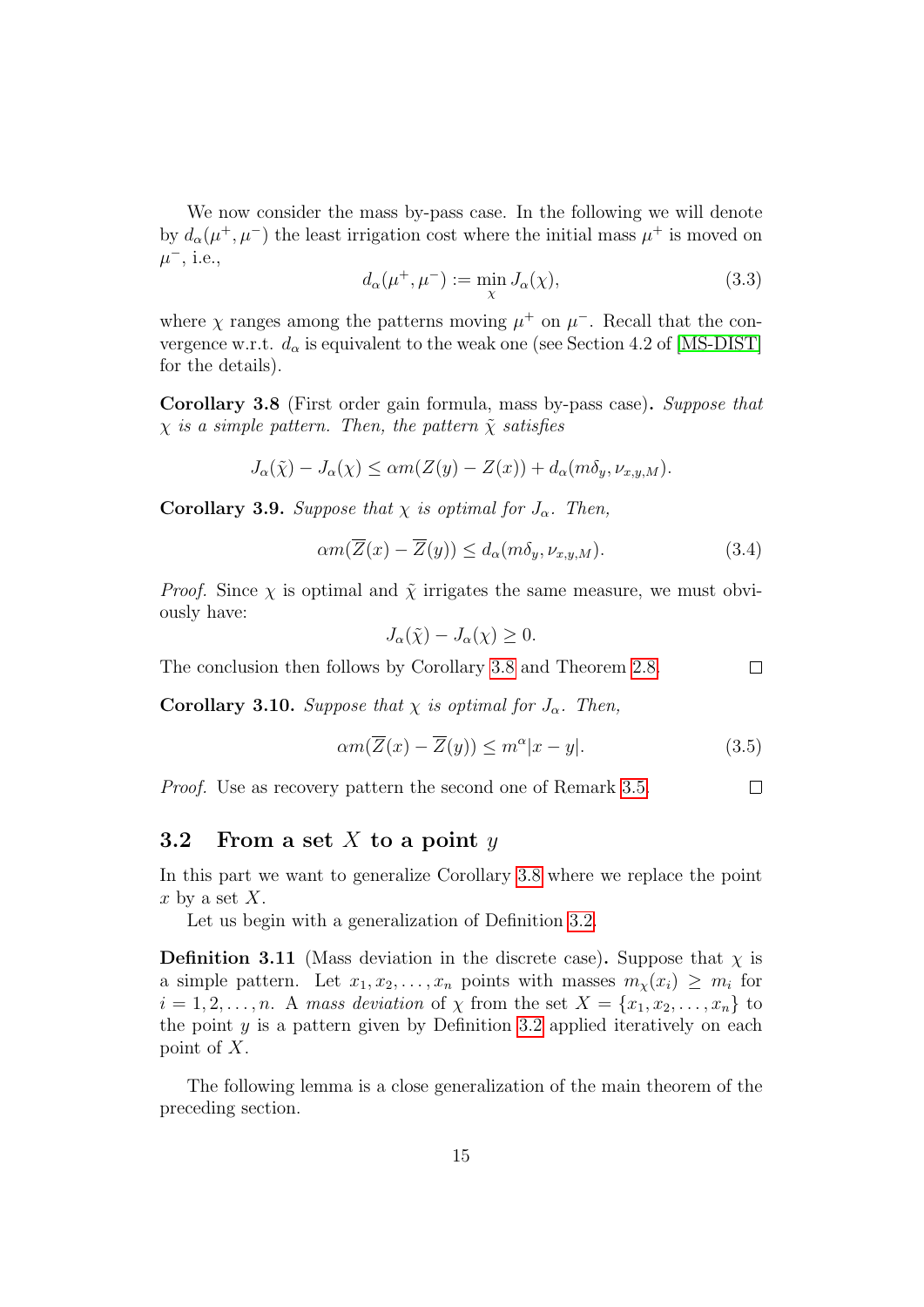We now consider the mass by-pass case. In the following we will denote by $d_\alpha(\mu^+, \mu^-)$ the least irrigation cost where the initial mass $\mu^+$ is moved on $\mu^-$, i.e.,

$$d_\alpha(\mu^+, \mu^-) := \min_{\chi} J_\alpha(\chi), \tag{3.3}$$

where $\chi$ ranges among the patterns moving $\mu^+$ on $\mu^-$. Recall that the convergence w.r.t. $d_\alpha$ is equivalent to the weak one (see Section 4.2 of [MS-DIST] for the details).

**Corollary 3.8** (First order gain formula, mass by-pass case)**.** *Suppose that $\chi$ is a simple pattern. Then, the pattern $\tilde{\chi}$ satisfies*

$$J_\alpha(\tilde{\chi}) - J_\alpha(\chi) \leq \alpha m(Z(y) - Z(x)) + d_\alpha(m\delta_y, \nu_{x,y,M}).$$

**Corollary 3.9.** *Suppose that $\chi$ is optimal for $J_\alpha$. Then,*

$$\alpha m(\overline{Z}(x) - \overline{Z}(y)) \leq d_\alpha(m\delta_y, \nu_{x,y,M}). \tag{3.4}$$

*Proof.* Since $\chi$ is optimal and $\tilde{\chi}$ irrigates the same measure, we must obviously have:

$$J_\alpha(\tilde{\chi}) - J_\alpha(\chi) \geq 0.$$

The conclusion then follows by Corollary 3.8 and Theorem 2.8. □

**Corollary 3.10.** *Suppose that $\chi$ is optimal for $J_\alpha$. Then,*

$$\alpha m(\overline{Z}(x) - \overline{Z}(y)) \leq m^\alpha |x - y|. \tag{3.5}$$

*Proof.* Use as recovery pattern the second one of Remark 3.5. □

## 3.2 From a set $X$ to a point $y$

In this part we want to generalize Corollary 3.8 where we replace the point $x$ by a set $X$.

Let us begin with a generalization of Definition 3.2.

**Definition 3.11** (Mass deviation in the discrete case)**.** Suppose that $\chi$ is a simple pattern. Let $x_1, x_2, \ldots, x_n$ points with masses $m_\chi(x_i) \geq m_i$ for $i = 1, 2, \ldots, n$. A *mass deviation* of $\chi$ from the set $X = \{x_1, x_2, \ldots, x_n\}$ to the point $y$ is a pattern given by Definition 3.2 applied iteratively on each point of $X$.

The following lemma is a close generalization of the main theorem of the preceding section.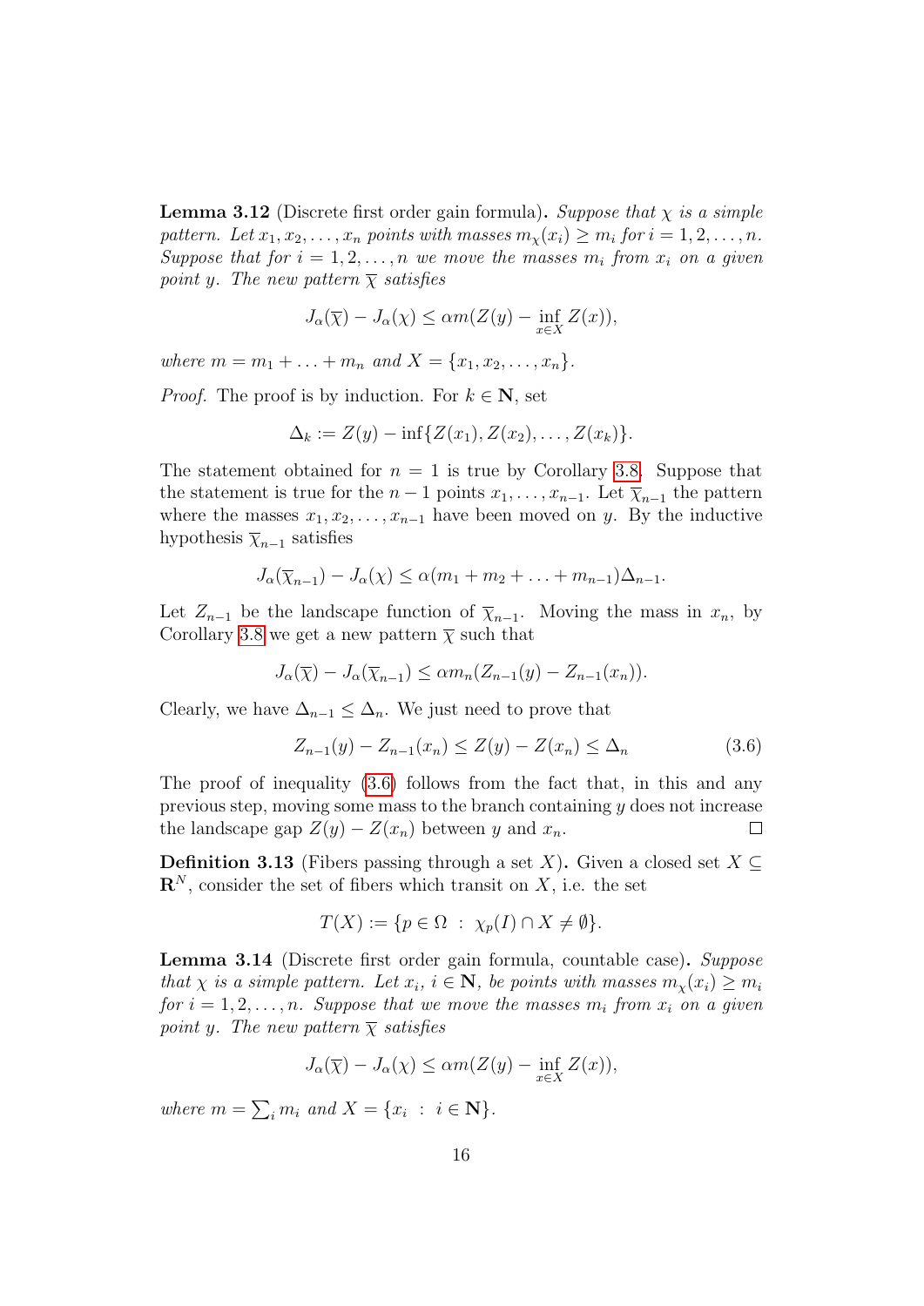**Lemma 3.12** (Discrete first order gain formula)**.** *Suppose that $\chi$ is a simple pattern. Let $x_1, x_2, \ldots, x_n$ points with masses $m_\chi(x_i) \geq m_i$ for $i = 1, 2, \ldots, n$. Suppose that for $i = 1, 2, \ldots, n$ we move the masses $m_i$ from $x_i$ on a given point $y$. The new pattern $\overline{\chi}$ satisfies*

$$J_\alpha(\overline{\chi}) - J_\alpha(\chi) \leq \alpha m(Z(y) - \inf_{x \in X} Z(x)),$$

*where $m = m_1 + \ldots + m_n$ and $X = \{x_1, x_2, \ldots, x_n\}$.*

*Proof.* The proof is by induction. For $k \in \mathbf{N}$, set

$$\Delta_k := Z(y) - \inf\{Z(x_1), Z(x_2), \ldots, Z(x_k)\}.$$

The statement obtained for $n = 1$ is true by Corollary 3.8. Suppose that the statement is true for the $n-1$ points $x_1, \ldots, x_{n-1}$. Let $\overline{\chi}_{n-1}$ the pattern where the masses $x_1, x_2, \ldots, x_{n-1}$ have been moved on $y$. By the inductive hypothesis $\overline{\chi}_{n-1}$ satisfies

$$J_\alpha(\overline{\chi}_{n-1}) - J_\alpha(\chi) \leq \alpha(m_1 + m_2 + \ldots + m_{n-1})\Delta_{n-1}.$$

Let $Z_{n-1}$ be the landscape function of $\overline{\chi}_{n-1}$. Moving the mass in $x_n$, by Corollary 3.8 we get a new pattern $\overline{\chi}$ such that

$$J_\alpha(\overline{\chi}) - J_\alpha(\overline{\chi}_{n-1}) \leq \alpha m_n(Z_{n-1}(y) - Z_{n-1}(x_n)).$$

Clearly, we have $\Delta_{n-1} \leq \Delta_n$. We just need to prove that

$$Z_{n-1}(y) - Z_{n-1}(x_n) \leq Z(y) - Z(x_n) \leq \Delta_n \tag{3.6}$$

The proof of inequality (3.6) follows from the fact that, in this and any previous step, moving some mass to the branch containing $y$ does not increase the landscape gap $Z(y) - Z(x_n)$ between $y$ and $x_n$. $\square$

**Definition 3.13** (Fibers passing through a set $X$)**.** Given a closed set $X \subseteq \mathbf{R}^N$, consider the set of fibers which transit on $X$, i.e. the set

$$T(X) := \{p \in \Omega \; : \; \chi_p(I) \cap X \neq \emptyset\}.$$

**Lemma 3.14** (Discrete first order gain formula, countable case)**.** *Suppose that $\chi$ is a simple pattern. Let $x_i$, $i \in \mathbf{N}$, be points with masses $m_\chi(x_i) \geq m_i$ for $i = 1, 2, \ldots, n$. Suppose that we move the masses $m_i$ from $x_i$ on a given point $y$. The new pattern $\overline{\chi}$ satisfies*

$$J_\alpha(\overline{\chi}) - J_\alpha(\chi) \leq \alpha m(Z(y) - \inf_{x \in X} Z(x)),$$

*where $m = \sum_i m_i$ and $X = \{x_i \; : \; i \in \mathbf{N}\}$.*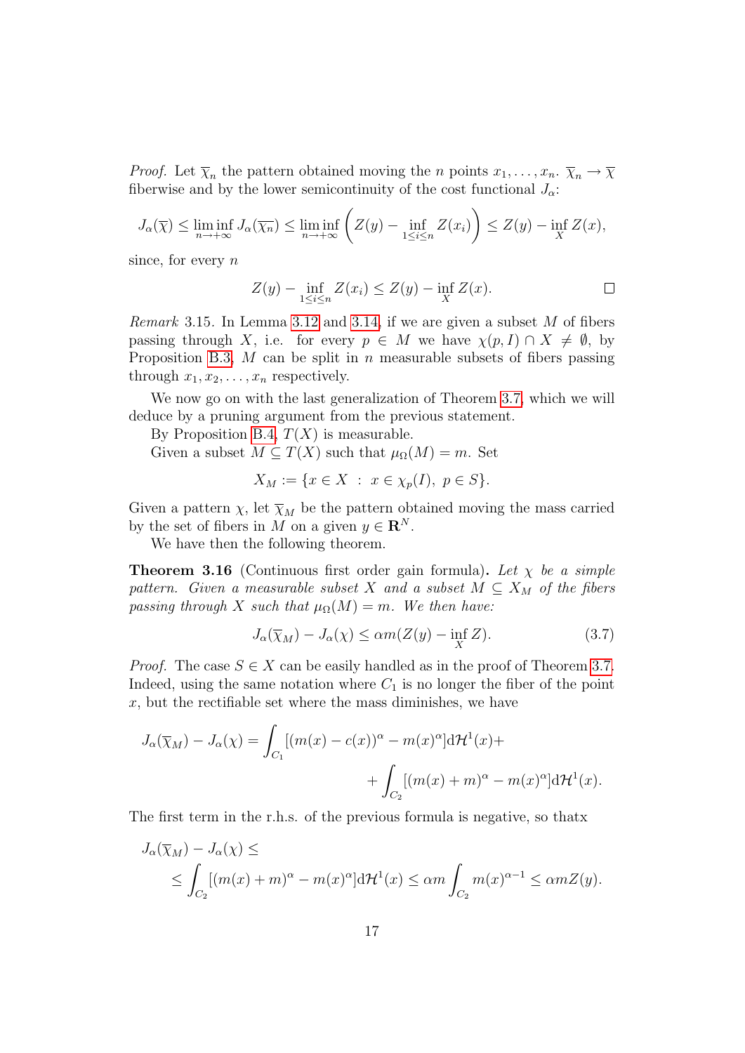*Proof.* Let $\overline{\chi}_n$ the pattern obtained moving the $n$ points $x_1, \ldots, x_n$. $\overline{\chi}_n \to \overline{\chi}$ fiberwise and by the lower semicontinuity of the cost functional $J_\alpha$:

$$J_\alpha(\overline{\chi}) \leq \liminf_{n\to+\infty} J_\alpha(\overline{\chi_n}) \leq \liminf_{n\to+\infty} \left( Z(y) - \inf_{1\leq i\leq n} Z(x_i) \right) \leq Z(y) - \inf_X Z(x),$$

since, for every $n$

$$Z(y) - \inf_{1\leq i\leq n} Z(x_i) \leq Z(y) - \inf_X Z(x).$$

□

*Remark* 3.15. In Lemma 3.12 and 3.14, if we are given a subset $M$ of fibers passing through $X$, i.e. for every $p \in M$ we have $\chi(p, I) \cap X \neq \emptyset$, by Proposition B.3, $M$ can be split in $n$ measurable subsets of fibers passing through $x_1, x_2, \ldots, x_n$ respectively.

We now go on with the last generalization of Theorem 3.7, which we will deduce by a pruning argument from the previous statement.

By Proposition B.4, $T(X)$ is measurable.

Given a subset $M \subseteq T(X)$ such that $\mu_\Omega(M) = m$. Set

$$X_M := \{x \in X \ : \ x \in \chi_p(I), \ p \in S\}.$$

Given a pattern $\chi$, let $\overline{\chi}_M$ be the pattern obtained moving the mass carried by the set of fibers in $M$ on a given $y \in \mathbf{R}^N$.

We have then the following theorem.

**Theorem 3.16** (Continuous first order gain formula)**.** *Let $\chi$ be a simple pattern. Given a measurable subset $X$ and a subset $M \subseteq X_M$ of the fibers passing through $X$ such that $\mu_\Omega(M) = m$. We then have:*

$$J_\alpha(\overline{\chi}_M) - J_\alpha(\chi) \leq \alpha m (Z(y) - \inf_X Z). \tag{3.7}$$

*Proof.* The case $S \in X$ can be easily handled as in the proof of Theorem 3.7. Indeed, using the same notation where $C_1$ is no longer the fiber of the point $x$, but the rectifiable set where the mass diminishes, we have

$$J_\alpha(\overline{\chi}_M) - J_\alpha(\chi) = \int_{C_1} [(m(x) - c(x))^\alpha - m(x)^\alpha] \mathrm{d}\mathcal{H}^1(x) + \\ + \int_{C_2} [(m(x) + m)^\alpha - m(x)^\alpha] \mathrm{d}\mathcal{H}^1(x).$$

The first term in the r.h.s. of the previous formula is negative, so thatx

$$J_\alpha(\overline{\chi}_M) - J_\alpha(\chi) \leq \\ \leq \int_{C_2} [(m(x) + m)^\alpha - m(x)^\alpha] \mathrm{d}\mathcal{H}^1(x) \leq \alpha m \int_{C_2} m(x)^{\alpha-1} \leq \alpha m Z(y).$$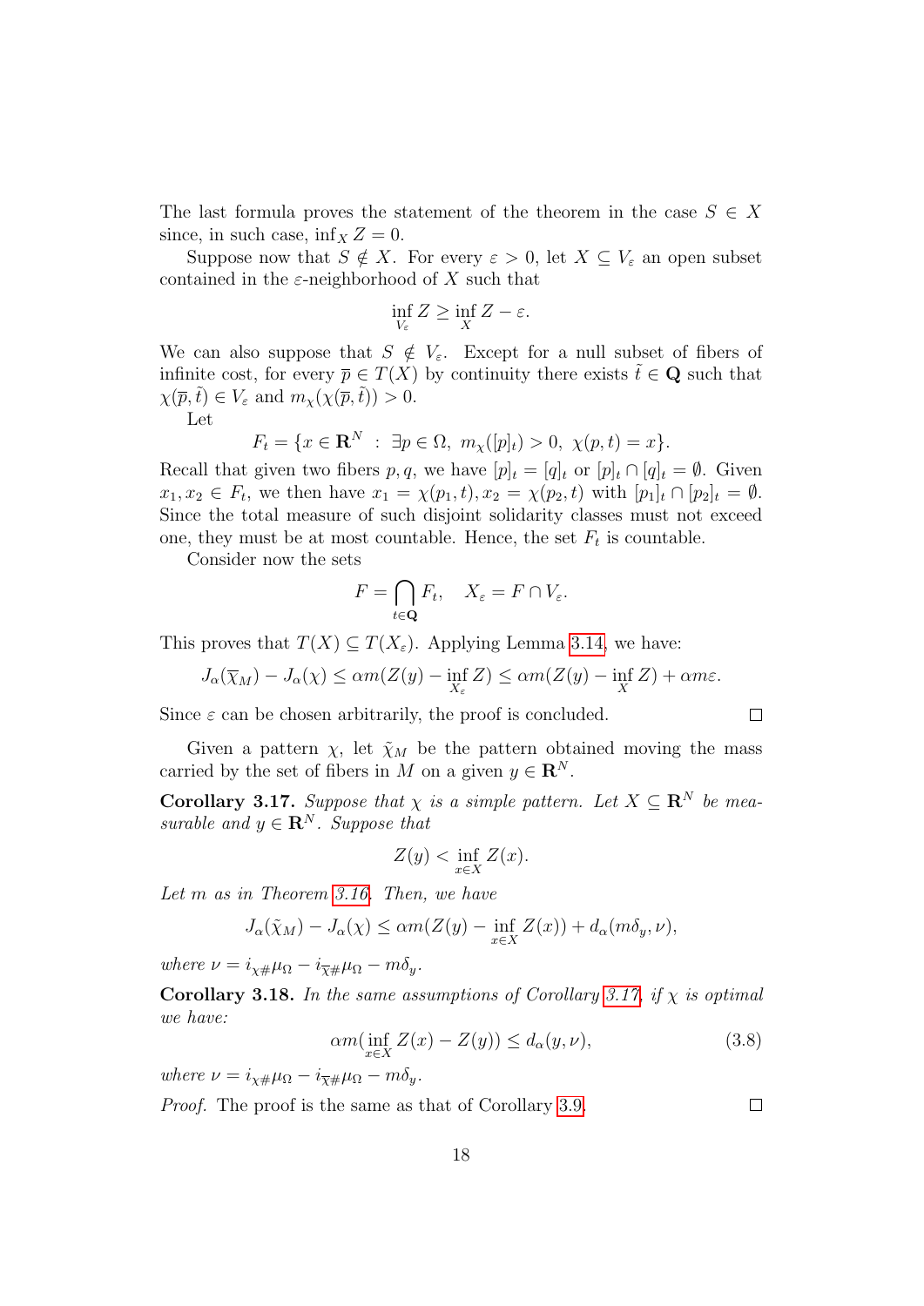The last formula proves the statement of the theorem in the case $S \in X$ since, in such case, $\inf_X Z = 0$.

Suppose now that $S \notin X$. For every $\varepsilon > 0$, let $X \subseteq V_\varepsilon$ an open subset contained in the $\varepsilon$-neighborhood of $X$ such that

$$\inf_{V_\varepsilon} Z \geq \inf_X Z - \varepsilon.$$

We can also suppose that $S \notin V_\varepsilon$. Except for a null subset of fibers of infinite cost, for every $\overline{p} \in T(X)$ by continuity there exists $\tilde{t} \in \mathbf{Q}$ such that $\chi(\overline{p}, \tilde{t}) \in V_\varepsilon$ and $m_\chi(\chi(\overline{p}, \tilde{t})) > 0$.

Let

$$F_t = \{x \in \mathbf{R}^N \ : \ \exists p \in \Omega, \ m_\chi([p]_t) > 0, \ \chi(p,t) = x\}.$$

Recall that given two fibers $p, q$, we have $[p]_t = [q]_t$ or $[p]_t \cap [q]_t = \emptyset$. Given $x_1, x_2 \in F_t$, we then have $x_1 = \chi(p_1, t), x_2 = \chi(p_2, t)$ with $[p_1]_t \cap [p_2]_t = \emptyset$. Since the total measure of such disjoint solidarity classes must not exceed one, they must be at most countable. Hence, the set $F_t$ is countable.

Consider now the sets

$$F = \bigcap_{t \in \mathbf{Q}} F_t, \quad X_\varepsilon = F \cap V_\varepsilon.$$

This proves that $T(X) \subseteq T(X_\varepsilon)$. Applying Lemma 3.14, we have:

$$J_\alpha(\overline{\chi}_M) - J_\alpha(\chi) \leq \alpha m (Z(y) - \inf_{X_\varepsilon} Z) \leq \alpha m (Z(y) - \inf_X Z) + \alpha m \varepsilon.$$

Since $\varepsilon$ can be chosen arbitrarily, the proof is concluded. $\square$

Given a pattern $\chi$, let $\tilde{\chi}_M$ be the pattern obtained moving the mass carried by the set of fibers in $M$ on a given $y \in \mathbf{R}^N$.

**Corollary 3.17.** *Suppose that $\chi$ is a simple pattern. Let $X \subseteq \mathbf{R}^N$ be measurable and $y \in \mathbf{R}^N$. Suppose that*

$$Z(y) < \inf_{x \in X} Z(x).$$

*Let $m$ as in Theorem 3.16. Then, we have*

$$J_\alpha(\tilde{\chi}_M) - J_\alpha(\chi) \leq \alpha m (Z(y) - \inf_{x \in X} Z(x)) + d_\alpha(m\delta_y, \nu),$$

*where $\nu = i_{\chi\#}\mu_\Omega - i_{\overline{\chi}\#}\mu_\Omega - m\delta_y$.*

**Corollary 3.18.** *In the same assumptions of Corollary 3.17, if $\chi$ is optimal we have:*

$$\alpha m (\inf_{x \in X} Z(x) - Z(y)) \leq d_\alpha(y, \nu), \tag{3.8}$$

*where $\nu = i_{\chi\#}\mu_\Omega - i_{\overline{\chi}\#}\mu_\Omega - m\delta_y$.*

*Proof.* The proof is the same as that of Corollary 3.9. $\square$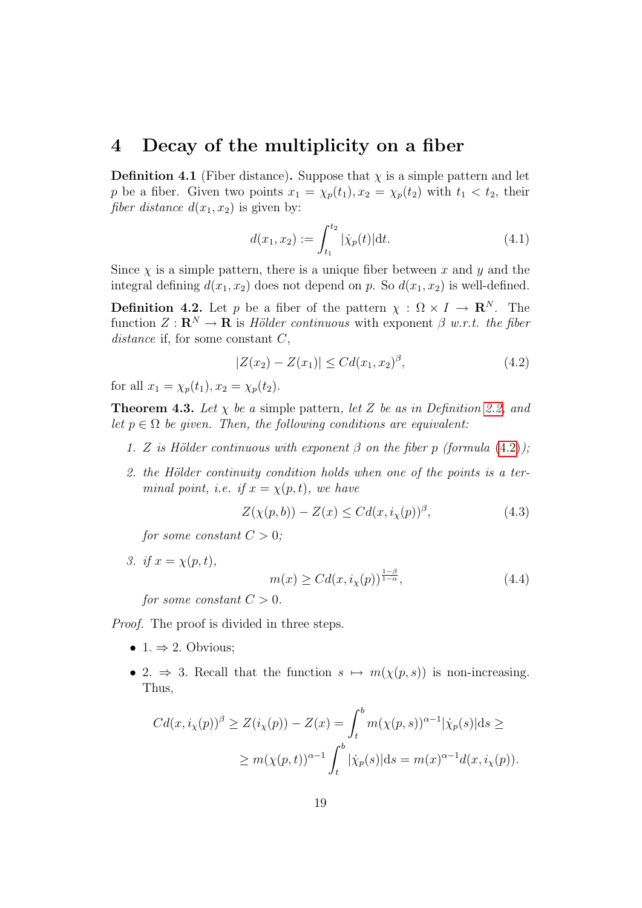# 4 Decay of the multiplicity on a fiber

**Definition 4.1** (Fiber distance)**.** Suppose that $\chi$ is a simple pattern and let $p$ be a fiber. Given two points $x_1 = \chi_p(t_1), x_2 = \chi_p(t_2)$ with $t_1 < t_2$, their *fiber distance* $d(x_1, x_2)$ is given by:

$$d(x_1, x_2) := \int_{t_1}^{t_2} |\dot{\chi}_p(t)| \mathrm{d}t. \tag{4.1}$$

Since $\chi$ is a simple pattern, there is a unique fiber between $x$ and $y$ and the integral defining $d(x_1, x_2)$ does not depend on $p$. So $d(x_1, x_2)$ is well-defined.

**Definition 4.2.** Let $p$ be a fiber of the pattern $\chi : \Omega \times I \to \mathbf{R}^N$. The function $Z : \mathbf{R}^N \to \mathbf{R}$ is *Hölder continuous* with exponent $\beta$ *w.r.t. the fiber distance* if, for some constant $C$,

$$|Z(x_2) - Z(x_1)| \leq C d(x_1, x_2)^\beta, \tag{4.2}$$

for all $x_1 = \chi_p(t_1), x_2 = \chi_p(t_2)$.

**Theorem 4.3.** *Let $\chi$ be a* simple pattern*, let $Z$ be as in Definition 2.2, and let $p \in \Omega$ be given. Then, the following conditions are equivalent:*

1. *$Z$ is Hölder continuous with exponent $\beta$ on the fiber $p$ (formula (4.2));*
2. *the Hölder continuity condition holds when one of the points is a terminal point, i.e. if $x = \chi(p, t)$, we have*

$$Z(\chi(p, b)) - Z(x) \leq C d(x, i_\chi(p))^\beta, \tag{4.3}$$

*for some constant $C > 0$;*

3. *if $x = \chi(p, t)$,*

$$m(x) \geq C d(x, i_\chi(p))^{\frac{1-\beta}{1-\alpha}}, \tag{4.4}$$

*for some constant $C > 0$.*

*Proof.* The proof is divided in three steps.

- 1. $\Rightarrow$ 2. Obvious;
- 2. $\Rightarrow$ 3. Recall that the function $s \mapsto m(\chi(p, s))$ is non-increasing. Thus,

$$C d(x, i_\chi(p))^\beta \geq Z(i_\chi(p)) - Z(x) = \int_t^b m(\chi(p, s))^{\alpha - 1} |\dot{\chi}_p(s)| \mathrm{d}s \geq$$

$$\geq m(\chi(p, t))^{\alpha - 1} \int_t^b |\dot{\chi}_p(s)| \mathrm{d}s = m(x)^{\alpha - 1} d(x, i_\chi(p)).$$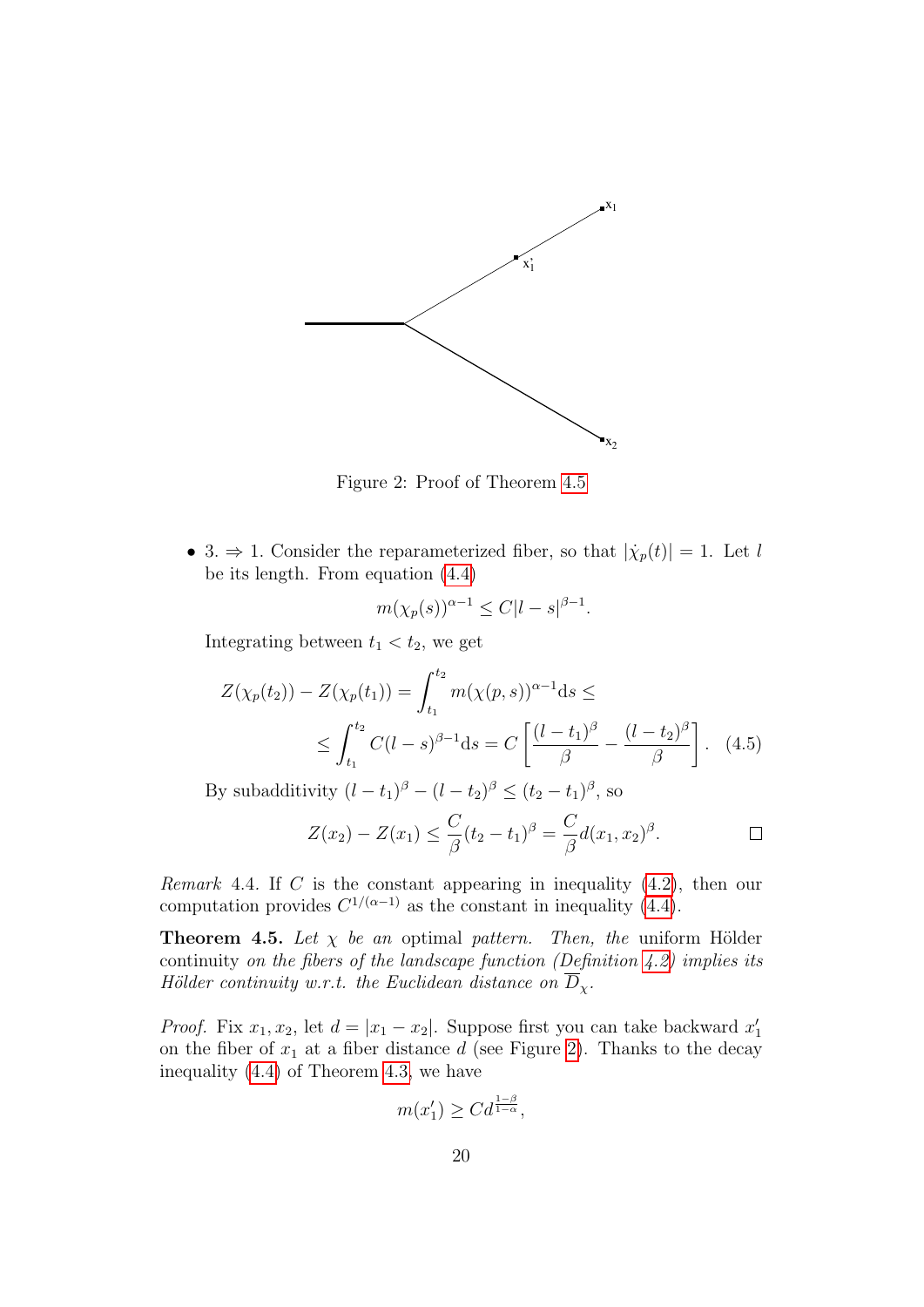Figure 2: Proof of Theorem 4.5

- 3. $\Rightarrow$ 1. Consider the reparameterized fiber, so that $|\dot{\chi}_p(t)| = 1$. Let $l$ be its length. From equation (4.4)

$$m(\chi_p(s))^{\alpha-1} \le C|l-s|^{\beta-1}.$$

Integrating between $t_1 < t_2$, we get

$$Z(\chi_p(t_2)) - Z(\chi_p(t_1)) = \int_{t_1}^{t_2} m(\chi(p,s))^{\alpha-1} \mathrm{d}s \le$$
$$\le \int_{t_1}^{t_2} C(l-s)^{\beta-1} \mathrm{d}s = C\left[\frac{(l-t_1)^\beta}{\beta} - \frac{(l-t_2)^\beta}{\beta}\right]. \quad (4.5)$$

By subadditivity $(l-t_1)^\beta - (l-t_2)^\beta \le (t_2-t_1)^\beta$, so

$$Z(x_2) - Z(x_1) \le \frac{C}{\beta}(t_2-t_1)^\beta = \frac{C}{\beta} d(x_1,x_2)^\beta. \qquad \square$$

*Remark* 4.4. If $C$ is the constant appearing in inequality (4.2), then our computation provides $C^{1/(\alpha-1)}$ as the constant in inequality (4.4).

**Theorem 4.5.** *Let $\chi$ be an* optimal *pattern. Then, the* uniform Hölder continuity *on the fibers of the landscape function (Definition 4.2) implies its Hölder continuity w.r.t. the Euclidean distance on $\overline{D}_\chi$.*

*Proof.* Fix $x_1, x_2$, let $d = |x_1 - x_2|$. Suppose first you can take backward $x_1'$ on the fiber of $x_1$ at a fiber distance $d$ (see Figure 2). Thanks to the decay inequality (4.4) of Theorem 4.3, we have

$$m(x_1') \ge C d^{\frac{1-\beta}{1-\alpha}},$$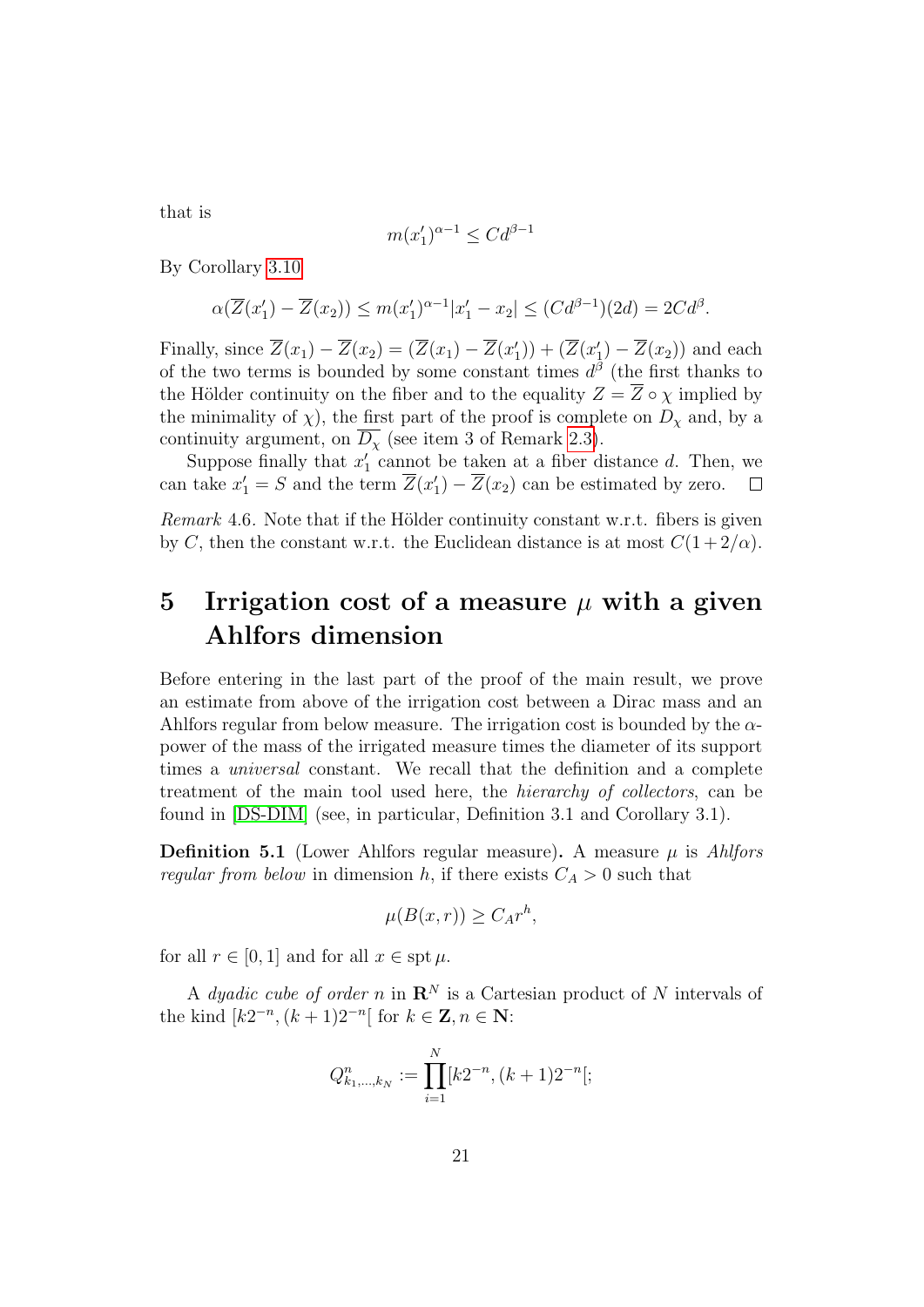that is

$$m(x_1')^{\alpha-1} \leq Cd^{\beta-1}$$

By Corollary 3.10

$$\alpha(\overline{Z}(x_1') - \overline{Z}(x_2)) \leq m(x_1')^{\alpha-1}|x_1' - x_2| \leq (Cd^{\beta-1})(2d) = 2Cd^{\beta}.$$

Finally, since $\overline{Z}(x_1) - \overline{Z}(x_2) = (\overline{Z}(x_1) - \overline{Z}(x_1')) + (\overline{Z}(x_1') - \overline{Z}(x_2))$ and each of the two terms is bounded by some constant times $d^\beta$ (the first thanks to the Hölder continuity on the fiber and to the equality $Z = \overline{Z} \circ \chi$ implied by the minimality of $\chi$), the first part of the proof is complete on $D_\chi$ and, by a continuity argument, on $\overline{D_\chi}$ (see item 3 of Remark 2.3).

Suppose finally that $x_1'$ cannot be taken at a fiber distance $d$. Then, we can take $x_1' = S$ and the term $\overline{Z}(x_1') - \overline{Z}(x_2)$ can be estimated by zero. $\square$

*Remark* 4.6. Note that if the Hölder continuity constant w.r.t. fibers is given by $C$, then the constant w.r.t. the Euclidean distance is at most $C(1+2/\alpha)$.

# 5 Irrigation cost of a measure $\mu$ with a given Ahlfors dimension

Before entering in the last part of the proof of the main result, we prove an estimate from above of the irrigation cost between a Dirac mass and an Ahlfors regular from below measure. The irrigation cost is bounded by the $\alpha$-power of the mass of the irrigated measure times the diameter of its support times a *universal* constant. We recall that the definition and a complete treatment of the main tool used here, the *hierarchy of collectors*, can be found in [DS-DIM] (see, in particular, Definition 3.1 and Corollary 3.1).

**Definition 5.1** (Lower Ahlfors regular measure)**.** A measure $\mu$ is *Ahlfors regular from below* in dimension $h$, if there exists $C_A > 0$ such that

$$\mu(B(x,r)) \geq C_A r^h,$$

for all $r \in [0,1]$ and for all $x \in \operatorname{spt}\mu$.

A *dyadic cube of order* $n$ in $\mathbf{R}^N$ is a Cartesian product of $N$ intervals of the kind $[k2^{-n},(k+1)2^{-n}[$ for $k \in \mathbf{Z}, n \in \mathbf{N}$:

$$Q^n_{k_1,\dots,k_N} := \prod_{i=1}^{N}[k2^{-n},(k+1)2^{-n}[;$$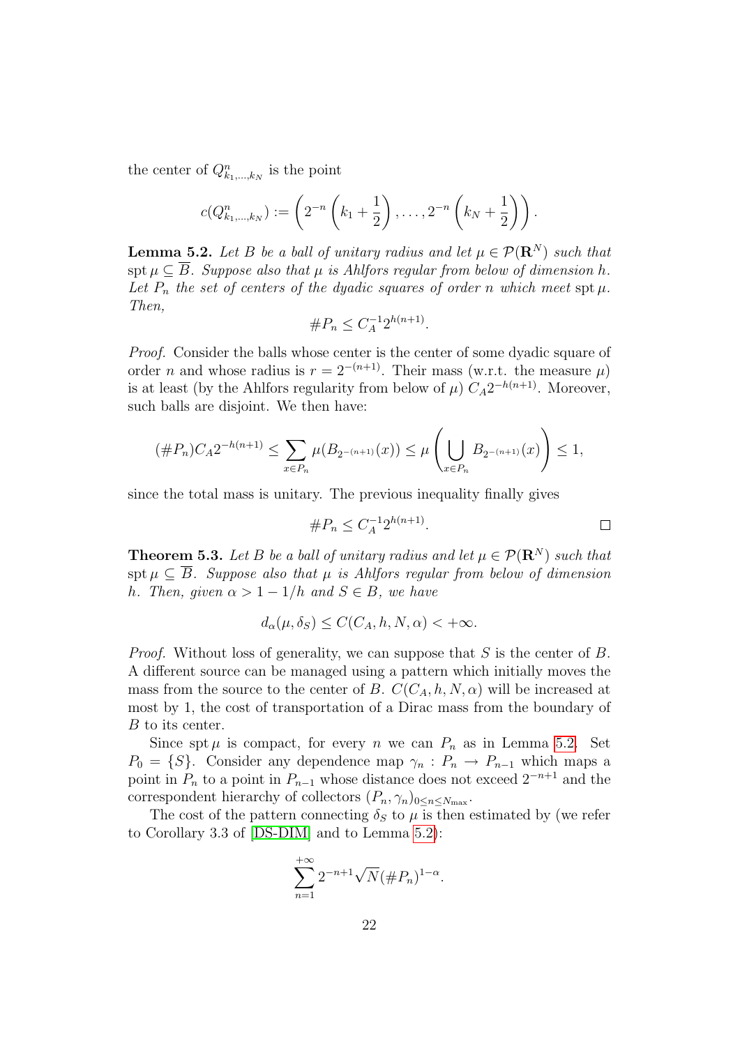the center of $Q^n_{k_1,\dots,k_N}$ is the point

$$c(Q^n_{k_1,\dots,k_N}) := \left(2^{-n}\left(k_1+\frac{1}{2}\right),\dots,2^{-n}\left(k_N+\frac{1}{2}\right)\right).$$

**Lemma 5.2.** *Let $B$ be a ball of unitary radius and let $\mu \in \mathcal{P}(\mathbf{R}^N)$ such that $\operatorname{spt}\mu \subseteq \overline{B}$. Suppose also that $\mu$ is Ahlfors regular from below of dimension $h$. Let $P_n$ the set of centers of the dyadic squares of order $n$ which meet $\operatorname{spt}\mu$. Then,*

$$\#P_n \le C_A^{-1} 2^{h(n+1)}.$$

*Proof.* Consider the balls whose center is the center of some dyadic square of order $n$ and whose radius is $r = 2^{-(n+1)}$. Their mass (w.r.t. the measure $\mu$) is at least (by the Ahlfors regularity from below of $\mu$) $C_A 2^{-h(n+1)}$. Moreover, such balls are disjoint. We then have:

$$(\#P_n)C_A 2^{-h(n+1)} \le \sum_{x\in P_n} \mu(B_{2^{-(n+1)}}(x)) \le \mu\left(\bigcup_{x\in P_n} B_{2^{-(n+1)}}(x)\right) \le 1,$$

since the total mass is unitary. The previous inequality finally gives

$$\#P_n \le C_A^{-1} 2^{h(n+1)}.$$

□

**Theorem 5.3.** *Let $B$ be a ball of unitary radius and let $\mu \in \mathcal{P}(\mathbf{R}^N)$ such that $\operatorname{spt}\mu \subseteq \overline{B}$. Suppose also that $\mu$ is Ahlfors regular from below of dimension $h$. Then, given $\alpha > 1 - 1/h$ and $S \in B$, we have*

$$d_\alpha(\mu, \delta_S) \le C(C_A, h, N, \alpha) < +\infty.$$

*Proof.* Without loss of generality, we can suppose that $S$ is the center of $B$. A different source can be managed using a pattern which initially moves the mass from the source to the center of $B$. $C(C_A, h, N, \alpha)$ will be increased at most by 1, the cost of transportation of a Dirac mass from the boundary of $B$ to its center.

Since $\operatorname{spt}\mu$ is compact, for every $n$ we can $P_n$ as in Lemma 5.2. Set $P_0 = \{S\}$. Consider any dependence map $\gamma_n : P_n \to P_{n-1}$ which maps a point in $P_n$ to a point in $P_{n-1}$ whose distance does not exceed $2^{-n+1}$ and the correspondent hierarchy of collectors $(P_n, \gamma_n)_{0\le n\le N_{\max}}$.

The cost of the pattern connecting $\delta_S$ to $\mu$ is then estimated by (we refer to Corollary 3.3 of [DS-DIM] and to Lemma 5.2):

$$\sum_{n=1}^{+\infty} 2^{-n+1}\sqrt{N}(\#P_n)^{1-\alpha}.$$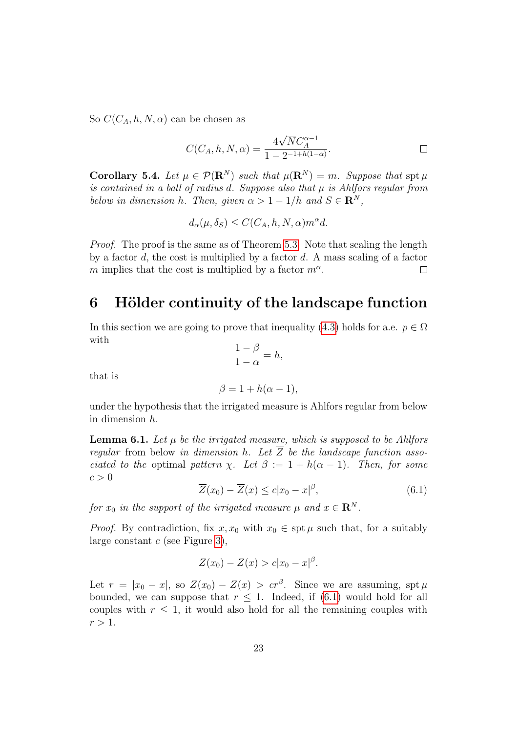So $C(C_A, h, N, \alpha)$ can be chosen as

$$C(C_A, h, N, \alpha) = \frac{4\sqrt{N} C_A^{\alpha-1}}{1 - 2^{-1+h(1-\alpha)}}.$$

□

**Corollary 5.4.** *Let $\mu \in \mathcal{P}(\mathbf{R}^N)$ such that $\mu(\mathbf{R}^N) = m$. Suppose that $\operatorname{spt} \mu$ is contained in a ball of radius $d$. Suppose also that $\mu$ is Ahlfors regular from below in dimension $h$. Then, given $\alpha > 1 - 1/h$ and $S \in \mathbf{R}^N$,*

$$d_\alpha(\mu, \delta_S) \leq C(C_A, h, N, \alpha) m^\alpha d.$$

*Proof.* The proof is the same as of Theorem 5.3. Note that scaling the length by a factor $d$, the cost is multiplied by a factor $d$. A mass scaling of a factor $m$ implies that the cost is multiplied by a factor $m^\alpha$. □

# 6 Hölder continuity of the landscape function

In this section we are going to prove that inequality (4.3) holds for a.e. $p \in \Omega$ with

$$\frac{1-\beta}{1-\alpha} = h,$$

that is

$$\beta = 1 + h(\alpha - 1),$$

under the hypothesis that the irrigated measure is Ahlfors regular from below in dimension $h$.

**Lemma 6.1.** *Let $\mu$ be the irrigated measure, which is supposed to be Ahlfors regular* from below *in dimension $h$. Let $\overline{Z}$ be the landscape function associated to the* optimal *pattern $\chi$. Let $\beta := 1 + h(\alpha - 1)$. Then, for some $c > 0$*

$$\overline{Z}(x_0) - \overline{Z}(x) \leq c|x_0 - x|^\beta, \tag{6.1}$$

*for $x_0$ in the support of the irrigated measure $\mu$ and $x \in \mathbf{R}^N$.*

*Proof.* By contradiction, fix $x, x_0$ with $x_0 \in \operatorname{spt} \mu$ such that, for a suitably large constant $c$ (see Figure 3),

$$Z(x_0) - Z(x) > c|x_0 - x|^\beta.$$

Let $r = |x_0 - x|$, so $Z(x_0) - Z(x) > cr^\beta$. Since we are assuming, $\operatorname{spt} \mu$ bounded, we can suppose that $r \leq 1$. Indeed, if (6.1) would hold for all couples with $r \leq 1$, it would also hold for all the remaining couples with $r > 1$.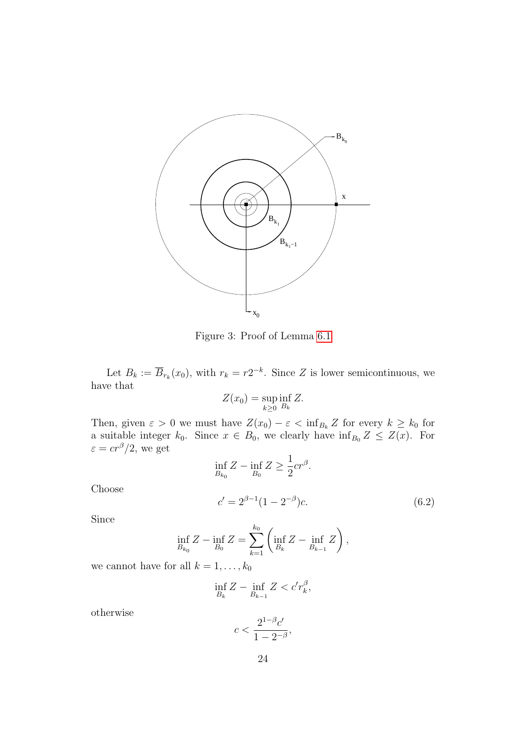Figure 3: Proof of Lemma 6.1

Let $B_k := \overline{B}_{r_k}(x_0)$, with $r_k = r2^{-k}$. Since $Z$ is lower semicontinuous, we have that

$$Z(x_0) = \sup_{k \geq 0} \inf_{B_k} Z.$$

Then, given $\varepsilon > 0$ we must have $Z(x_0) - \varepsilon < \inf_{B_k} Z$ for every $k \geq k_0$ for a suitable integer $k_0$. Since $x \in B_0$, we clearly have $\inf_{B_0} Z \leq Z(x)$. For $\varepsilon = cr^\beta/2$, we get

$$\inf_{B_{k_0}} Z - \inf_{B_0} Z \geq \frac{1}{2} cr^\beta.$$

Choose

$$c' = 2^{\beta - 1}(1 - 2^{-\beta})c. \tag{6.2}$$

Since

$$\inf_{B_{k_0}} Z - \inf_{B_0} Z = \sum_{k=1}^{k_0} \left( \inf_{B_k} Z - \inf_{B_{k-1}} Z \right),$$

we cannot have for all $k = 1, \ldots, k_0$

$$\inf_{B_k} Z - \inf_{B_{k-1}} Z < c' r_k^\beta,$$

otherwise

$$c < \frac{2^{1-\beta} c'}{1 - 2^{-\beta}},$$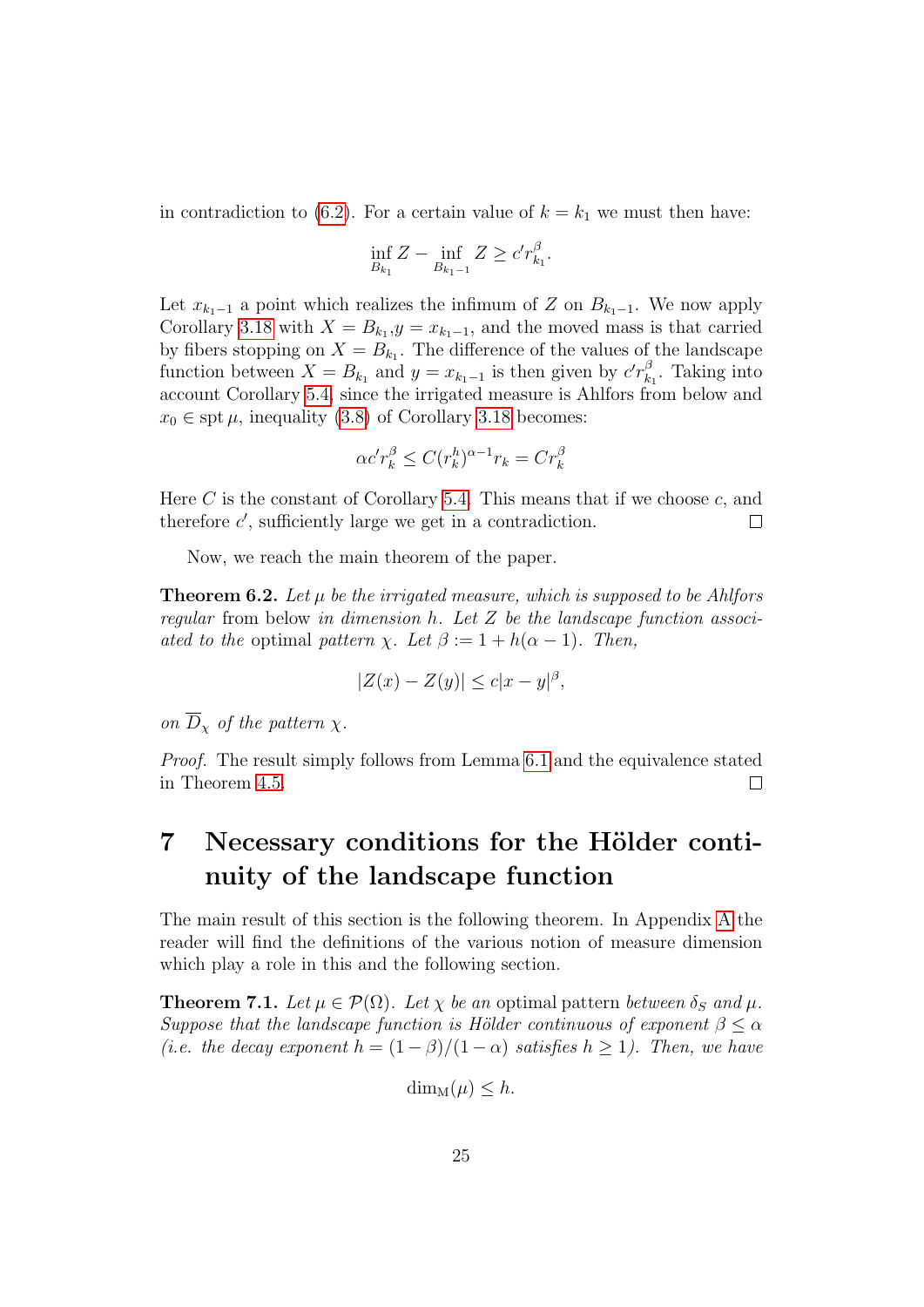in contradiction to (6.2). For a certain value of $k = k_1$ we must then have:

$$\inf_{B_{k_1}} Z - \inf_{B_{k_1-1}} Z \geq c' r_{k_1}^{\beta}.$$

Let $x_{k_1-1}$ a point which realizes the infimum of $Z$ on $B_{k_1-1}$. We now apply Corollary 3.18 with $X = B_{k_1}$,$y = x_{k_1-1}$, and the moved mass is that carried by fibers stopping on $X = B_{k_1}$. The difference of the values of the landscape function between $X = B_{k_1}$ and $y = x_{k_1-1}$ is then given by $c' r_{k_1}^{\beta}$. Taking into account Corollary 5.4, since the irrigated measure is Ahlfors from below and $x_0 \in \operatorname{spt} \mu$, inequality (3.8) of Corollary 3.18 becomes:

$$\alpha c' r_k^{\beta} \leq C (r_k^h)^{\alpha-1} r_k = C r_k^{\beta}$$

Here $C$ is the constant of Corollary 5.4. This means that if we choose $c$, and therefore $c'$, sufficiently large we get in a contradiction. ◻

Now, we reach the main theorem of the paper.

**Theorem 6.2.** *Let $\mu$ be the irrigated measure, which is supposed to be Ahlfors regular* from below *in dimension $h$. Let $Z$ be the landscape function associated to the* optimal *pattern $\chi$. Let $\beta := 1 + h(\alpha - 1)$. Then,*

$$|Z(x) - Z(y)| \leq c|x - y|^{\beta},$$

*on $\overline{D}_{\chi}$ of the pattern $\chi$.*

*Proof.* The result simply follows from Lemma 6.1 and the equivalence stated in Theorem 4.5. ◻

# 7 Necessary conditions for the Hölder continuity of the landscape function

The main result of this section is the following theorem. In Appendix A the reader will find the definitions of the various notion of measure dimension which play a role in this and the following section.

**Theorem 7.1.** *Let $\mu \in \mathcal{P}(\Omega)$. Let $\chi$ be an* optimal pattern *between $\delta_S$ and $\mu$. Suppose that the landscape function is Hölder continuous of exponent $\beta \leq \alpha$ (i.e. the decay exponent $h = (1 - \beta)/(1 - \alpha)$ satisfies $h \geq 1$). Then, we have*

$$\dim_{\mathrm{M}}(\mu) \leq h.$$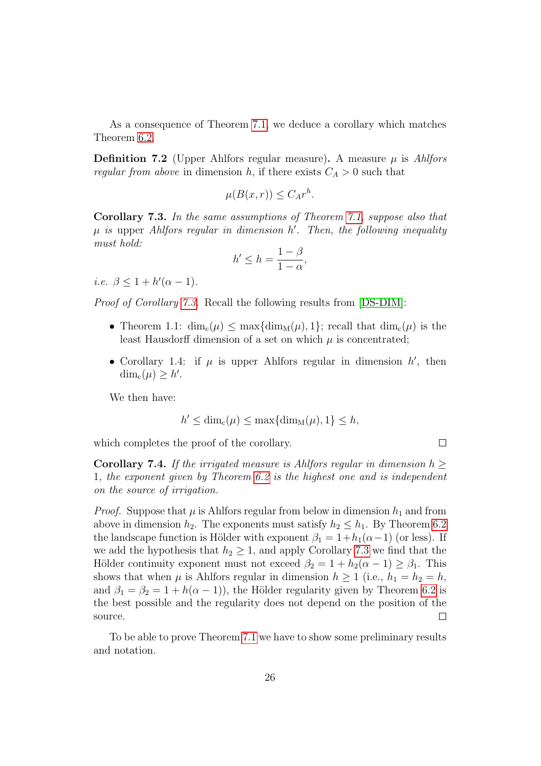As a consequence of Theorem 7.1, we deduce a corollary which matches Theorem 6.2.

**Definition 7.2** (Upper Ahlfors regular measure)**.** A measure $\mu$ is *Ahlfors regular from above* in dimension $h$, if there exists $C_A > 0$ such that

$$\mu(B(x,r)) \leq C_A r^h.$$

**Corollary 7.3.** *In the same assumptions of Theorem 7.1, suppose also that $\mu$ is* upper *Ahlfors regular in dimension $h'$. Then, the following inequality must hold:*

$$h' \leq h = \frac{1-\beta}{1-\alpha},$$

*i.e.* $\beta \leq 1 + h'(\alpha - 1)$.

*Proof of Corollary 7.3.* Recall the following results from [DS-DIM]:

- Theorem 1.1: $\dim_c(\mu) \leq \max\{\dim_M(\mu), 1\}$; recall that $\dim_c(\mu)$ is the least Hausdorff dimension of a set on which $\mu$ is concentrated;
- Corollary 1.4: if $\mu$ is upper Ahlfors regular in dimension $h'$, then $\dim_c(\mu) \geq h'$.

We then have:

$$h' \leq \dim_c(\mu) \leq \max\{\dim_M(\mu), 1\} \leq h,$$

which completes the proof of the corollary. □

**Corollary 7.4.** *If the irrigated measure is Ahlfors regular in dimension $h \geq 1$, the exponent given by Theorem 6.2 is the highest one and is independent on the source of irrigation.*

*Proof.* Suppose that $\mu$ is Ahlfors regular from below in dimension $h_1$ and from above in dimension $h_2$. The exponents must satisfy $h_2 \leq h_1$. By Theorem 6.2 the landscape function is Hölder with exponent $\beta_1 = 1 + h_1(\alpha - 1)$ (or less). If we add the hypothesis that $h_2 \geq 1$, and apply Corollary 7.3 we find that the Hölder continuity exponent must not exceed $\beta_2 = 1 + h_2(\alpha - 1) \geq \beta_1$. This shows that when $\mu$ is Ahlfors regular in dimension $h \geq 1$ (i.e., $h_1 = h_2 = h$, and $\beta_1 = \beta_2 = 1 + h(\alpha - 1)$), the Hölder regularity given by Theorem 6.2 is the best possible and the regularity does not depend on the position of the source. □

To be able to prove Theorem 7.1 we have to show some preliminary results and notation.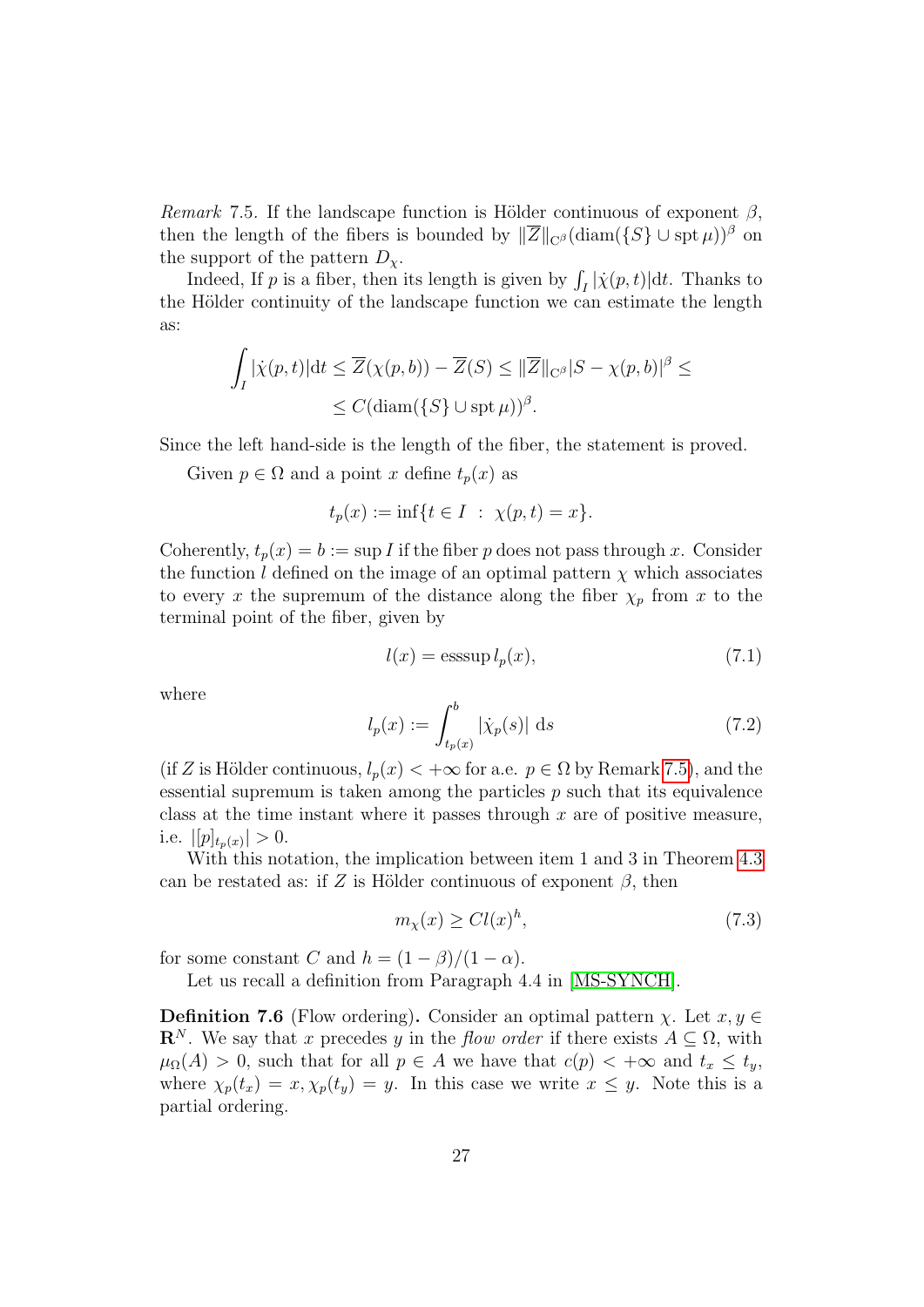*Remark* 7.5. If the landscape function is Hölder continuous of exponent $\beta$, then the length of the fibers is bounded by $\|\overline{Z}\|_{\mathrm{C}^\beta}(\operatorname{diam}(\{S\} \cup \operatorname{spt} \mu))^\beta$ on the support of the pattern $D_\chi$.

Indeed, If $p$ is a fiber, then its length is given by $\int_I |\dot{\chi}(p,t)| \mathrm{d}t$. Thanks to the Hölder continuity of the landscape function we can estimate the length as:

$$\int_I |\dot{\chi}(p,t)| \mathrm{d}t \leq \overline{Z}(\chi(p,b)) - \overline{Z}(S) \leq \|\overline{Z}\|_{\mathrm{C}^\beta} |S - \chi(p,b)|^\beta \leq \\ \leq C(\operatorname{diam}(\{S\} \cup \operatorname{spt} \mu))^\beta.$$

Since the left hand-side is the length of the fiber, the statement is proved.

Given $p \in \Omega$ and a point $x$ define $t_p(x)$ as

$$t_p(x) := \inf\{t \in I \ : \ \chi(p,t) = x\}.$$

Coherently, $t_p(x) = b := \sup I$ if the fiber $p$ does not pass through $x$. Consider the function $l$ defined on the image of an optimal pattern $\chi$ which associates to every $x$ the supremum of the distance along the fiber $\chi_p$ from $x$ to the terminal point of the fiber, given by

$$l(x) = \operatorname{esssup} l_p(x), \tag{7.1}$$

where

$$l_p(x) := \int_{t_p(x)}^b |\dot{\chi}_p(s)| \ \mathrm{d}s \tag{7.2}$$

(if $Z$ is Hölder continuous, $l_p(x) < +\infty$ for a.e. $p \in \Omega$ by Remark 7.5), and the essential supremum is taken among the particles $p$ such that its equivalence class at the time instant where it passes through $x$ are of positive measure, i.e. $|[p]_{t_p(x)}| > 0$.

With this notation, the implication between item 1 and 3 in Theorem 4.3 can be restated as: if $Z$ is Hölder continuous of exponent $\beta$, then

$$m_\chi(x) \geq C l(x)^h, \tag{7.3}$$

for some constant $C$ and $h = (1-\beta)/(1-\alpha)$.

Let us recall a definition from Paragraph 4.4 in [MS-SYNCH].

**Definition 7.6** (Flow ordering)**.** Consider an optimal pattern $\chi$. Let $x, y \in \mathbf{R}^N$. We say that $x$ precedes $y$ in the *flow order* if there exists $A \subseteq \Omega$, with $\mu_\Omega(A) > 0$, such that for all $p \in A$ we have that $c(p) < +\infty$ and $t_x \leq t_y$, where $\chi_p(t_x) = x, \chi_p(t_y) = y$. In this case we write $x \preceq y$. Note this is a partial ordering.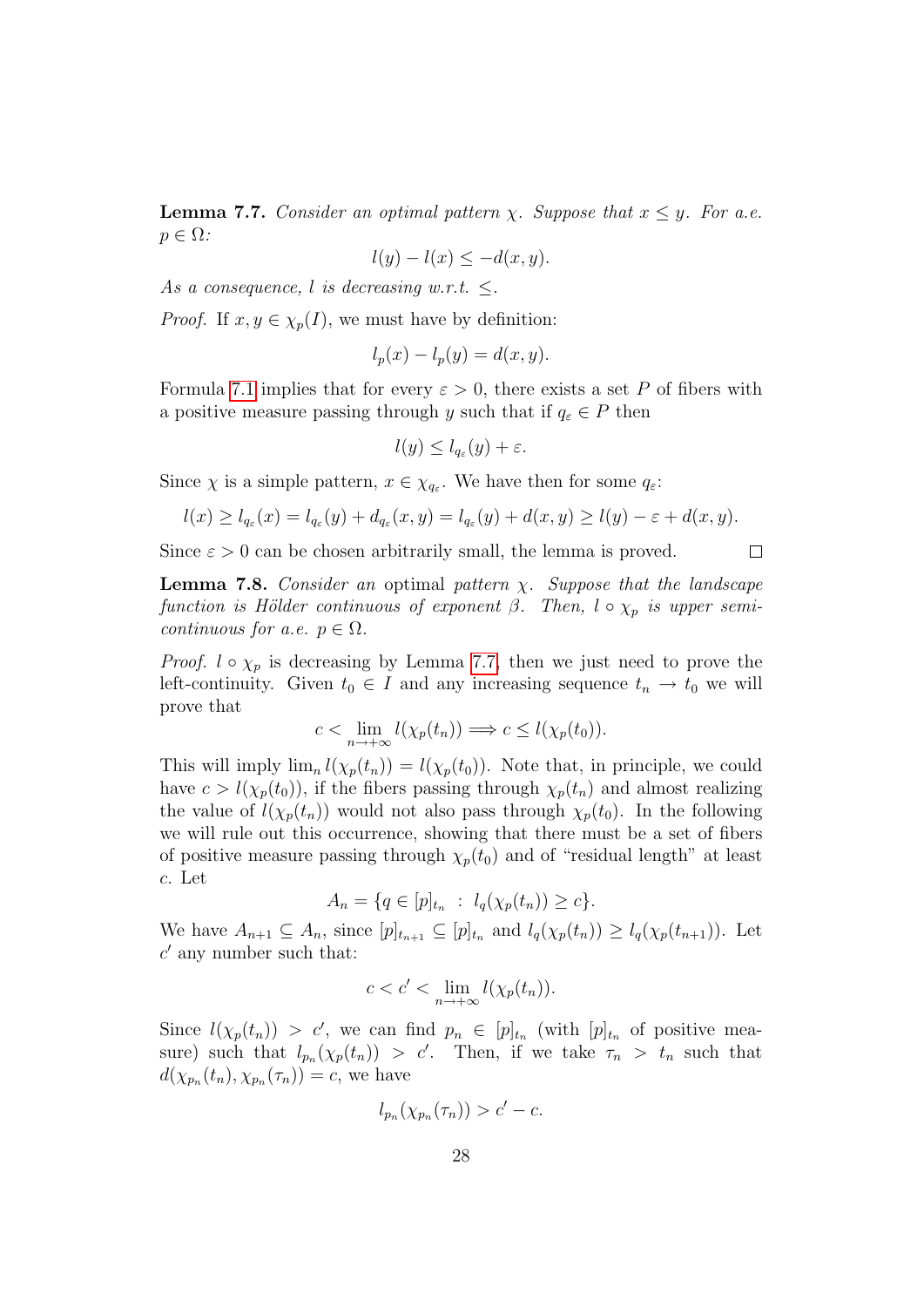**Lemma 7.7.** *Consider an optimal pattern $\chi$. Suppose that $x \leq y$. For a.e. $p \in \Omega$:*

$$l(y) - l(x) \leq -d(x, y).$$

*As a consequence, $l$ is decreasing w.r.t. $\leq$.*

*Proof.* If $x, y \in \chi_p(I)$, we must have by definition:

$$l_p(x) - l_p(y) = d(x, y).$$

Formula 7.1 implies that for every $\varepsilon > 0$, there exists a set $P$ of fibers with a positive measure passing through $y$ such that if $q_\varepsilon \in P$ then

$$l(y) \leq l_{q_\varepsilon}(y) + \varepsilon.$$

Since $\chi$ is a simple pattern, $x \in \chi_{q_\varepsilon}$. We have then for some $q_\varepsilon$:

$$l(x) \geq l_{q_\varepsilon}(x) = l_{q_\varepsilon}(y) + d_{q_\varepsilon}(x, y) = l_{q_\varepsilon}(y) + d(x, y) \geq l(y) - \varepsilon + d(x, y).$$

Since $\varepsilon > 0$ can be chosen arbitrarily small, the lemma is proved. □

**Lemma 7.8.** *Consider an* optimal *pattern $\chi$. Suppose that the landscape function is Hölder continuous of exponent $\beta$. Then, $l \circ \chi_p$ is upper semicontinuous for a.e. $p \in \Omega$.*

*Proof.* $l \circ \chi_p$ is decreasing by Lemma 7.7, then we just need to prove the left-continuity. Given $t_0 \in I$ and any increasing sequence $t_n \to t_0$ we will prove that

$$c < \lim_{n \to +\infty} l(\chi_p(t_n)) \Longrightarrow c \leq l(\chi_p(t_0)).$$

This will imply $\lim_n l(\chi_p(t_n)) = l(\chi_p(t_0))$. Note that, in principle, we could have $c > l(\chi_p(t_0))$, if the fibers passing through $\chi_p(t_n)$ and almost realizing the value of $l(\chi_p(t_n))$ would not also pass through $\chi_p(t_0)$. In the following we will rule out this occurrence, showing that there must be a set of fibers of positive measure passing through $\chi_p(t_0)$ and of "residual length" at least $c$. Let

$$A_n = \{q \in [p]_{t_n} \ : \ l_q(\chi_p(t_n)) \geq c\}.$$

We have $A_{n+1} \subseteq A_n$, since $[p]_{t_{n+1}} \subseteq [p]_{t_n}$ and $l_q(\chi_p(t_n)) \geq l_q(\chi_p(t_{n+1}))$. Let $c'$ any number such that:

$$c < c' < \lim_{n \to +\infty} l(\chi_p(t_n)).$$

Since $l(\chi_p(t_n)) > c'$, we can find $p_n \in [p]_{t_n}$ (with $[p]_{t_n}$ of positive measure) such that $l_{p_n}(\chi_p(t_n)) > c'$. Then, if we take $\tau_n > t_n$ such that $d(\chi_{p_n}(t_n), \chi_{p_n}(\tau_n)) = c$, we have

$$l_{p_n}(\chi_{p_n}(\tau_n)) > c' - c.$$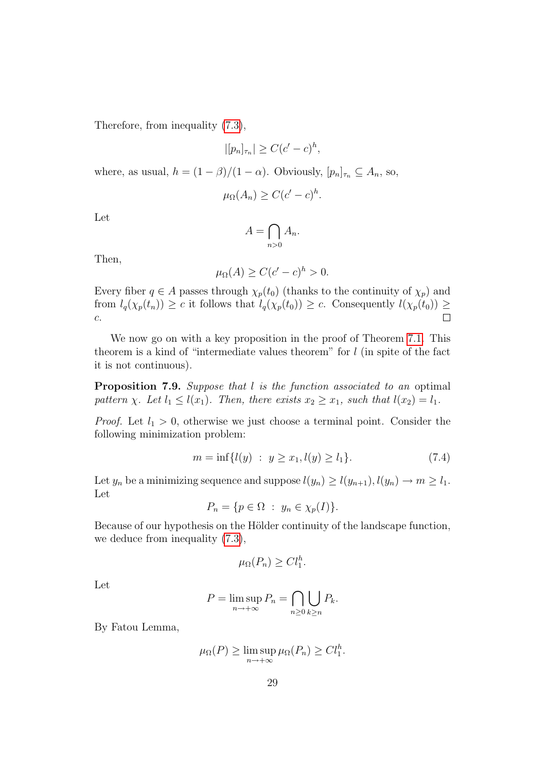Therefore, from inequality (7.3),

$$|[p_n]_{\tau_n}| \geq C(c' - c)^h,$$

where, as usual, $h = (1-\beta)/(1-\alpha)$. Obviously, $[p_n]_{\tau_n} \subseteq A_n$, so,

$$\mu_\Omega(A_n) \geq C(c' - c)^h.$$

Let

$$A = \bigcap_{n>0} A_n.$$

Then,

$$\mu_\Omega(A) \geq C(c' - c)^h > 0.$$

Every fiber $q \in A$ passes through $\chi_p(t_0)$ (thanks to the continuity of $\chi_p$) and from $l_q(\chi_p(t_n)) \geq c$ it follows that $l_q(\chi_p(t_0)) \geq c$. Consequently $l(\chi_p(t_0)) \geq c$. □

We now go on with a key proposition in the proof of Theorem 7.1. This theorem is a kind of "intermediate values theorem" for $l$ (in spite of the fact it is not continuous).

**Proposition 7.9.** *Suppose that $l$ is the function associated to an* optimal *pattern $\chi$. Let $l_1 \leq l(x_1)$. Then, there exists $x_2 \geq x_1$, such that $l(x_2) = l_1$.*

*Proof.* Let $l_1 > 0$, otherwise we just choose a terminal point. Consider the following minimization problem:

$$m = \inf\{l(y) \ : \ y \geq x_1, l(y) \geq l_1\}. \tag{7.4}$$

Let $y_n$ be a minimizing sequence and suppose $l(y_n) \geq l(y_{n+1}), l(y_n) \to m \geq l_1$. Let

$$P_n = \{p \in \Omega \ : \ y_n \in \chi_p(I)\}.$$

Because of our hypothesis on the Hölder continuity of the landscape function, we deduce from inequality (7.3),

$$\mu_\Omega(P_n) \geq Cl_1^h.$$

Let

$$P = \limsup_{n\to+\infty} P_n = \bigcap_{n\geq 0} \bigcup_{k\geq n} P_k.$$

By Fatou Lemma,

$$\mu_\Omega(P) \geq \limsup_{n\to+\infty} \mu_\Omega(P_n) \geq Cl_1^h.$$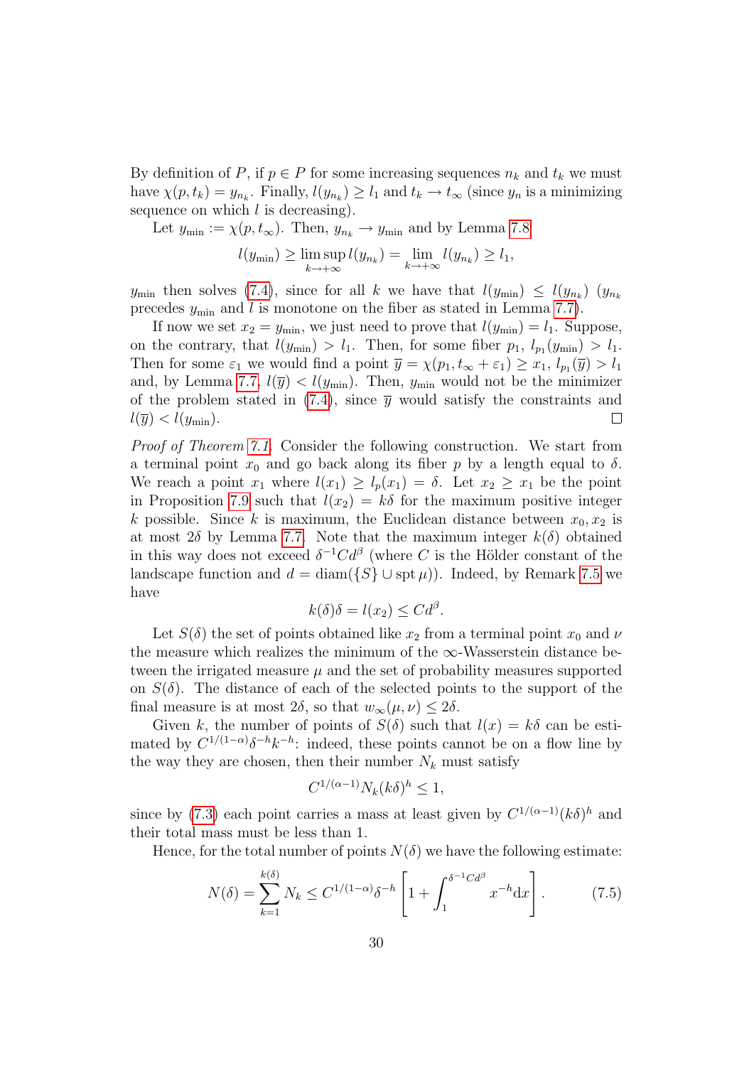By definition of $P$, if $p \in P$ for some increasing sequences $n_k$ and $t_k$ we must have $\chi(p, t_k) = y_{n_k}$. Finally, $l(y_{n_k}) \geq l_1$ and $t_k \to t_\infty$ (since $y_n$ is a minimizing sequence on which $l$ is decreasing).

Let $y_{\min} := \chi(p, t_\infty)$. Then, $y_{n_k} \to y_{\min}$ and by Lemma 7.8

$$l(y_{\min}) \geq \limsup_{k \to +\infty} l(y_{n_k}) = \lim_{k \to +\infty} l(y_{n_k}) \geq l_1,$$

$y_{\min}$ then solves (7.4), since for all $k$ we have that $l(y_{\min}) \leq l(y_{n_k})$ ($y_{n_k}$ precedes $y_{\min}$ and $l$ is monotone on the fiber as stated in Lemma 7.7).

If now we set $x_2 = y_{\min}$, we just need to prove that $l(y_{\min}) = l_1$. Suppose, on the contrary, that $l(y_{\min}) > l_1$. Then, for some fiber $p_1$, $l_{p_1}(y_{\min}) > l_1$. Then for some $\varepsilon_1$ we would find a point $\overline{y} = \chi(p_1, t_\infty + \varepsilon_1) \geq x_1$, $l_{p_1}(\overline{y}) > l_1$ and, by Lemma 7.7, $l(\overline{y}) < l(y_{\min})$. Then, $y_{\min}$ would not be the minimizer of the problem stated in (7.4), since $\overline{y}$ would satisfy the constraints and $l(\overline{y}) < l(y_{\min})$. $\square$

*Proof of Theorem 7.1.* Consider the following construction. We start from a terminal point $x_0$ and go back along its fiber $p$ by a length equal to $\delta$. We reach a point $x_1$ where $l(x_1) \geq l_p(x_1) = \delta$. Let $x_2 \geq x_1$ be the point in Proposition 7.9 such that $l(x_2) = k\delta$ for the maximum positive integer $k$ possible. Since $k$ is maximum, the Euclidean distance between $x_0, x_2$ is at most $2\delta$ by Lemma 7.7. Note that the maximum integer $k(\delta)$ obtained in this way does not exceed $\delta^{-1}Cd^\beta$ (where $C$ is the Hölder constant of the landscape function and $d = \operatorname{diam}(\{S\} \cup \operatorname{spt} \mu)$). Indeed, by Remark 7.5 we have

$$k(\delta)\delta = l(x_2) \leq Cd^\beta.$$

Let $S(\delta)$ the set of points obtained like $x_2$ from a terminal point $x_0$ and $\nu$ the measure which realizes the minimum of the $\infty$-Wasserstein distance between the irrigated measure $\mu$ and the set of probability measures supported on $S(\delta)$. The distance of each of the selected points to the support of the final measure is at most $2\delta$, so that $w_\infty(\mu, \nu) \leq 2\delta$.

Given $k$, the number of points of $S(\delta)$ such that $l(x) = k\delta$ can be estimated by $C^{1/(1-\alpha)}\delta^{-h}k^{-h}$: indeed, these points cannot be on a flow line by the way they are chosen, then their number $N_k$ must satisfy

$$C^{1/(\alpha-1)}N_k(k\delta)^h \leq 1,$$

since by (7.3) each point carries a mass at least given by $C^{1/(\alpha-1)}(k\delta)^h$ and their total mass must be less than 1.

Hence, for the total number of points $N(\delta)$ we have the following estimate:

$$N(\delta) = \sum_{k=1}^{k(\delta)} N_k \leq C^{1/(1-\alpha)}\delta^{-h}\left[1 + \int_1^{\delta^{-1}Cd^\beta} x^{-h}\mathrm{d}x\right]. \tag{7.5}$$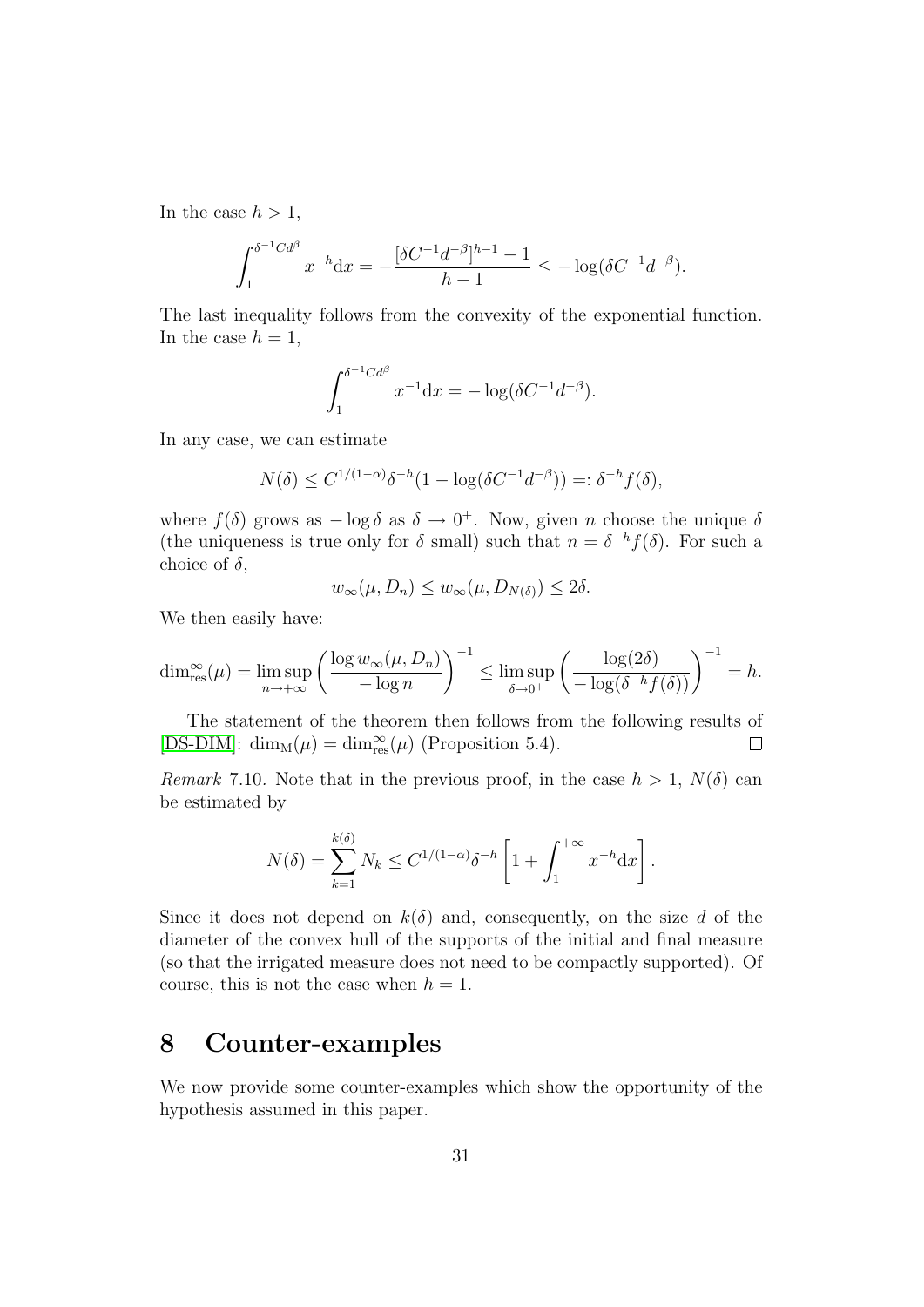In the case $h > 1$,

$$\int_1^{\delta^{-1}Cd^\beta} x^{-h}\mathrm{d}x = -\frac{[\delta C^{-1}d^{-\beta}]^{h-1} - 1}{h-1} \leq -\log(\delta C^{-1}d^{-\beta}).$$

The last inequality follows from the convexity of the exponential function. In the case $h = 1$,

$$\int_1^{\delta^{-1}Cd^\beta} x^{-1}\mathrm{d}x = -\log(\delta C^{-1}d^{-\beta}).$$

In any case, we can estimate

$$N(\delta) \leq C^{1/(1-\alpha)}\delta^{-h}(1 - \log(\delta C^{-1}d^{-\beta})) =: \delta^{-h}f(\delta),$$

where $f(\delta)$ grows as $-\log\delta$ as $\delta \to 0^+$. Now, given $n$ choose the unique $\delta$ (the uniqueness is true only for $\delta$ small) such that $n = \delta^{-h}f(\delta)$. For such a choice of $\delta$,

$$w_\infty(\mu, D_n) \leq w_\infty(\mu, D_{N(\delta)}) \leq 2\delta.$$

We then easily have:

$$\dim_{\mathrm{res}}^\infty(\mu) = \limsup_{n\to+\infty}\left(\frac{\log w_\infty(\mu, D_n)}{-\log n}\right)^{-1} \leq \limsup_{\delta\to 0^+}\left(\frac{\log(2\delta)}{-\log(\delta^{-h}f(\delta))}\right)^{-1} = h.$$

The statement of the theorem then follows from the following results of [DS-DIM]: $\dim_{\mathrm{M}}(\mu) = \dim_{\mathrm{res}}^\infty(\mu)$ (Proposition 5.4). $\square$

*Remark* 7.10. Note that in the previous proof, in the case $h > 1$, $N(\delta)$ can be estimated by

$$N(\delta) = \sum_{k=1}^{k(\delta)} N_k \leq C^{1/(1-\alpha)}\delta^{-h}\left[1 + \int_1^{+\infty} x^{-h}\mathrm{d}x\right].$$

Since it does not depend on $k(\delta)$ and, consequently, on the size $d$ of the diameter of the convex hull of the supports of the initial and final measure (so that the irrigated measure does not need to be compactly supported). Of course, this is not the case when $h = 1$.

# 8 Counter-examples

We now provide some counter-examples which show the opportunity of the hypothesis assumed in this paper.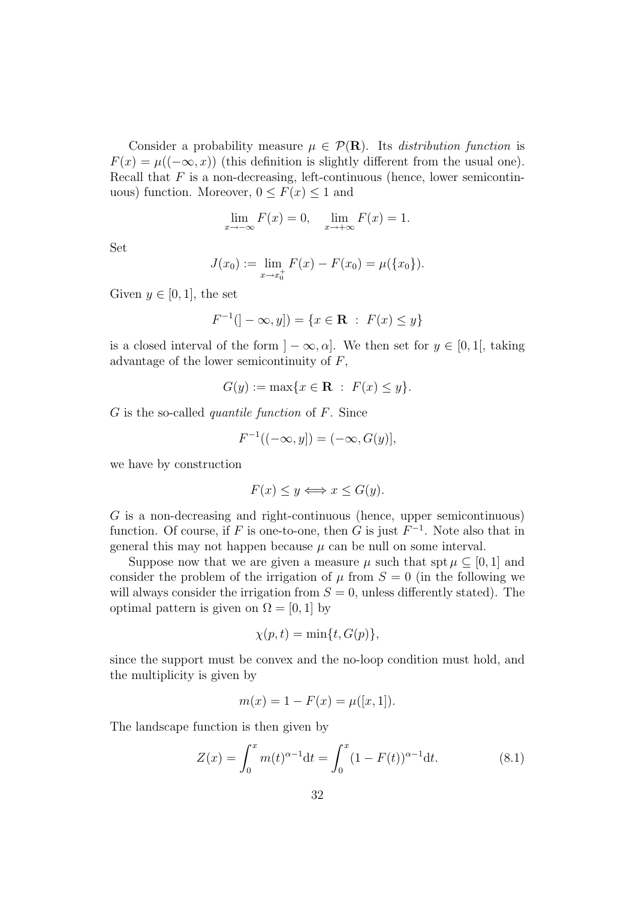Consider a probability measure $\mu \in \mathcal{P}(\mathbf{R})$. Its *distribution function* is $F(x) = \mu((-\infty, x))$ (this definition is slightly different from the usual one). Recall that $F$ is a non-decreasing, left-continuous (hence, lower semicontinuous) function. Moreover, $0 \leq F(x) \leq 1$ and

$$\lim_{x \to -\infty} F(x) = 0, \quad \lim_{x \to +\infty} F(x) = 1.$$

Set

$$J(x_0) := \lim_{x \to x_0^+} F(x) - F(x_0) = \mu(\{x_0\}).$$

Given $y \in [0, 1]$, the set

$$F^{-1}(]-\infty, y]) = \{x \in \mathbf{R} \ : \ F(x) \leq y\}$$

is a closed interval of the form $]-\infty, \alpha]$. We then set for $y \in [0, 1[$, taking advantage of the lower semicontinuity of $F$,

$$G(y) := \max\{x \in \mathbf{R} \ : \ F(x) \leq y\}.$$

$G$ is the so-called *quantile function* of $F$. Since

$$F^{-1}((-\infty, y]) = (-\infty, G(y)],$$

we have by construction

$$F(x) \leq y \iff x \leq G(y).$$

$G$ is a non-decreasing and right-continuous (hence, upper semicontinuous) function. Of course, if $F$ is one-to-one, then $G$ is just $F^{-1}$. Note also that in general this may not happen because $\mu$ can be null on some interval.

Suppose now that we are given a measure $\mu$ such that $\operatorname{spt} \mu \subseteq [0, 1]$ and consider the problem of the irrigation of $\mu$ from $S = 0$ (in the following we will always consider the irrigation from $S = 0$, unless differently stated). The optimal pattern is given on $\Omega = [0, 1]$ by

$$\chi(p, t) = \min\{t, G(p)\},$$

since the support must be convex and the no-loop condition must hold, and the multiplicity is given by

$$m(x) = 1 - F(x) = \mu([x, 1]).$$

The landscape function is then given by

$$Z(x) = \int_0^x m(t)^{\alpha - 1} \mathrm{d}t = \int_0^x (1 - F(t))^{\alpha - 1} \mathrm{d}t. \tag{8.1}$$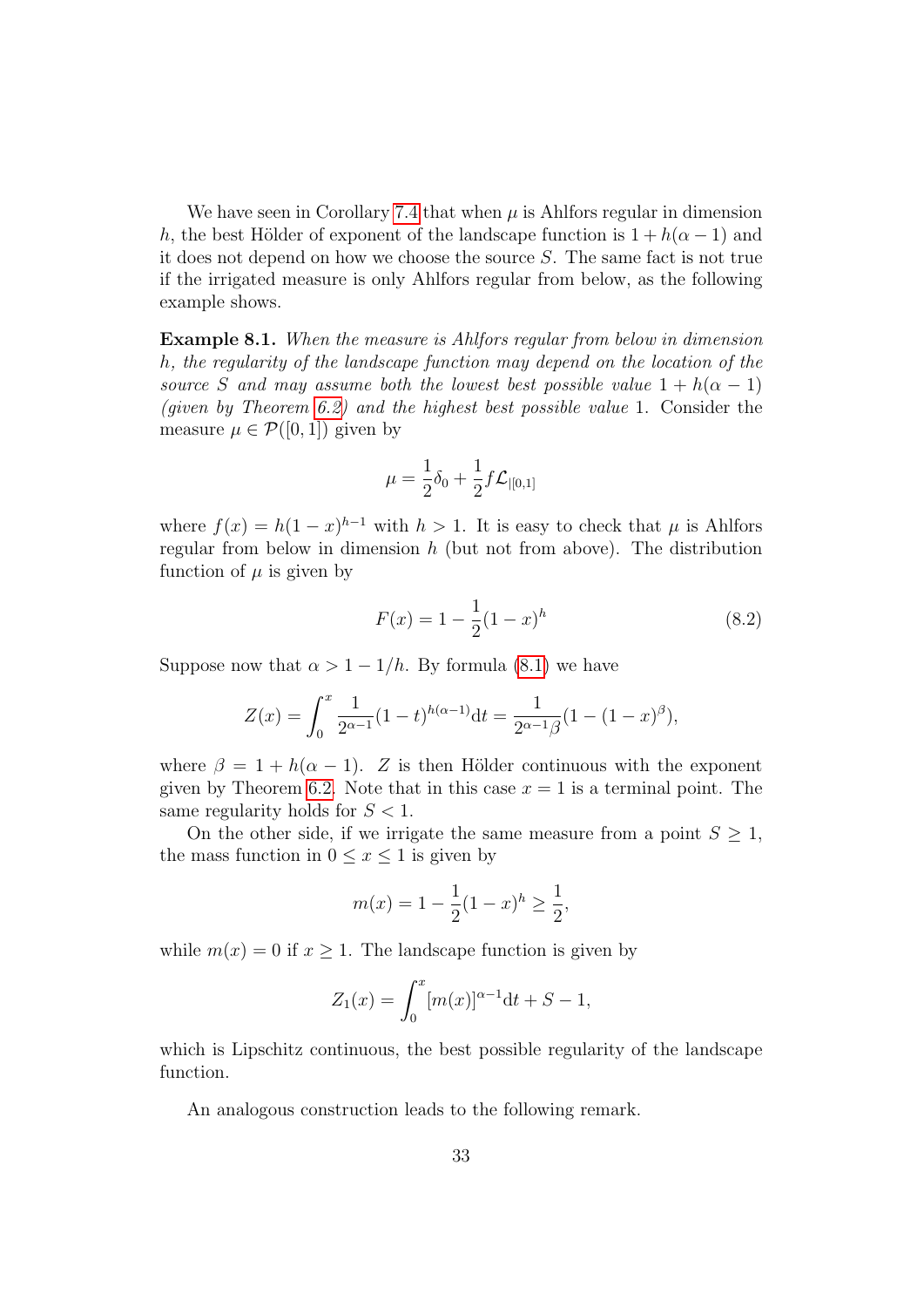We have seen in Corollary 7.4 that when $\mu$ is Ahlfors regular in dimension $h$, the best Hölder of exponent of the landscape function is $1 + h(\alpha - 1)$ and it does not depend on how we choose the source $S$. The same fact is not true if the irrigated measure is only Ahlfors regular from below, as the following example shows.

**Example 8.1.** *When the measure is Ahlfors regular from below in dimension $h$, the regularity of the landscape function may depend on the location of the source $S$ and may assume both the lowest best possible value $1 + h(\alpha - 1)$ (given by Theorem 6.2) and the highest best possible value 1.* Consider the measure $\mu \in \mathcal{P}([0, 1])$ given by

$$\mu = \frac{1}{2}\delta_0 + \frac{1}{2} f \mathcal{L}_{|[0,1]}$$

where $f(x) = h(1 - x)^{h-1}$ with $h > 1$. It is easy to check that $\mu$ is Ahlfors regular from below in dimension $h$ (but not from above). The distribution function of $\mu$ is given by

$$F(x) = 1 - \frac{1}{2}(1 - x)^h \tag{8.2}$$

Suppose now that $\alpha > 1 - 1/h$. By formula (8.1) we have

$$Z(x) = \int_0^x \frac{1}{2^{\alpha-1}}(1 - t)^{h(\alpha-1)} \mathrm{d}t = \frac{1}{2^{\alpha-1}\beta}(1 - (1 - x)^{\beta}),$$

where $\beta = 1 + h(\alpha - 1)$. $Z$ is then Hölder continuous with the exponent given by Theorem 6.2. Note that in this case $x = 1$ is a terminal point. The same regularity holds for $S < 1$.

On the other side, if we irrigate the same measure from a point $S \geq 1$, the mass function in $0 \leq x \leq 1$ is given by

$$m(x) = 1 - \frac{1}{2}(1 - x)^h \geq \frac{1}{2},$$

while $m(x) = 0$ if $x \geq 1$. The landscape function is given by

$$Z_1(x) = \int_0^x [m(x)]^{\alpha-1} \mathrm{d}t + S - 1,$$

which is Lipschitz continuous, the best possible regularity of the landscape function.

An analogous construction leads to the following remark.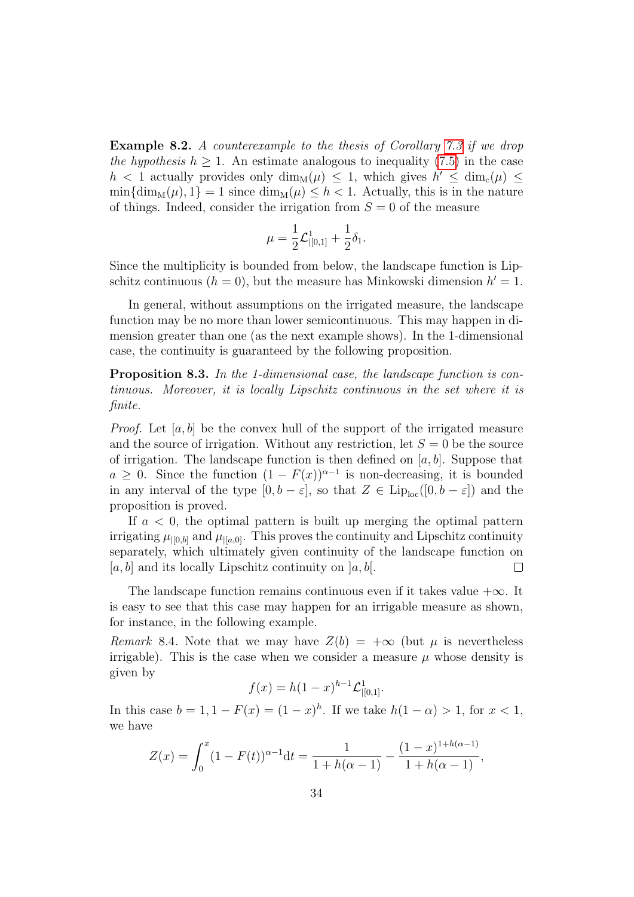**Example 8.2.** *A counterexample to the thesis of Corollary 7.3 if we drop the hypothesis $h \geq 1$.* An estimate analogous to inequality (7.5) in the case $h < 1$ actually provides only $\dim_{\mathrm{M}}(\mu) \leq 1$, which gives $h' \leq \dim_{\mathrm{c}}(\mu) \leq \min\{\dim_{\mathrm{M}}(\mu), 1\} = 1$ since $\dim_{\mathrm{M}}(\mu) \leq h < 1$. Actually, this is in the nature of things. Indeed, consider the irrigation from $S = 0$ of the measure

$$\mu = \frac{1}{2}\mathcal{L}^1_{|[0,1]} + \frac{1}{2}\delta_1.$$

Since the multiplicity is bounded from below, the landscape function is Lipschitz continuous ($h = 0$), but the measure has Minkowski dimension $h' = 1$.

In general, without assumptions on the irrigated measure, the landscape function may be no more than lower semicontinuous. This may happen in dimension greater than one (as the next example shows). In the 1-dimensional case, the continuity is guaranteed by the following proposition.

**Proposition 8.3.** *In the 1-dimensional case, the landscape function is continuous. Moreover, it is locally Lipschitz continuous in the set where it is finite.*

*Proof.* Let $[a, b]$ be the convex hull of the support of the irrigated measure and the source of irrigation. Without any restriction, let $S = 0$ be the source of irrigation. The landscape function is then defined on $[a, b]$. Suppose that $a \geq 0$. Since the function $(1 - F(x))^{\alpha-1}$ is non-decreasing, it is bounded in any interval of the type $[0, b - \varepsilon]$, so that $Z \in \mathrm{Lip}_{\mathrm{loc}}([0, b - \varepsilon])$ and the proposition is proved.

If $a < 0$, the optimal pattern is built up merging the optimal pattern irrigating $\mu_{|[0,b]}$ and $\mu_{|[a,0]}$. This proves the continuity and Lipschitz continuity separately, which ultimately given continuity of the landscape function on $[a, b]$ and its locally Lipschitz continuity on $]a, b[$. $\square$

The landscape function remains continuous even if it takes value $+\infty$. It is easy to see that this case may happen for an irrigable measure as shown, for instance, in the following example.

*Remark* 8.4. Note that we may have $Z(b) = +\infty$ (but $\mu$ is nevertheless irrigable). This is the case when we consider a measure $\mu$ whose density is given by

$$f(x) = h(1 - x)^{h-1}\mathcal{L}^1_{|[0,1]}.$$

In this case $b = 1, 1 - F(x) = (1 - x)^h$. If we take $h(1 - \alpha) > 1$, for $x < 1$, we have

$$Z(x) = \int_0^x (1 - F(t))^{\alpha-1}\mathrm{d}t = \frac{1}{1 + h(\alpha - 1)} - \frac{(1 - x)^{1+h(\alpha-1)}}{1 + h(\alpha - 1)},$$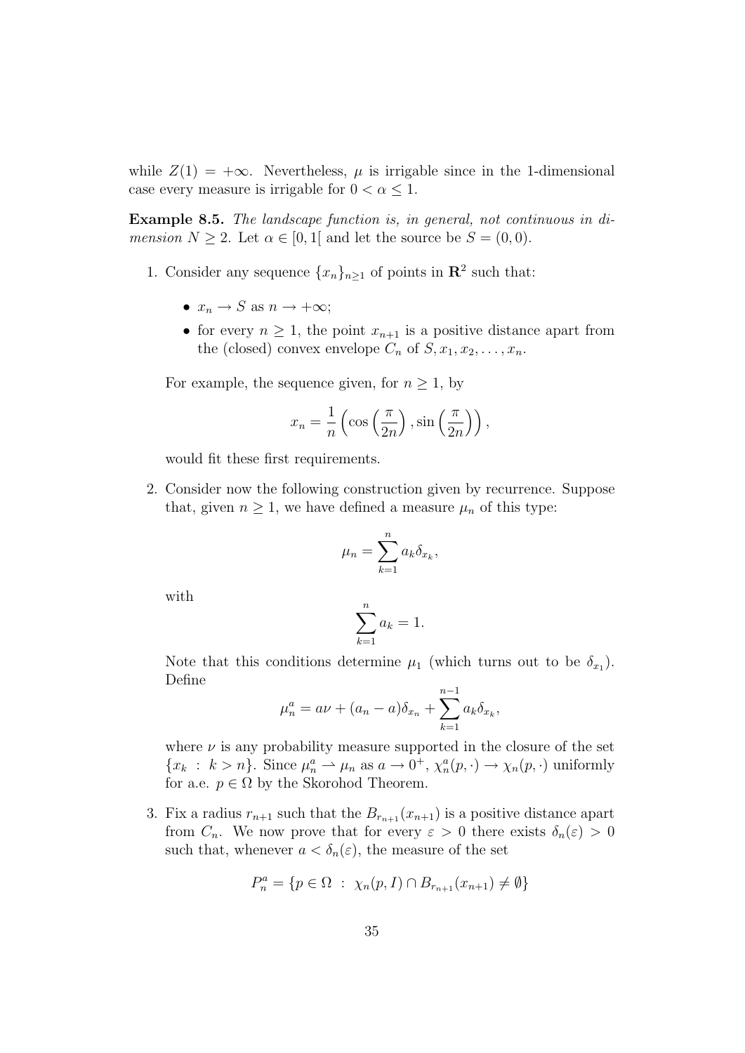while $Z(1) = +\infty$. Nevertheless, $\mu$ is irrigable since in the 1-dimensional case every measure is irrigable for $0 < \alpha \leq 1$.

**Example 8.5.** *The landscape function is, in general, not continuous in dimension $N \geq 2$.* Let $\alpha \in [0, 1[$ and let the source be $S = (0, 0)$.

1. Consider any sequence $\{x_n\}_{n \geq 1}$ of points in $\mathbf{R}^2$ such that:

   - $x_n \to S$ as $n \to +\infty$;
   - for every $n \geq 1$, the point $x_{n+1}$ is a positive distance apart from the (closed) convex envelope $C_n$ of $S, x_1, x_2, \ldots, x_n$.

   For example, the sequence given, for $n \geq 1$, by

   $$x_n = \frac{1}{n}\left(\cos\left(\frac{\pi}{2n}\right), \sin\left(\frac{\pi}{2n}\right)\right),$$

   would fit these first requirements.

2. Consider now the following construction given by recurrence. Suppose that, given $n \geq 1$, we have defined a measure $\mu_n$ of this type:

   $$\mu_n = \sum_{k=1}^{n} a_k \delta_{x_k},$$

   with

   $$\sum_{k=1}^{n} a_k = 1.$$

   Note that this conditions determine $\mu_1$ (which turns out to be $\delta_{x_1}$). Define

   $$\mu_n^a = a\nu + (a_n - a)\delta_{x_n} + \sum_{k=1}^{n-1} a_k \delta_{x_k},$$

   where $\nu$ is any probability measure supported in the closure of the set $\{x_k \ : \ k > n\}$. Since $\mu_n^a \rightharpoonup \mu_n$ as $a \to 0^+$, $\chi_n^a(p, \cdot) \to \chi_n(p, \cdot)$ uniformly for a.e. $p \in \Omega$ by the Skorohod Theorem.

3. Fix a radius $r_{n+1}$ such that the $B_{r_{n+1}}(x_{n+1})$ is a positive distance apart from $C_n$. We now prove that for every $\varepsilon > 0$ there exists $\delta_n(\varepsilon) > 0$ such that, whenever $a < \delta_n(\varepsilon)$, the measure of the set

   $$P_n^a = \{p \in \Omega \ : \ \chi_n(p, I) \cap B_{r_{n+1}}(x_{n+1}) \neq \emptyset\}$$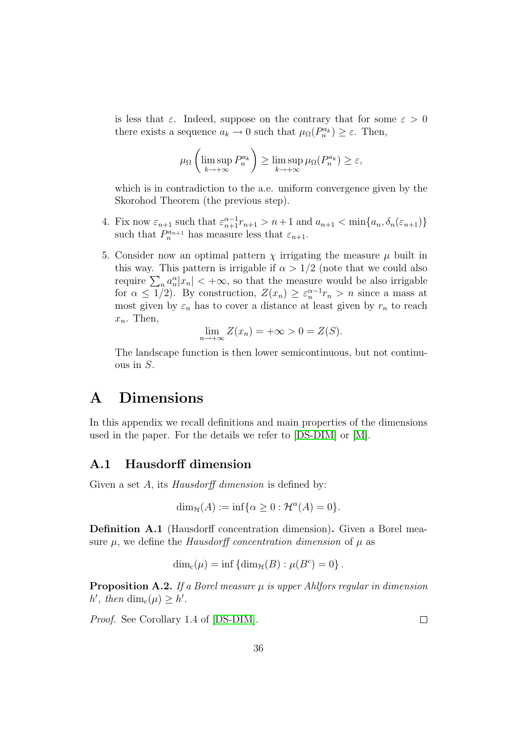is less that $\varepsilon$. Indeed, suppose on the contrary that for some $\varepsilon > 0$ there exists a sequence $a_k \to 0$ such that $\mu_\Omega(P_n^{a_k}) \geq \varepsilon$. Then,

$$\mu_\Omega\left(\limsup_{k\to+\infty} P_n^{a_k}\right) \geq \limsup_{k\to+\infty} \mu_\Omega(P_n^{a_k}) \geq \varepsilon,$$

which is in contradiction to the a.e. uniform convergence given by the Skorohod Theorem (the previous step).

4. Fix now $\varepsilon_{n+1}$ such that $\varepsilon_{n+1}^{\alpha-1} r_{n+1} > n+1$ and $a_{n+1} < \min\{a_n, \delta_n(\varepsilon_{n+1})\}$ such that $P_n^{a_{n+1}}$ has measure less that $\varepsilon_{n+1}$.

5. Consider now an optimal pattern $\chi$ irrigating the measure $\mu$ built in this way. This pattern is irrigable if $\alpha > 1/2$ (note that we could also require $\sum_n a_n^\alpha |x_n| < +\infty$, so that the measure would be also irrigable for $\alpha \leq 1/2$). By construction, $Z(x_n) \geq \varepsilon_n^{\alpha-1} r_n > n$ since a mass at most given by $\varepsilon_n$ has to cover a distance at least given by $r_n$ to reach $x_n$. Then,

$$\lim_{n\to+\infty} Z(x_n) = +\infty > 0 = Z(S).$$

The landscape function is then lower semicontinuous, but not continuous in $S$.

# A Dimensions

In this appendix we recall definitions and main properties of the dimensions used in the paper. For the details we refer to [DS-DIM] or [M].

## A.1 Hausdorff dimension

Given a set $A$, its *Hausdorff dimension* is defined by:

$$\dim_{\mathcal{H}}(A) := \inf\{\alpha \geq 0 : \mathcal{H}^\alpha(A) = 0\}.$$

**Definition A.1** (Hausdorff concentration dimension)**.** Given a Borel measure $\mu$, we define the *Hausdorff concentration dimension* of $\mu$ as

$$\dim_c(\mu) = \inf\{\dim_{\mathcal{H}}(B) : \mu(B^c) = 0\}.$$

**Proposition A.2.** *If a Borel measure $\mu$ is upper Ahlfors regular in dimension $h'$, then $\dim_c(\mu) \geq h'$.*

*Proof.* See Corollary 1.4 of [DS-DIM]. ∎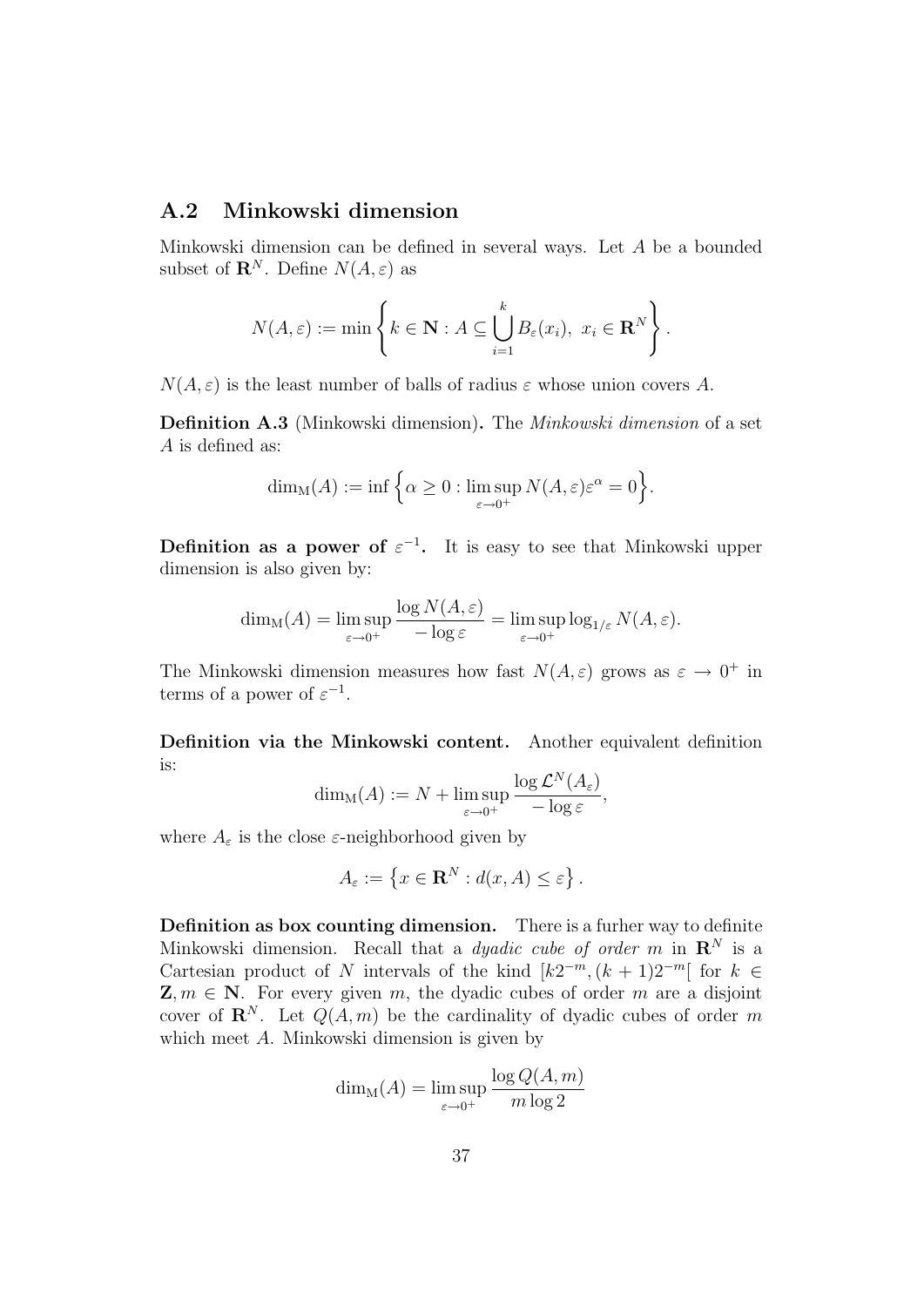## A.2 Minkowski dimension

Minkowski dimension can be defined in several ways. Let $A$ be a bounded subset of $\mathbf{R}^N$. Define $N(A, \varepsilon)$ as

$$N(A, \varepsilon) := \min \left\{ k \in \mathbf{N} : A \subseteq \bigcup_{i=1}^{k} B_\varepsilon(x_i),\ x_i \in \mathbf{R}^N \right\}.$$

$N(A, \varepsilon)$ is the least number of balls of radius $\varepsilon$ whose union covers $A$.

**Definition A.3** (Minkowski dimension)**.** The *Minkowski dimension* of a set $A$ is defined as:

$$\dim_{\mathrm{M}}(A) := \inf \Big\{ \alpha \geq 0 : \limsup_{\varepsilon \to 0^+} N(A, \varepsilon) \varepsilon^\alpha = 0 \Big\}.$$

**Definition as a power of $\varepsilon^{-1}$.** It is easy to see that Minkowski upper dimension is also given by:

$$\dim_{\mathrm{M}}(A) = \limsup_{\varepsilon \to 0^+} \frac{\log N(A, \varepsilon)}{-\log \varepsilon} = \limsup_{\varepsilon \to 0^+} \log_{1/\varepsilon} N(A, \varepsilon).$$

The Minkowski dimension measures how fast $N(A, \varepsilon)$ grows as $\varepsilon \to 0^+$ in terms of a power of $\varepsilon^{-1}$.

**Definition via the Minkowski content.** Another equivalent definition is:

$$\dim_{\mathrm{M}}(A) := N + \limsup_{\varepsilon \to 0^+} \frac{\log \mathcal{L}^N(A_\varepsilon)}{-\log \varepsilon},$$

where $A_\varepsilon$ is the close $\varepsilon$-neighborhood given by

$$A_\varepsilon := \left\{ x \in \mathbf{R}^N : d(x, A) \leq \varepsilon \right\}.$$

**Definition as box counting dimension.** There is a furher way to definite Minkowski dimension. Recall that a *dyadic cube of order $m$* in $\mathbf{R}^N$ is a Cartesian product of $N$ intervals of the kind $[k2^{-m}, (k+1)2^{-m}[$ for $k \in \mathbf{Z}, m \in \mathbf{N}$. For every given $m$, the dyadic cubes of order $m$ are a disjoint cover of $\mathbf{R}^N$. Let $Q(A, m)$ be the cardinality of dyadic cubes of order $m$ which meet $A$. Minkowski dimension is given by

$$\dim_{\mathrm{M}}(A) = \limsup_{\varepsilon \to 0^+} \frac{\log Q(A, m)}{m \log 2}$$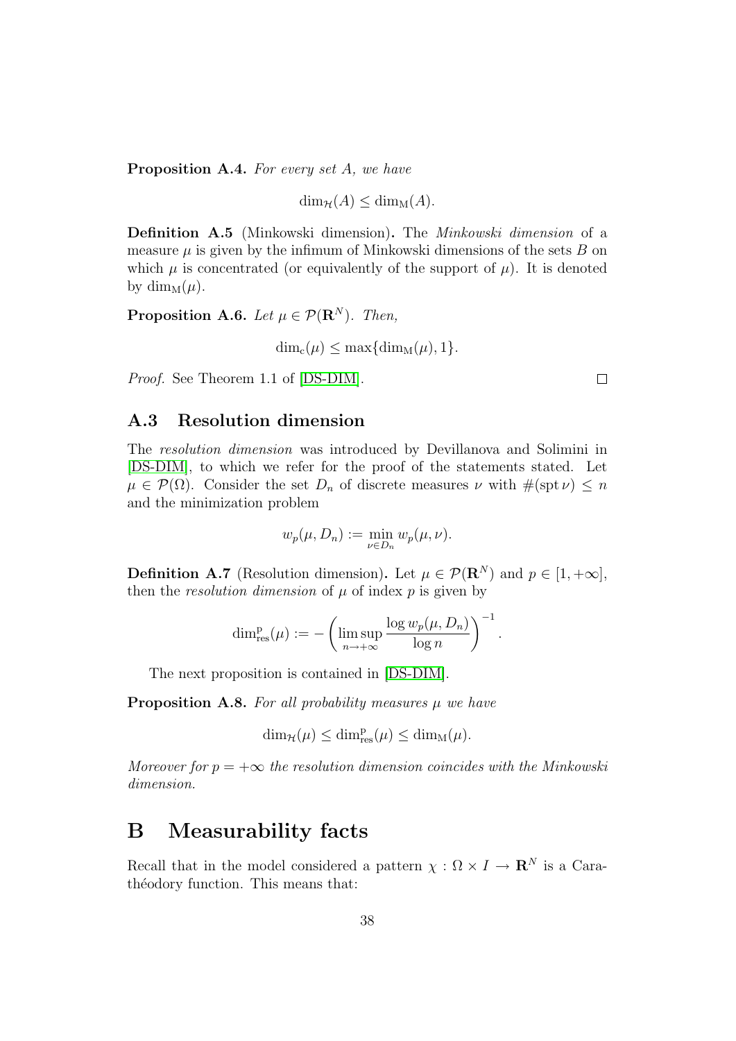**Proposition A.4.** *For every set $A$, we have*

$$\dim_{\mathcal{H}}(A) \leq \dim_{\mathrm{M}}(A).$$

**Definition A.5** (Minkowski dimension)**.** The *Minkowski dimension* of a measure $\mu$ is given by the infimum of Minkowski dimensions of the sets $B$ on which $\mu$ is concentrated (or equivalently of the support of $\mu$). It is denoted by $\dim_{\mathrm{M}}(\mu)$.

**Proposition A.6.** *Let $\mu \in \mathcal{P}(\mathbf{R}^N)$. Then,*

$$\dim_{\mathrm{c}}(\mu) \leq \max\{\dim_{\mathrm{M}}(\mu), 1\}.$$

*Proof.* See Theorem 1.1 of [DS-DIM]. □

## A.3 Resolution dimension

The *resolution dimension* was introduced by Devillanova and Solimini in [DS-DIM], to which we refer for the proof of the statements stated. Let $\mu \in \mathcal{P}(\Omega)$. Consider the set $D_n$ of discrete measures $\nu$ with $\#(\operatorname{spt} \nu) \leq n$ and the minimization problem

$$w_p(\mu, D_n) := \min_{\nu \in D_n} w_p(\mu, \nu).$$

**Definition A.7** (Resolution dimension)**.** Let $\mu \in \mathcal{P}(\mathbf{R}^N)$ and $p \in [1, +\infty]$, then the *resolution dimension* of $\mu$ of index $p$ is given by

$$\dim_{\mathrm{res}}^{\mathrm{p}}(\mu) := -\left(\limsup_{n \to +\infty} \frac{\log w_p(\mu, D_n)}{\log n}\right)^{-1}.$$

The next proposition is contained in [DS-DIM].

**Proposition A.8.** *For all probability measures $\mu$ we have*

$$\dim_{\mathcal{H}}(\mu) \leq \dim_{\mathrm{res}}^{\mathrm{p}}(\mu) \leq \dim_{\mathrm{M}}(\mu).$$

*Moreover for $p = +\infty$ the resolution dimension coincides with the Minkowski dimension.*

# B Measurability facts

Recall that in the model considered a pattern $\chi : \Omega \times I \to \mathbf{R}^N$ is a Carathéodory function. This means that: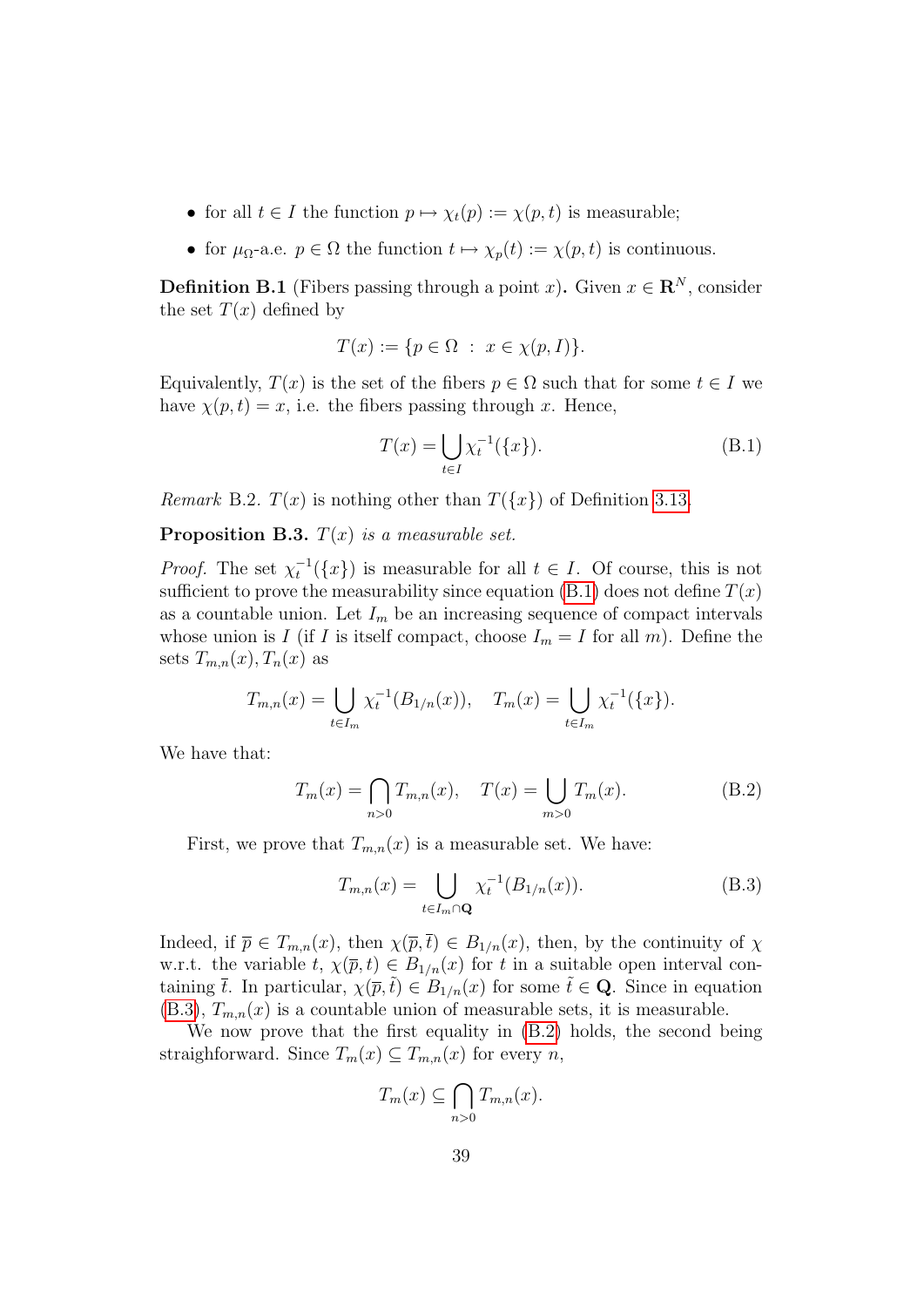- for all $t \in I$ the function $p \mapsto \chi_t(p) := \chi(p,t)$ is measurable;
- for $\mu_\Omega$-a.e. $p \in \Omega$ the function $t \mapsto \chi_p(t) := \chi(p,t)$ is continuous.

**Definition B.1** (Fibers passing through a point $x$)**.** Given $x \in \mathbf{R}^N$, consider the set $T(x)$ defined by

$$T(x) := \{p \in \Omega \ : \ x \in \chi(p, I)\}.$$

Equivalently, $T(x)$ is the set of the fibers $p \in \Omega$ such that for some $t \in I$ we have $\chi(p,t) = x$, i.e. the fibers passing through $x$. Hence,

$$T(x) = \bigcup_{t \in I} \chi_t^{-1}(\{x\}). \tag{B.1}$$

*Remark* B.2. $T(x)$ is nothing other than $T(\{x\})$ of Definition 3.13.

**Proposition B.3.** *$T(x)$ is a measurable set.*

*Proof.* The set $\chi_t^{-1}(\{x\})$ is measurable for all $t \in I$. Of course, this is not sufficient to prove the measurability since equation (B.1) does not define $T(x)$ as a countable union. Let $I_m$ be an increasing sequence of compact intervals whose union is $I$ (if $I$ is itself compact, choose $I_m = I$ for all $m$). Define the sets $T_{m,n}(x), T_n(x)$ as

$$T_{m,n}(x) = \bigcup_{t \in I_m} \chi_t^{-1}(B_{1/n}(x)), \quad T_m(x) = \bigcup_{t \in I_m} \chi_t^{-1}(\{x\}).$$

We have that:

$$T_m(x) = \bigcap_{n>0} T_{m,n}(x), \quad T(x) = \bigcup_{m>0} T_m(x). \tag{B.2}$$

First, we prove that $T_{m,n}(x)$ is a measurable set. We have:

$$T_{m,n}(x) = \bigcup_{t \in I_m \cap \mathbf{Q}} \chi_t^{-1}(B_{1/n}(x)). \tag{B.3}$$

Indeed, if $\overline{p} \in T_{m,n}(x)$, then $\chi(\overline{p}, \overline{t}) \in B_{1/n}(x)$, then, by the continuity of $\chi$ w.r.t. the variable $t$, $\chi(\overline{p}, t) \in B_{1/n}(x)$ for $t$ in a suitable open interval containing $\overline{t}$. In particular, $\chi(\overline{p}, \tilde{t}) \in B_{1/n}(x)$ for some $\tilde{t} \in \mathbf{Q}$. Since in equation (B.3), $T_{m,n}(x)$ is a countable union of measurable sets, it is measurable.

We now prove that the first equality in (B.2) holds, the second being straighforward. Since $T_m(x) \subseteq T_{m,n}(x)$ for every $n$,

$$T_m(x) \subseteq \bigcap_{n>0} T_{m,n}(x).$$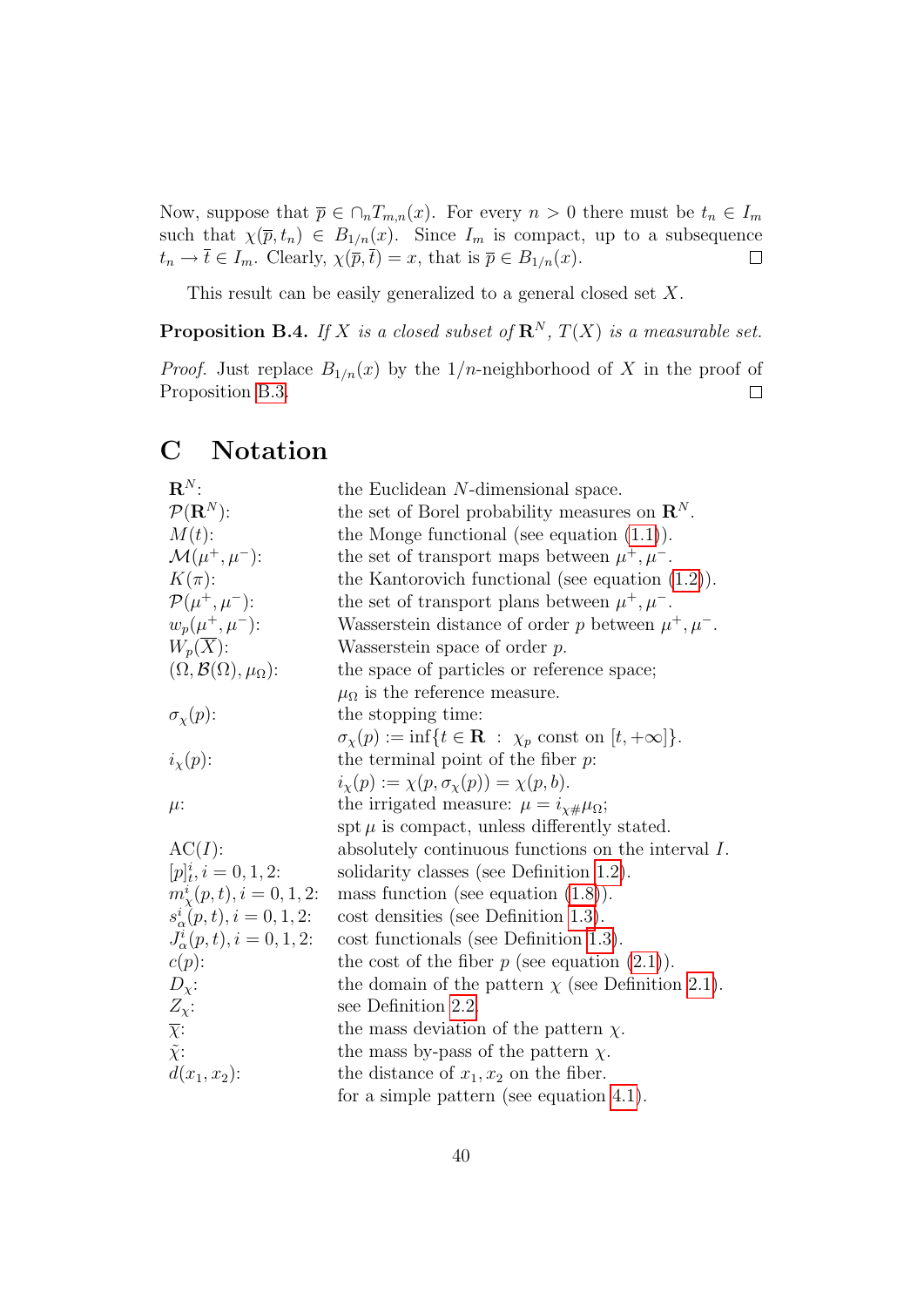Now, suppose that $\overline{p} \in \cap_n T_{m,n}(x)$. For every $n > 0$ there must be $t_n \in I_m$ such that $\chi(\overline{p}, t_n) \in B_{1/n}(x)$. Since $I_m$ is compact, up to a subsequence $t_n \to \overline{t} \in I_m$. Clearly, $\chi(\overline{p}, \overline{t}) = x$, that is $\overline{p} \in B_{1/n}(x)$. □

This result can be easily generalized to a general closed set $X$.

**Proposition B.4.** *If $X$ is a closed subset of $\mathbf{R}^N$, $T(X)$ is a measurable set.*

*Proof.* Just replace $B_{1/n}(x)$ by the $1/n$-neighborhood of $X$ in the proof of Proposition B.3. □

# C Notation

| | |
|---|---|
| $\mathbf{R}^N$: | the Euclidean $N$-dimensional space. |
| $\mathcal{P}(\mathbf{R}^N)$: | the set of Borel probability measures on $\mathbf{R}^N$. |
| $M(t)$: | the Monge functional (see equation (1.1)). |
| $\mathcal{M}(\mu^+, \mu^-)$: | the set of transport maps between $\mu^+, \mu^-$. |
| $K(\pi)$: | the Kantorovich functional (see equation (1.2)). |
| $\mathcal{P}(\mu^+, \mu^-)$: | the set of transport plans between $\mu^+, \mu^-$. |
| $w_p(\mu^+, \mu^-)$: | Wasserstein distance of order $p$ between $\mu^+, \mu^-$. |
| $W_p(\overline{X})$: | Wasserstein space of order $p$. |
| $(\Omega, \mathcal{B}(\Omega), \mu_\Omega)$: | the space of particles or reference space; $\mu_\Omega$ is the reference measure. |
| $\sigma_\chi(p)$: | the stopping time: $\sigma_\chi(p) := \inf\{t \in \mathbf{R} \ : \ \chi_p \text{ const on } [t, +\infty]\}$. |
| $i_\chi(p)$: | the terminal point of the fiber $p$: $i_\chi(p) := \chi(p, \sigma_\chi(p)) = \chi(p, b)$. |
| $\mu$: | the irrigated measure: $\mu = i_{\chi\#}\mu_\Omega$; $\operatorname{spt} \mu$ is compact, unless differently stated. |
| $\mathrm{AC}(I)$: | absolutely continuous functions on the interval $I$. |
| $[p]_t^i, i = 0, 1, 2$: | solidarity classes (see Definition 1.2). |
| $m_\chi^i(p, t), i = 0, 1, 2$: | mass function (see equation (1.8)). |
| $s_\alpha^i(p, t), i = 0, 1, 2$: | cost densities (see Definition 1.3). |
| $J_\alpha^i(p, t), i = 0, 1, 2$: | cost functionals (see Definition 1.3). |
| $c(p)$: | the cost of the fiber $p$ (see equation (2.1)). |
| $D_\chi$: | the domain of the pattern $\chi$ (see Definition 2.1). |
| $Z_\chi$: | see Definition 2.2. |
| $\overline{\chi}$: | the mass deviation of the pattern $\chi$. |
| $\tilde{\chi}$: | the mass by-pass of the pattern $\chi$. |
| $d(x_1, x_2)$: | the distance of $x_1, x_2$ on the fiber. for a simple pattern (see equation 4.1). |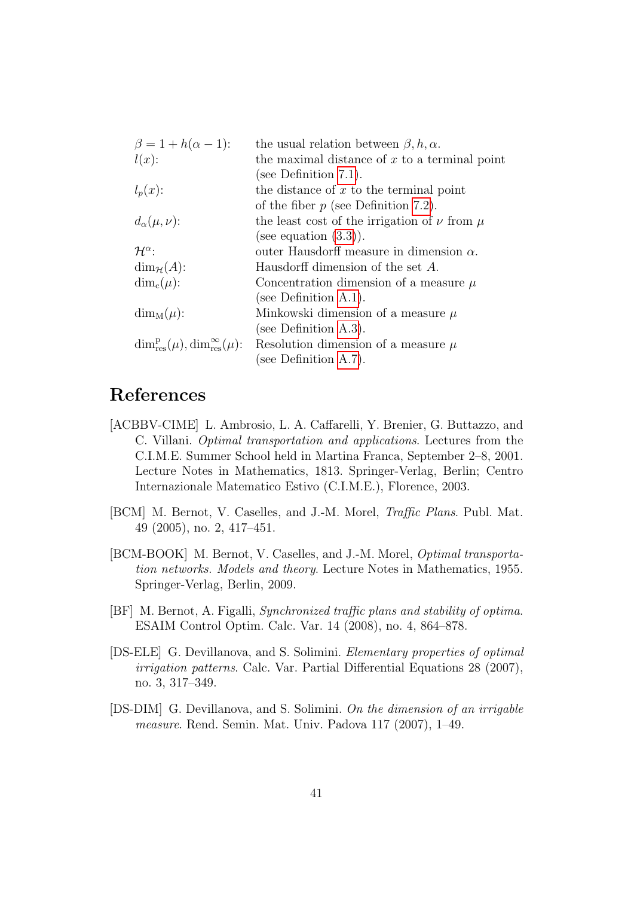| | |
|---|---|
| $\beta = 1 + h(\alpha - 1)$: | the usual relation between $\beta, h, \alpha$. |
| $l(x)$: | the maximal distance of $x$ to a terminal point (see Definition 7.1). |
| $l_p(x)$: | the distance of $x$ to the terminal point of the fiber $p$ (see Definition 7.2). |
| $d_\alpha(\mu, \nu)$: | the least cost of the irrigation of $\nu$ from $\mu$ (see equation (3.3)). |
| $\mathcal{H}^\alpha$: | outer Hausdorff measure in dimension $\alpha$. |
| $\dim_{\mathcal{H}}(A)$: | Hausdorff dimension of the set $A$. |
| $\dim_{\mathrm{c}}(\mu)$: | Concentration dimension of a measure $\mu$ (see Definition A.1). |
| $\dim_{\mathrm{M}}(\mu)$: | Minkowski dimension of a measure $\mu$ (see Definition A.3). |
| $\dim_{\mathrm{res}}^{\mathrm{p}}(\mu), \dim_{\mathrm{res}}^{\infty}(\mu)$: | Resolution dimension of a measure $\mu$ (see Definition A.7). |

# References

[ACBBV-CIME] L. Ambrosio, L. A. Caffarelli, Y. Brenier, G. Buttazzo, and C. Villani. *Optimal transportation and applications*. Lectures from the C.I.M.E. Summer School held in Martina Franca, September 2–8, 2001. Lecture Notes in Mathematics, 1813. Springer-Verlag, Berlin; Centro Internazionale Matematico Estivo (C.I.M.E.), Florence, 2003.

[BCM] M. Bernot, V. Caselles, and J.-M. Morel, *Traffic Plans*. Publ. Mat. 49 (2005), no. 2, 417–451.

[BCM-BOOK] M. Bernot, V. Caselles, and J.-M. Morel, *Optimal transportation networks. Models and theory*. Lecture Notes in Mathematics, 1955. Springer-Verlag, Berlin, 2009.

[BF] M. Bernot, A. Figalli, *Synchronized traffic plans and stability of optima*. ESAIM Control Optim. Calc. Var. 14 (2008), no. 4, 864–878.

[DS-ELE] G. Devillanova, and S. Solimini. *Elementary properties of optimal irrigation patterns*. Calc. Var. Partial Differential Equations 28 (2007), no. 3, 317–349.

[DS-DIM] G. Devillanova, and S. Solimini. *On the dimension of an irrigable measure*. Rend. Semin. Mat. Univ. Padova 117 (2007), 1–49.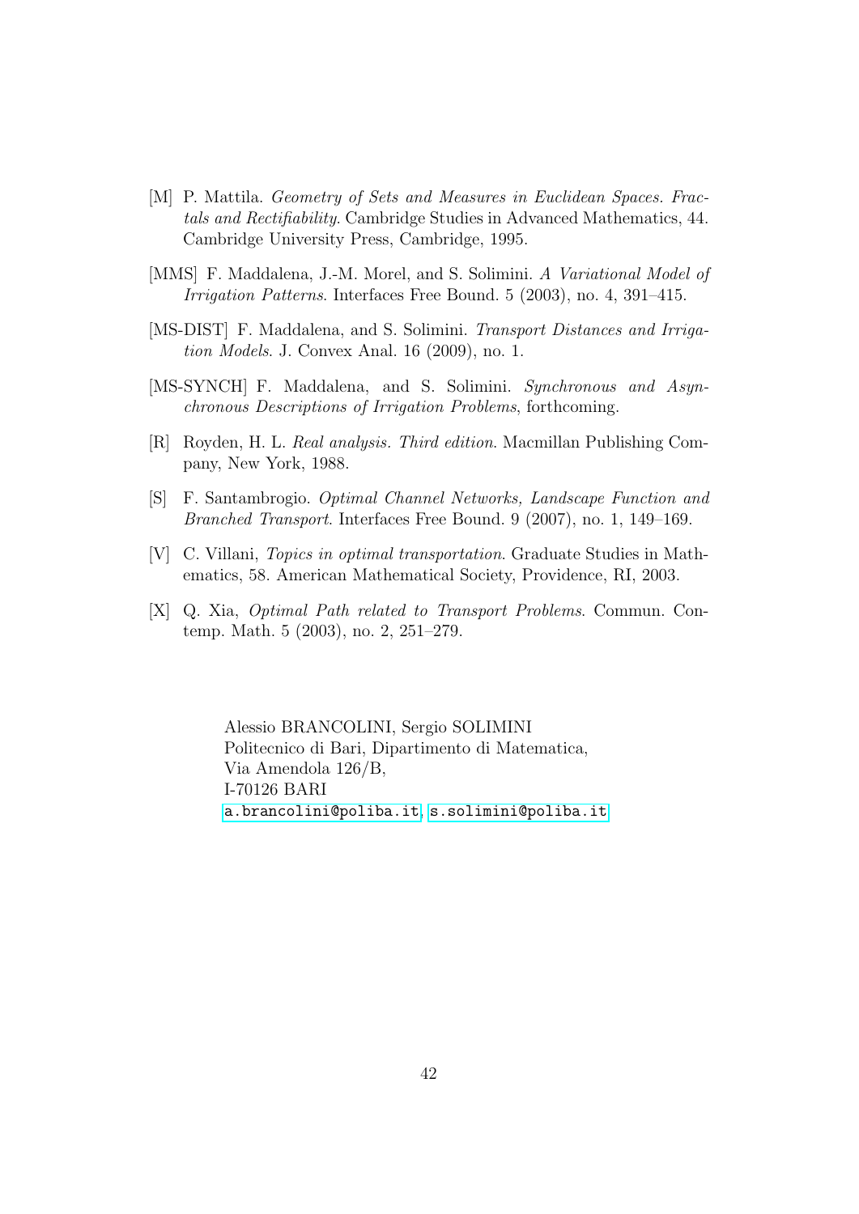[M] P. Mattila. *Geometry of Sets and Measures in Euclidean Spaces. Fractals and Rectifiability*. Cambridge Studies in Advanced Mathematics, 44. Cambridge University Press, Cambridge, 1995.

[MMS] F. Maddalena, J.-M. Morel, and S. Solimini. *A Variational Model of Irrigation Patterns*. Interfaces Free Bound. 5 (2003), no. 4, 391–415.

[MS-DIST] F. Maddalena, and S. Solimini. *Transport Distances and Irrigation Models*. J. Convex Anal. 16 (2009), no. 1.

[MS-SYNCH] F. Maddalena, and S. Solimini. *Synchronous and Asynchronous Descriptions of Irrigation Problems*, forthcoming.

[R] Royden, H. L. *Real analysis. Third edition*. Macmillan Publishing Company, New York, 1988.

[S] F. Santambrogio. *Optimal Channel Networks, Landscape Function and Branched Transport*. Interfaces Free Bound. 9 (2007), no. 1, 149–169.

[V] C. Villani, *Topics in optimal transportation*. Graduate Studies in Mathematics, 58. American Mathematical Society, Providence, RI, 2003.

[X] Q. Xia, *Optimal Path related to Transport Problems*. Commun. Contemp. Math. 5 (2003), no. 2, 251–279.

Alessio BRANCOLINI, Sergio SOLIMINI
Politecnico di Bari, Dipartimento di Matematica,
Via Amendola 126/B,
I-70126 BARI
a.brancolini@poliba.it, s.solimini@poliba.it